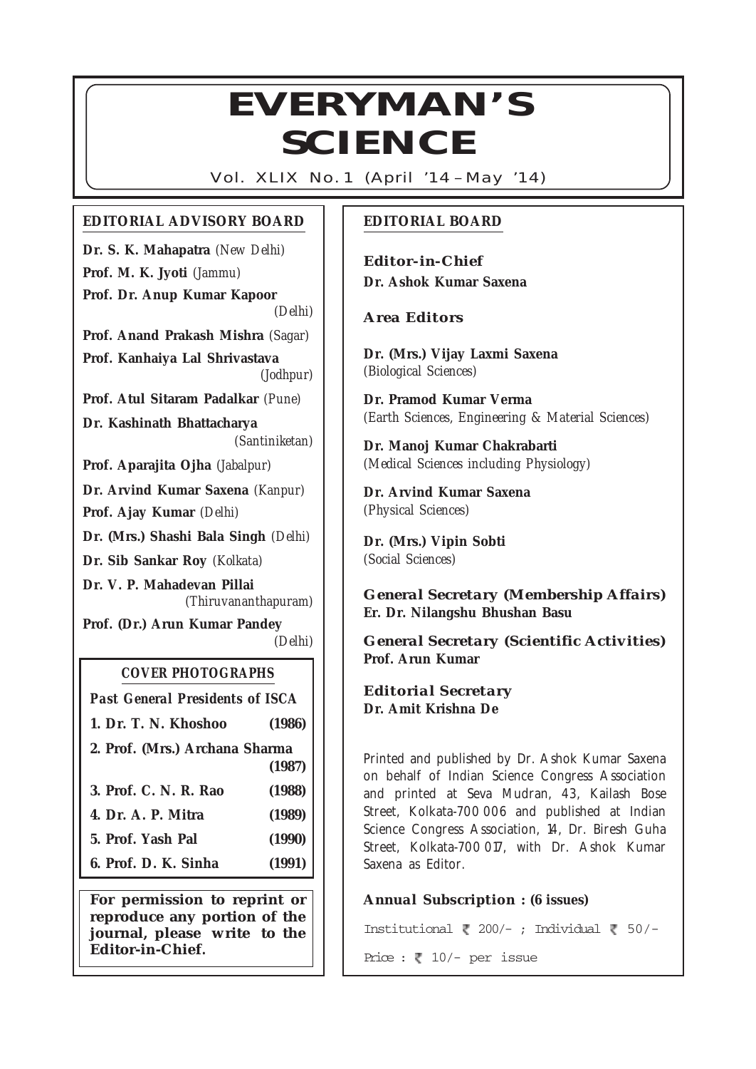# EVERYMAN'S SCIENCE

Vol. XLIX No. 1 (April '14 – May '14)

## EDITORIAL ADVISORY BOARD

**Dr. S. K. Mahapatra** *(New Delhi)*

**Prof. M. K. Jyoti** *(Jammu)*

**Prof. Dr. Anup Kumar Kapoor** *(Delhi)*

**Prof. Anand Prakash Mishra** *(Sagar)*

**Prof. Kanhaiya Lal Shrivastava** *(Jodhpur)*

**Prof. Atul Sitaram Padalkar** *(Pune)*

**Dr. Kashinath Bhattacharya** *(Santiniketan)*

**Prof. Aparajita Ojha** *(Jabalpur)*

**Dr. Arvind Kumar Saxena** *(Kanpur)*

**Prof. Ajay Kumar** *(Delhi)*

**Dr. (Mrs.) Shashi Bala Singh** *(Delhi)*

**Dr. Sib Sankar Roy** *(Kolkata)*

**Dr. V. P. Mahadevan Pillai** *(Thiruvananthapuram)*

**Prof. (Dr.) Arun Kumar Pandey** *(Delhi)*

### COVER PHOTOGRAPHS

**Past General Presidents of ISCA**

| | |
|---|---|
| **1. Dr. T. N. Khoshoo** | **(1986)** |
| **2. Prof. (Mrs.) Archana Sharma** | **(1987)** |
| **3. Prof. C. N. R. Rao** | **(1988)** |
| **4. Dr. A. P. Mitra** | **(1989)** |
| **5. Prof. Yash Pal** | **(1990)** |
| **6. Prof. D. K. Sinha** | **(1991)** |

**For permission to reprint or reproduce any portion of the journal, please write to the Editor-in-Chief.**

## EDITORIAL BOARD

**Editor-in-Chief**
**Dr. Ashok Kumar Saxena**

**Area Editors**

**Dr. (Mrs.) Vijay Laxmi Saxena**
(Biological Sciences)

**Dr. Pramod Kumar Verma**
(Earth Sciences, Engineering & Material Sciences)

**Dr. Manoj Kumar Chakrabarti**
(Medical Sciences including Physiology)

**Dr. Arvind Kumar Saxena**
(Physical Sciences)

**Dr. (Mrs.) Vipin Sobti**
(Social Sciences)

**General Secretary (Membership Affairs)**
**Er. Dr. Nilangshu Bhushan Basu**

**General Secretary (Scientific Activities)**
**Prof. Arun Kumar**

**Editorial Secretary**
**Dr. Amit Krishna De**

Printed and published by Dr. Ashok Kumar Saxena on behalf of Indian Science Congress Association and printed at Seva Mudran, 43, Kailash Bose Street, Kolkata-700 006 and published at Indian Science Congress Association, 14, Dr. Biresh Guha Street, Kolkata-700 017, with Dr. Ashok Kumar Saxena as Editor.

**Annual Subscription : (6 issues)**

Institutional ₹ 200/- ; Individual ₹ 50/-

Price : ₹ 10/- per issue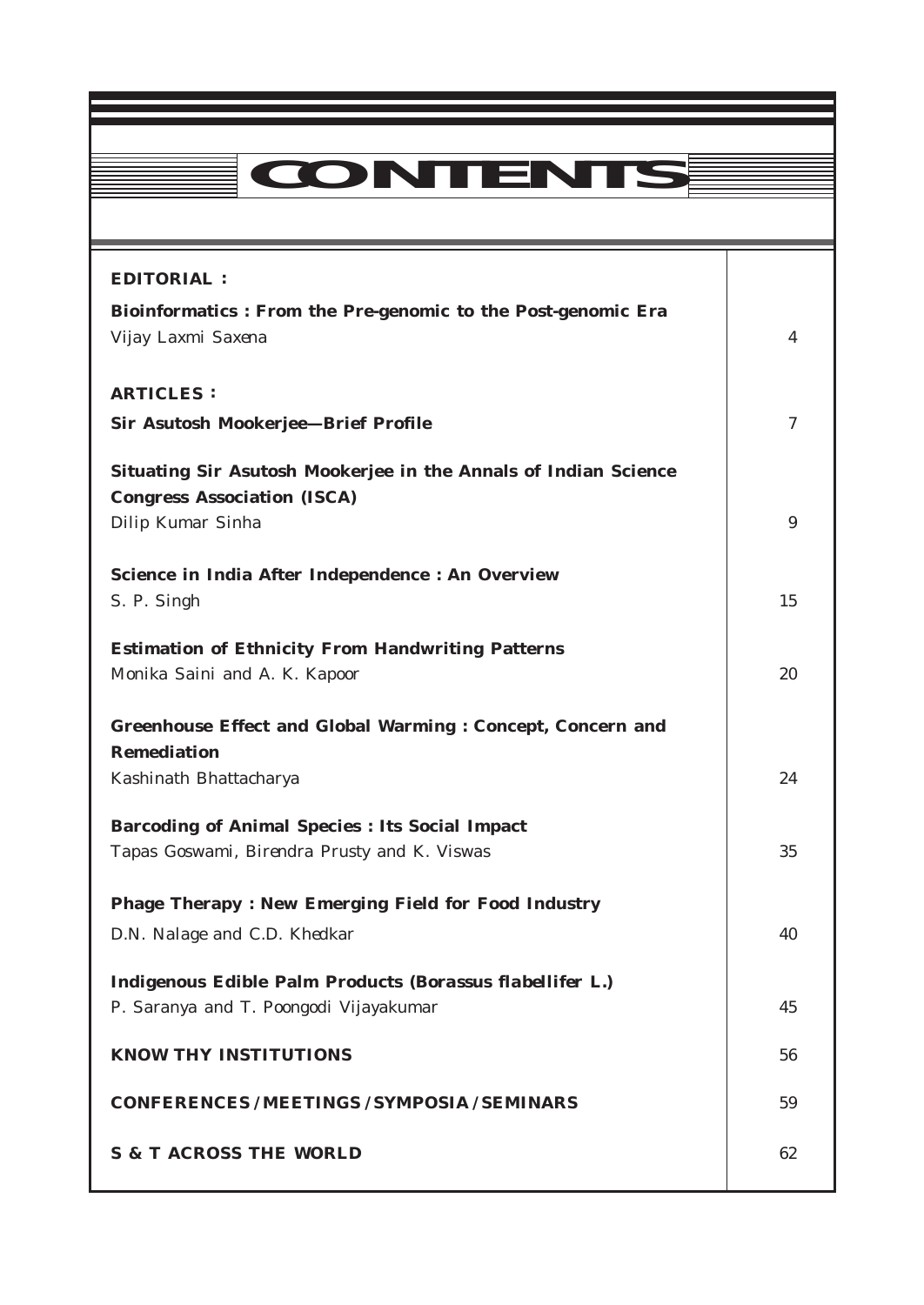# CONTENTS

| | |
|---|---|
| **EDITORIAL :** | |
| **Bioinformatics : From the Pre-genomic to the Post-genomic Era**<br>*Vijay Laxmi Saxena* | 4 |
| **ARTICLES :** | |
| **Sir Asutosh Mookerjee—Brief Profile** | 7 |
| **Situating Sir Asutosh Mookerjee in the Annals of Indian Science Congress Association (ISCA)**<br>*Dilip Kumar Sinha* | 9 |
| **Science in India After Independence : An Overview**<br>*S. P. Singh* | 15 |
| **Estimation of Ethnicity From Handwriting Patterns**<br>*Monika Saini and A. K. Kapoor* | 20 |
| **Greenhouse Effect and Global Warming : Concept, Concern and Remediation**<br>*Kashinath Bhattacharya* | 24 |
| **Barcoding of Animal Species : Its Social Impact**<br>*Tapas Goswami, Birendra Prusty and K. Viswas* | 35 |
| **Phage Therapy : New Emerging Field for Food Industry**<br>*D.N. Nalage and C.D. Khedkar* | 40 |
| **Indigenous Edible Palm Products (*Borassus flabellifer* L.)**<br>*P. Saranya and T. Poongodi Vijayakumar* | 45 |
| **KNOW THY INSTITUTIONS** | 56 |
| **CONFERENCES / MEETINGS / SYMPOSIA / SEMINARS** | 59 |
| **S & T ACROSS THE WORLD** | 62 |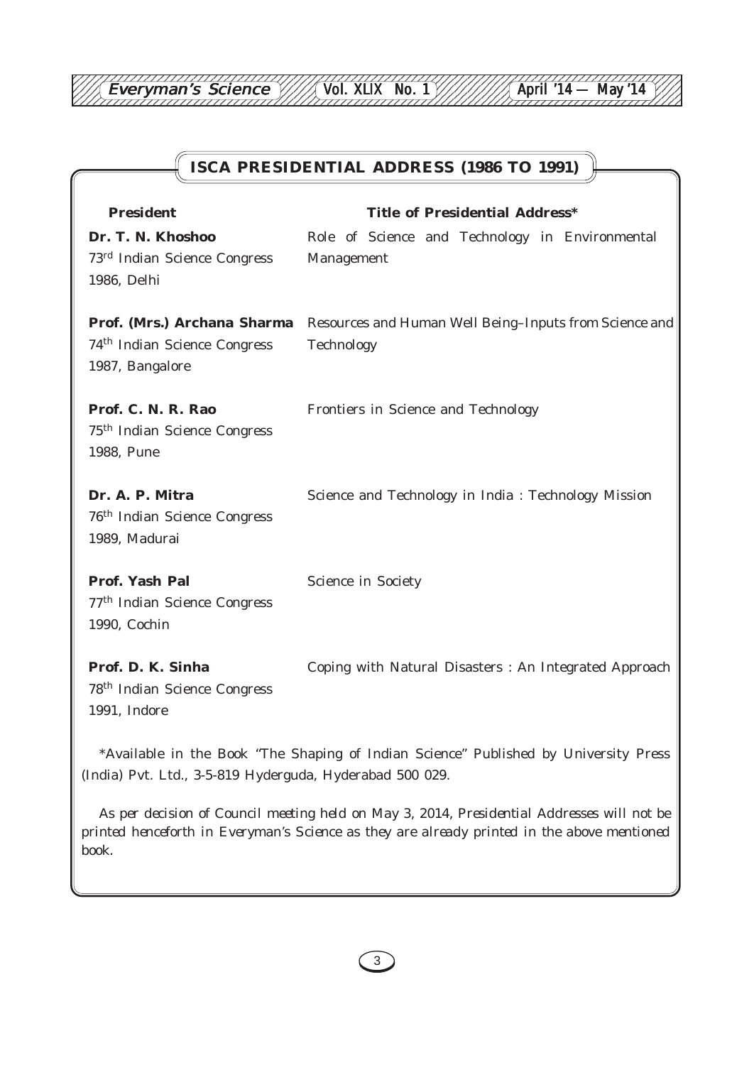## ISCA PRESIDENTIAL ADDRESS (1986 TO 1991)

| President | Title of Presidential Address* |
|---|---|
| **Dr. T. N. Khoshoo**<br>73rd Indian Science Congress<br>1986, Delhi | Role of Science and Technology in Environmental Management |
| **Prof. (Mrs.) Archana Sharma**<br>74th Indian Science Congress<br>1987, Bangalore | Resources and Human Well Being–Inputs from Science and Technology |
| **Prof. C. N. R. Rao**<br>75th Indian Science Congress<br>1988, Pune | Frontiers in Science and Technology |
| **Dr. A. P. Mitra**<br>76th Indian Science Congress<br>1989, Madurai | Science and Technology in India : Technology Mission |
| **Prof. Yash Pal**<br>77th Indian Science Congress<br>1990, Cochin | Science in Society |
| **Prof. D. K. Sinha**<br>78th Indian Science Congress<br>1991, Indore | Coping with Natural Disasters : An Integrated Approach |

*Available in the Book "The Shaping of Indian Science" Published by University Press (India) Pvt. Ltd., 3-5-819 Hyderguda, Hyderabad 500 029.

*As per decision of Council meeting held on May 3, 2014, Presidential Addresses will not be printed henceforth in Everyman's Science as they are already printed in the above mentioned book.*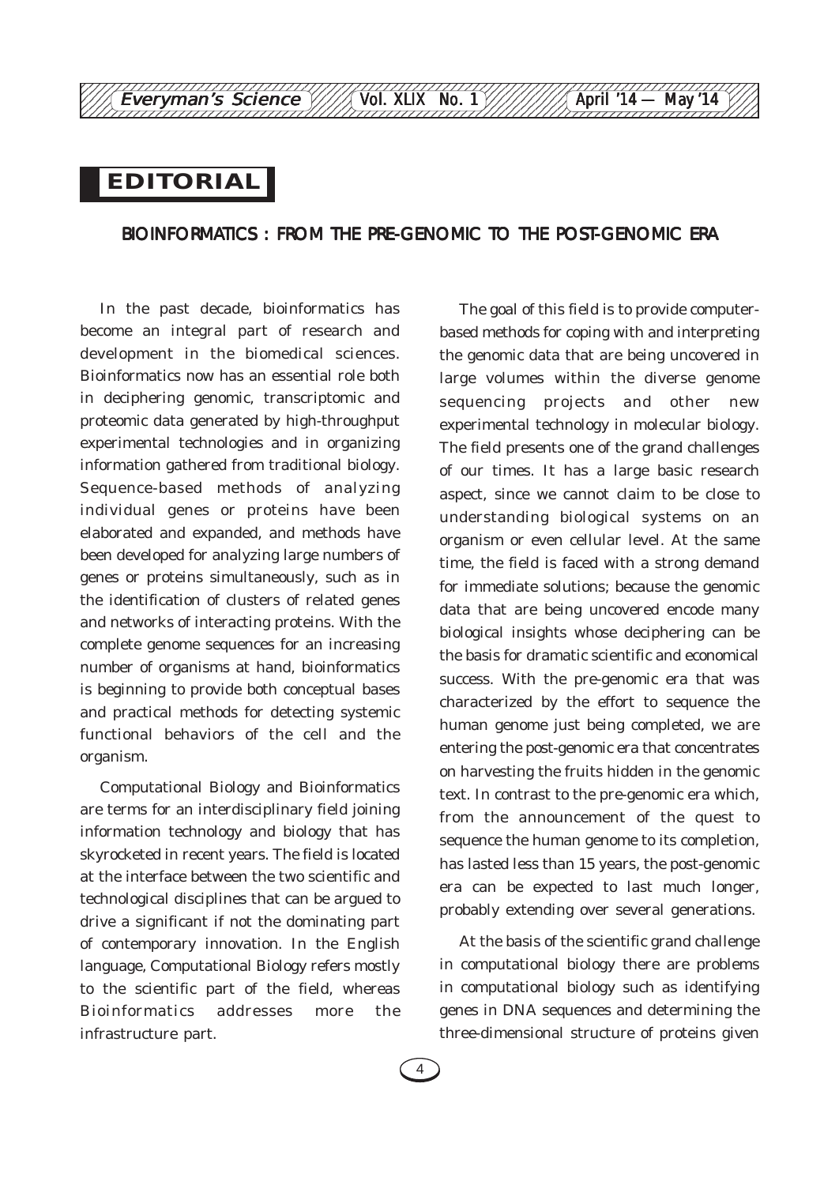# EDITORIAL

## BIOINFORMATICS : FROM THE PRE-GENOMIC TO THE POST-GENOMIC ERA

In the past decade, bioinformatics has become an integral part of research and development in the biomedical sciences. Bioinformatics now has an essential role both in deciphering genomic, transcriptomic and proteomic data generated by high-throughput experimental technologies and in organizing information gathered from traditional biology. Sequence-based methods of analyzing individual genes or proteins have been elaborated and expanded, and methods have been developed for analyzing large numbers of genes or proteins simultaneously, such as in the identification of clusters of related genes and networks of interacting proteins. With the complete genome sequences for an increasing number of organisms at hand, bioinformatics is beginning to provide both conceptual bases and practical methods for detecting systemic functional behaviors of the cell and the organism.

Computational Biology and Bioinformatics are terms for an interdisciplinary field joining information technology and biology that has skyrocketed in recent years. The field is located at the interface between the two scientific and technological disciplines that can be argued to drive a significant if not the dominating part of contemporary innovation. In the English language, Computational Biology refers mostly to the scientific part of the field, whereas Bioinformatics addresses more the infrastructure part.

The goal of this field is to provide computer-based methods for coping with and interpreting the genomic data that are being uncovered in large volumes within the diverse genome sequencing projects and other new experimental technology in molecular biology. The field presents one of the grand challenges of our times. It has a large basic research aspect, since we cannot claim to be close to understanding biological systems on an organism or even cellular level. At the same time, the field is faced with a strong demand for immediate solutions; because the genomic data that are being uncovered encode many biological insights whose deciphering can be the basis for dramatic scientific and economical success. With the pre-genomic era that was characterized by the effort to sequence the human genome just being completed, we are entering the post-genomic era that concentrates on harvesting the fruits hidden in the genomic text. In contrast to the pre-genomic era which, from the announcement of the quest to sequence the human genome to its completion, has lasted less than 15 years, the post-genomic era can be expected to last much longer, probably extending over several generations.

At the basis of the scientific grand challenge in computational biology there are problems in computational biology such as identifying genes in DNA sequences and determining the three-dimensional structure of proteins given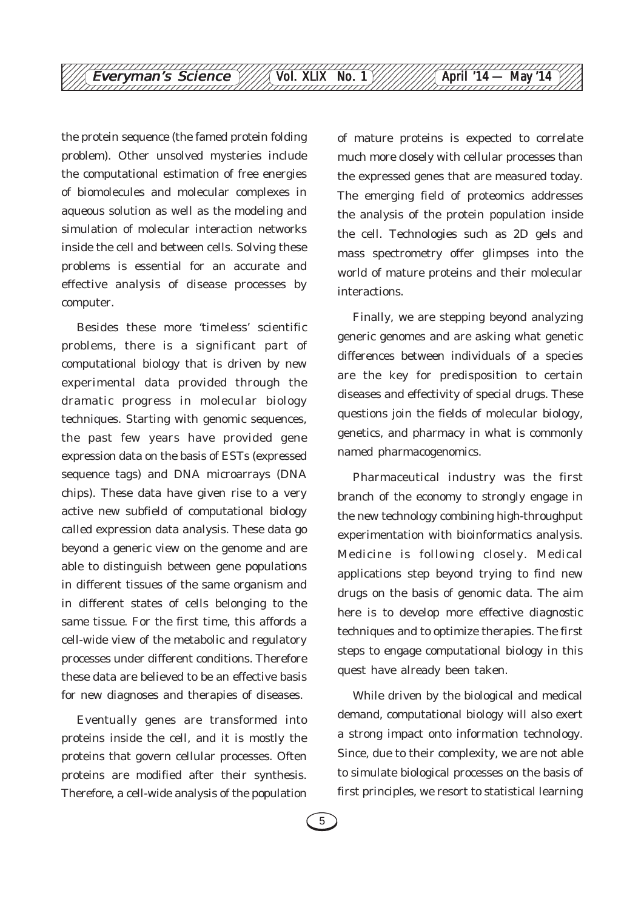the protein sequence (the famed protein folding problem). Other unsolved mysteries include the computational estimation of free energies of biomolecules and molecular complexes in aqueous solution as well as the modeling and simulation of molecular interaction networks inside the cell and between cells. Solving these problems is essential for an accurate and effective analysis of disease processes by computer.

Besides these more 'timeless' scientific problems, there is a significant part of computational biology that is driven by new experimental data provided through the dramatic progress in molecular biology techniques. Starting with genomic sequences, the past few years have provided gene expression data on the basis of ESTs (expressed sequence tags) and DNA microarrays (DNA chips). These data have given rise to a very active new subfield of computational biology called expression data analysis. These data go beyond a generic view on the genome and are able to distinguish between gene populations in different tissues of the same organism and in different states of cells belonging to the same tissue. For the first time, this affords a cell-wide view of the metabolic and regulatory processes under different conditions. Therefore these data are believed to be an effective basis for new diagnoses and therapies of diseases.

Eventually genes are transformed into proteins inside the cell, and it is mostly the proteins that govern cellular processes. Often proteins are modified after their synthesis. Therefore, a cell-wide analysis of the population of mature proteins is expected to correlate much more closely with cellular processes than the expressed genes that are measured today. The emerging field of proteomics addresses the analysis of the protein population inside the cell. Technologies such as 2D gels and mass spectrometry offer glimpses into the world of mature proteins and their molecular interactions.

Finally, we are stepping beyond analyzing generic genomes and are asking what genetic differences between individuals of a species are the key for predisposition to certain diseases and effectivity of special drugs. These questions join the fields of molecular biology, genetics, and pharmacy in what is commonly named pharmacogenomics.

Pharmaceutical industry was the first branch of the economy to strongly engage in the new technology combining high-throughput experimentation with bioinformatics analysis. Medicine is following closely. Medical applications step beyond trying to find new drugs on the basis of genomic data. The aim here is to develop more effective diagnostic techniques and to optimize therapies. The first steps to engage computational biology in this quest have already been taken.

While driven by the biological and medical demand, computational biology will also exert a strong impact onto information technology. Since, due to their complexity, we are not able to simulate biological processes on the basis of first principles, we resort to statistical learning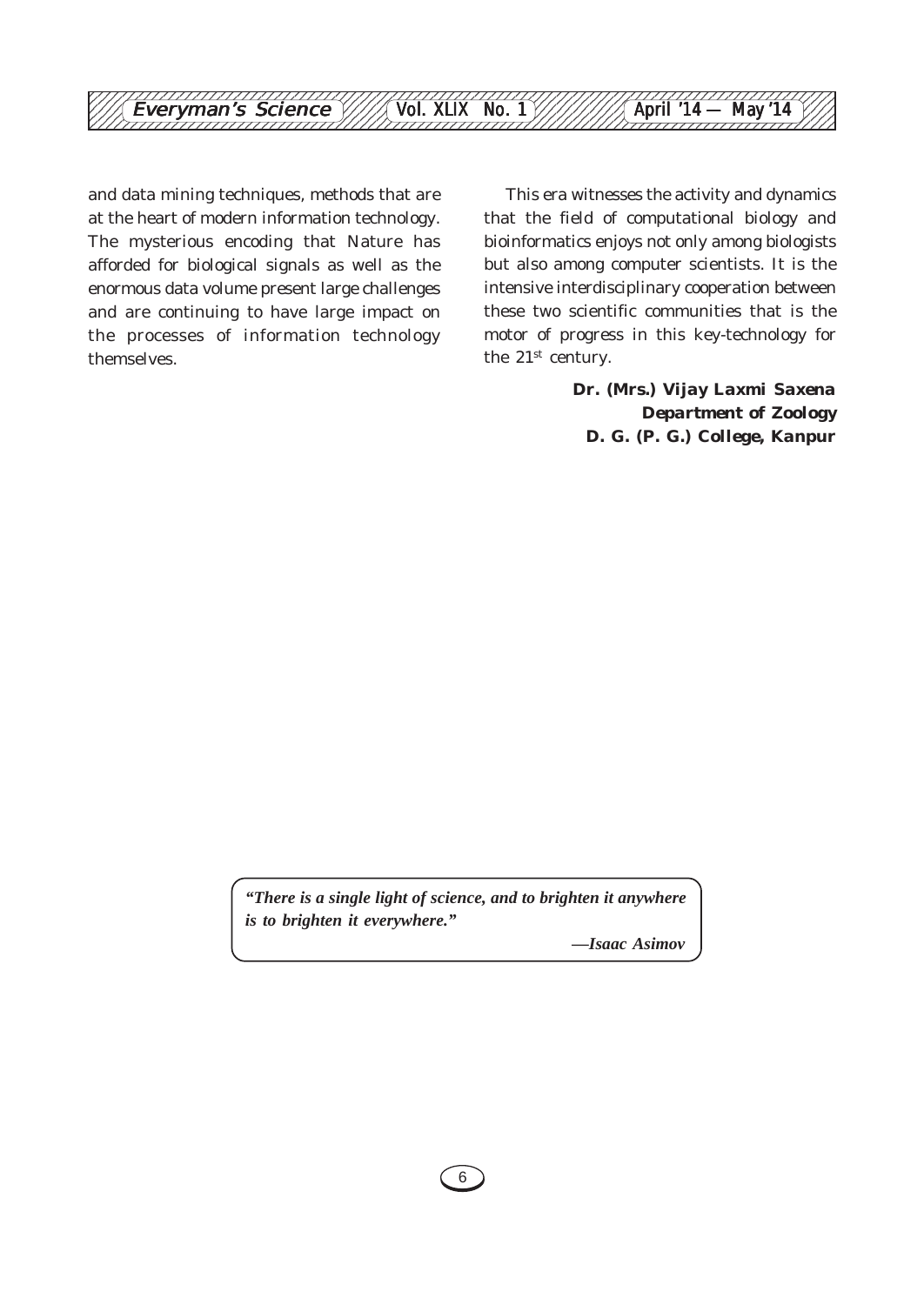and data mining techniques, methods that are at the heart of modern information technology. The mysterious encoding that Nature has afforded for biological signals as well as the enormous data volume present large challenges and are continuing to have large impact on the processes of information technology themselves.

This era witnesses the activity and dynamics that the field of computational biology and bioinformatics enjoys not only among biologists but also among computer scientists. It is the intensive interdisciplinary cooperation between these two scientific communities that is the motor of progress in this key-technology for the 21st century.

**Dr. (Mrs.) Vijay Laxmi Saxena**
**Department of Zoology**
**D. G. (P. G.) College, Kanpur**

> ***"There is a single light of science, and to brighten it anywhere is to brighten it everywhere."***
>
> ***—Isaac Asimov***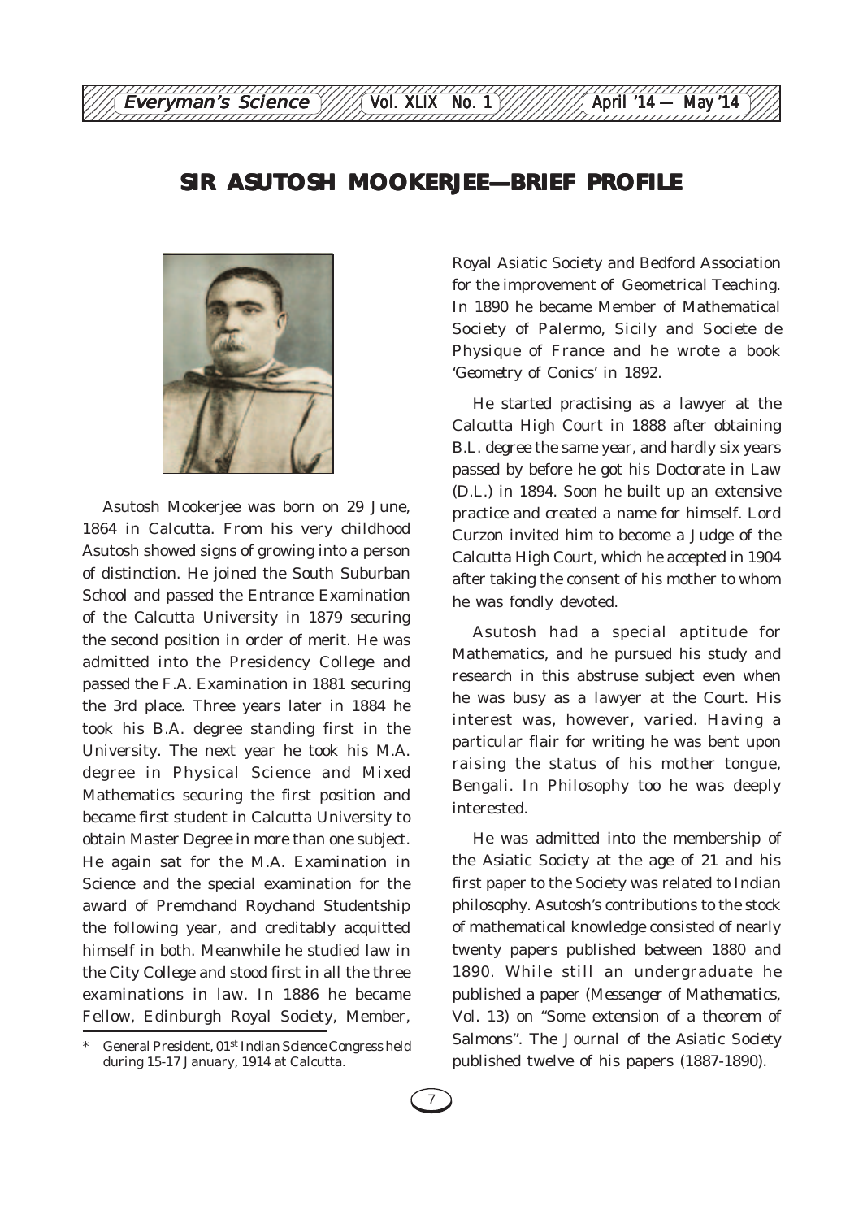# SIR ASUTOSH MOOKERJEE—BRIEF PROFILE

Asutosh Mookerjee was born on 29 June, 1864 in Calcutta. From his very childhood Asutosh showed signs of growing into a person of distinction. He joined the South Suburban School and passed the Entrance Examination of the Calcutta University in 1879 securing the second position in order of merit. He was admitted into the Presidency College and passed the F.A. Examination in 1881 securing the 3rd place. Three years later in 1884 he took his B.A. degree standing first in the University. The next year he took his M.A. degree in Physical Science and Mixed Mathematics securing the first position and became first student in Calcutta University to obtain Master Degree in more than one subject. He again sat for the M.A. Examination in Science and the special examination for the award of Premchand Roychand Studentship the following year, and creditably acquitted himself in both. Meanwhile he studied law in the City College and stood first in all the three examinations in law. In 1886 he became Fellow, Edinburgh Royal Society, Member, Royal Asiatic Society and Bedford Association for the improvement of Geometrical Teaching. In 1890 he became Member of Mathematical Society of Palermo, Sicily and Societe de Physique of France and he wrote a book 'Geometry of Conics' in 1892.

He started practising as a lawyer at the Calcutta High Court in 1888 after obtaining B.L. degree the same year, and hardly six years passed by before he got his Doctorate in Law (D.L.) in 1894. Soon he built up an extensive practice and created a name for himself. Lord Curzon invited him to become a Judge of the Calcutta High Court, which he accepted in 1904 after taking the consent of his mother to whom he was fondly devoted.

Asutosh had a special aptitude for Mathematics, and he pursued his study and research in this abstruse subject even when he was busy as a lawyer at the Court. His interest was, however, varied. Having a particular flair for writing he was bent upon raising the status of his mother tongue, Bengali. In Philosophy too he was deeply interested.

He was admitted into the membership of the Asiatic Society at the age of 21 and his first paper to the Society was related to Indian philosophy. Asutosh's contributions to the stock of mathematical knowledge consisted of nearly twenty papers published between 1880 and 1890. While still an undergraduate he published a paper (*Messenger of Mathematics*, Vol. 13) on "Some extension of a theorem of Salmons". The *Journal of the Asiatic Society* published twelve of his papers (1887-1890).

\* General President, 01st Indian Science Congress held during 15-17 January, 1914 at Calcutta.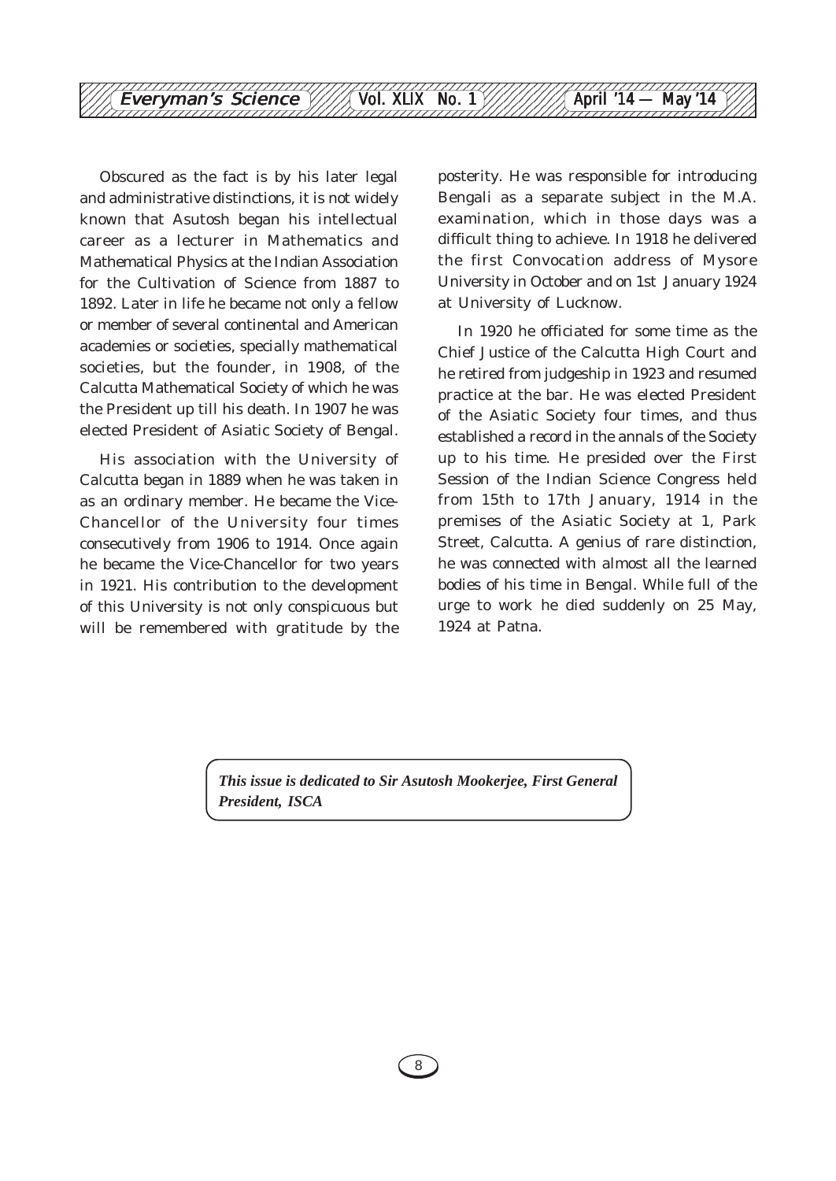Obscured as the fact is by his later legal and administrative distinctions, it is not widely known that Asutosh began his intellectual career as a lecturer in Mathematics and Mathematical Physics at the Indian Association for the Cultivation of Science from 1887 to 1892. Later in life he became not only a fellow or member of several continental and American academies or societies, specially mathematical societies, but the founder, in 1908, of the Calcutta Mathematical Society of which he was the President up till his death. In 1907 he was elected President of Asiatic Society of Bengal.

His association with the University of Calcutta began in 1889 when he was taken in as an ordinary member. He became the Vice-Chancellor of the University four times consecutively from 1906 to 1914. Once again he became the Vice-Chancellor for two years in 1921. His contribution to the development of this University is not only conspicuous but will be remembered with gratitude by the posterity. He was responsible for introducing Bengali as a separate subject in the M.A. examination, which in those days was a difficult thing to achieve. In 1918 he delivered the first Convocation address of Mysore University in October and on 1st January 1924 at University of Lucknow.

In 1920 he officiated for some time as the Chief Justice of the Calcutta High Court and he retired from judgeship in 1923 and resumed practice at the bar. He was elected President of the Asiatic Society four times, and thus established a record in the annals of the Society up to his time. He presided over the First Session of the Indian Science Congress held from 15th to 17th January, 1914 in the premises of the Asiatic Society at 1, Park Street, Calcutta. A genius of rare distinction, he was connected with almost all the learned bodies of his time in Bengal. While full of the urge to work he died suddenly on 25 May, 1924 at Patna.

***This issue is dedicated to Sir Asutosh Mookerjee, First General President, ISCA***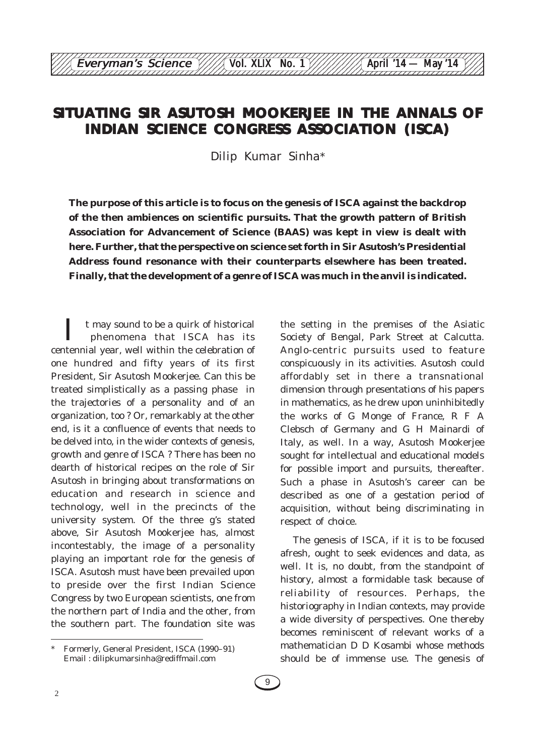# SITUATING SIR ASUTOSH MOOKERJEE IN THE ANNALS OF INDIAN SCIENCE CONGRESS ASSOCIATION (ISCA)

Dilip Kumar Sinha*

**The purpose of this article is to focus on the genesis of ISCA against the backdrop of the then ambiences on scientific pursuits. That the growth pattern of British Association for Advancement of Science (BAAS) was kept in view is dealt with here. Further, that the perspective on science set forth in Sir Asutosh's Presidential Address found resonance with their counterparts elsewhere has been treated. Finally, that the development of a genre of ISCA was much in the anvil is indicated.**

It may sound to be a quirk of historical phenomena that ISCA has its centennial year, well within the celebration of one hundred and fifty years of its first President, Sir Asutosh Mookerjee. Can this be treated simplistically as a passing phase in the trajectories of a personality and of an organization, too ? Or, remarkably at the other end, is it a confluence of events that needs to be delved into, in the wider contexts of genesis, growth and genre of ISCA ? There has been no dearth of historical recipes on the role of Sir Asutosh in bringing about transformations on education and research in science and technology, well in the precincts of the university system. Of the three g's stated above, Sir Asutosh Mookerjee has, almost incontestably, the image of a personality playing an important role for the genesis of ISCA. Asutosh must have been prevailed upon to preside over the first Indian Science Congress by two European scientists, one from the northern part of India and the other, from the southern part. The foundation site was the setting in the premises of the Asiatic Society of Bengal, Park Street at Calcutta. Anglo-centric pursuits used to feature conspicuously in its activities. Asutosh could affordably set in there a transnational dimension through presentations of his papers in mathematics, as he drew upon uninhibitedly the works of G Monge of France, R F A Clebsch of Germany and G H Mainardi of Italy, as well. In a way, Asutosh Mookerjee sought for intellectual and educational models for possible import and pursuits, thereafter. Such a phase in Asutosh's career can be described as one of a gestation period of acquisition, without being discriminating in respect of choice.

The genesis of ISCA, if it is to be focused afresh, ought to seek evidences and data, as well. It is, no doubt, from the standpoint of history, almost a formidable task because of reliability of resources. Perhaps, the historiography in Indian contexts, may provide a wide diversity of perspectives. One thereby becomes reminiscent of relevant works of a mathematician D D Kosambi whose methods should be of immense use. The genesis of

---

\* Formerly, General President, ISCA (1990–91)
Email : dilipkumarsinha@rediffmail.com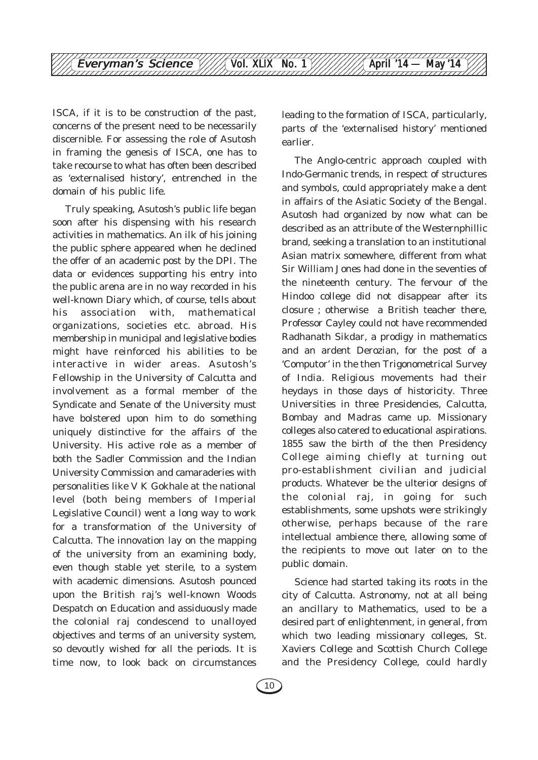ISCA, if it is to be construction of the past, concerns of the present need to be necessarily discernible. For assessing the role of Asutosh in framing the genesis of ISCA, one has to take recourse to what has often been described as 'externalised history', entrenched in the domain of his public life.

Truly speaking, Asutosh's public life began soon after his dispensing with his research activities in mathematics. An ilk of his joining the public sphere appeared when he declined the offer of an academic post by the DPI. The data or evidences supporting his entry into the public arena are in no way recorded in his well-known Diary which, of course, tells about his association with, mathematical organizations, societies etc. abroad. His membership in municipal and legislative bodies might have reinforced his abilities to be interactive in wider areas. Asutosh's Fellowship in the University of Calcutta and involvement as a formal member of the Syndicate and Senate of the University must have bolstered upon him to do something uniquely distinctive for the affairs of the University. His active role as a member of both the Sadler Commission and the Indian University Commission and camaraderies with personalities like V K Gokhale at the national level (both being members of Imperial Legislative Council) went a long way to work for a transformation of the University of Calcutta. The innovation lay on the mapping of the university from an examining body, even though stable yet sterile, to a system with academic dimensions. Asutosh pounced upon the British raj's well-known Woods Despatch on Education and assiduously made the colonial raj condescend to unalloyed objectives and terms of an university system, so devoutly wished for all the periods. It is time now, to look back on circumstances leading to the formation of ISCA, particularly, parts of the 'externalised history' mentioned earlier.

The Anglo-centric approach coupled with Indo-Germanic trends, in respect of structures and symbols, could appropriately make a dent in affairs of the Asiatic Society of the Bengal. Asutosh had organized by now what can be described as an attribute of the Westernphillic brand, seeking a translation to an institutional Asian matrix somewhere, different from what Sir William Jones had done in the seventies of the nineteenth century. The fervour of the Hindoo college did not disappear after its closure ; otherwise a British teacher there, Professor Cayley could not have recommended Radhanath Sikdar, a prodigy in mathematics and an ardent Derozian, for the post of a 'Computor' in the then Trigonometrical Survey of India. Religious movements had their heydays in those days of historicity. Three Universities in three Presidencies, Calcutta, Bombay and Madras came up. Missionary colleges also catered to educational aspirations. 1855 saw the birth of the then Presidency College aiming chiefly at turning out pro-establishment civilian and judicial products. Whatever be the ulterior designs of the colonial raj, in going for such establishments, some upshots were strikingly otherwise, perhaps because of the rare intellectual ambience there, allowing some of the recipients to move out later on to the public domain.

Science had started taking its roots in the city of Calcutta. Astronomy, not at all being an ancillary to Mathematics, used to be a desired part of enlightenment, in general, from which two leading missionary colleges, St. Xaviers College and Scottish Church College and the Presidency College, could hardly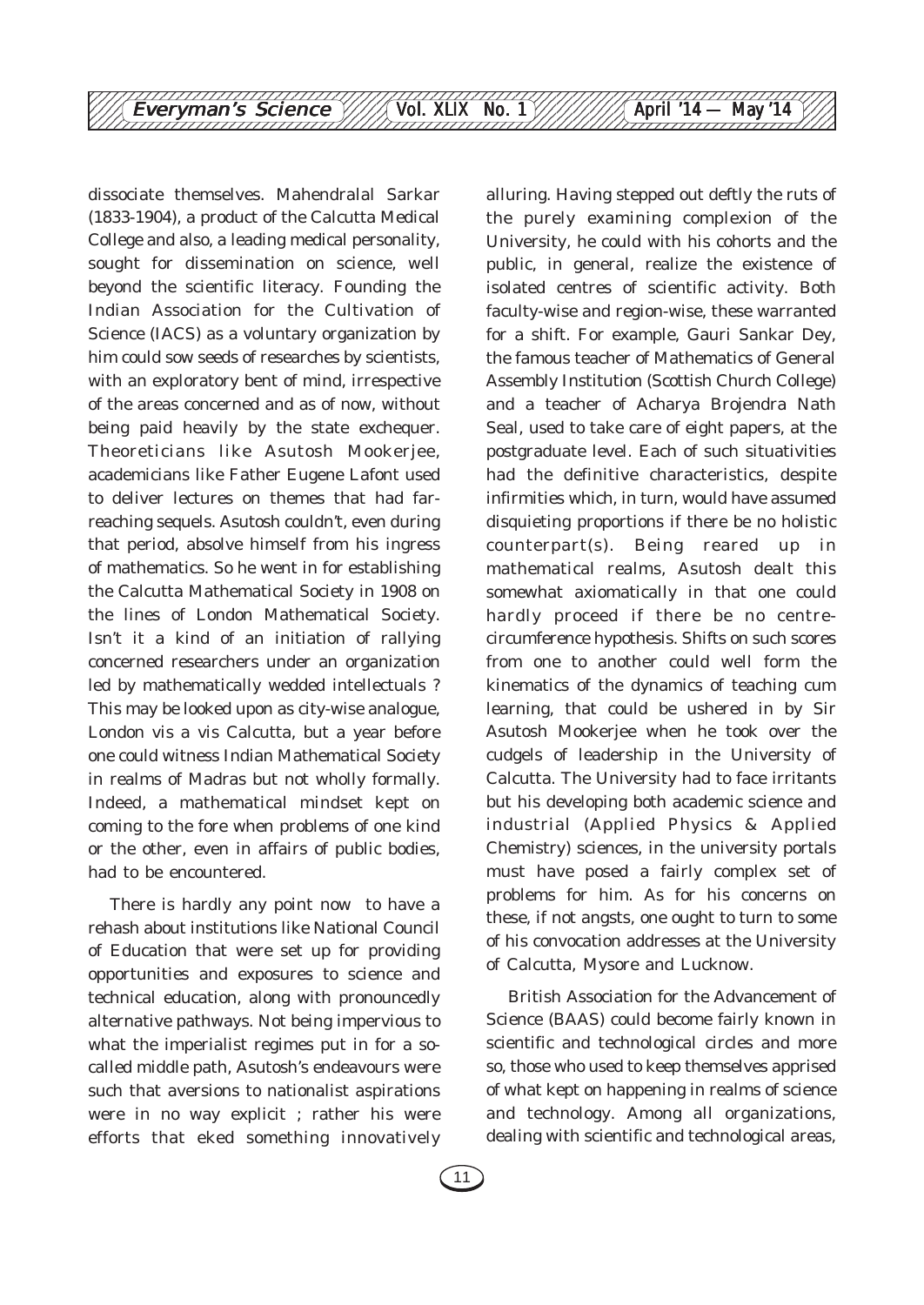dissociate themselves. Mahendralal Sarkar (1833-1904), a product of the Calcutta Medical College and also, a leading medical personality, sought for dissemination on science, well beyond the scientific literacy. Founding the Indian Association for the Cultivation of Science (IACS) as a voluntary organization by him could sow seeds of researches by scientists, with an exploratory bent of mind, irrespective of the areas concerned and as of now, without being paid heavily by the state exchequer. Theoreticians like Asutosh Mookerjee, academicians like Father Eugene Lafont used to deliver lectures on themes that had far-reaching sequels. Asutosh couldn't, even during that period, absolve himself from his ingress of mathematics. So he went in for establishing the Calcutta Mathematical Society in 1908 on the lines of London Mathematical Society. Isn't it a kind of an initiation of rallying concerned researchers under an organization led by mathematically wedded intellectuals ? This may be looked upon as city-wise analogue, London vis a vis Calcutta, but a year before one could witness Indian Mathematical Society in realms of Madras but not wholly formally. Indeed, a mathematical mindset kept on coming to the fore when problems of one kind or the other, even in affairs of public bodies, had to be encountered.

There is hardly any point now to have a rehash about institutions like National Council of Education that were set up for providing opportunities and exposures to science and technical education, along with pronouncedly alternative pathways. Not being impervious to what the imperialist regimes put in for a so-called middle path, Asutosh's endeavours were such that aversions to nationalist aspirations were in no way explicit ; rather his were efforts that eked something innovatively alluring. Having stepped out deftly the ruts of the purely examining complexion of the University, he could with his cohorts and the public, in general, realize the existence of isolated centres of scientific activity. Both faculty-wise and region-wise, these warranted for a shift. For example, Gauri Sankar Dey, the famous teacher of Mathematics of General Assembly Institution (Scottish Church College) and a teacher of Acharya Brojendra Nath Seal, used to take care of eight papers, at the postgraduate level. Each of such situativities had the definitive characteristics, despite infirmities which, in turn, would have assumed disquieting proportions if there be no holistic counterpart(s). Being reared up in mathematical realms, Asutosh dealt this somewhat axiomatically in that one could hardly proceed if there be no centre-circumference hypothesis. Shifts on such scores from one to another could well form the kinematics of the dynamics of teaching cum learning, that could be ushered in by Sir Asutosh Mookerjee when he took over the cudgels of leadership in the University of Calcutta. The University had to face irritants but his developing both academic science and industrial (Applied Physics & Applied Chemistry) sciences, in the university portals must have posed a fairly complex set of problems for him. As for his concerns on these, if not angsts, one ought to turn to some of his convocation addresses at the University of Calcutta, Mysore and Lucknow.

British Association for the Advancement of Science (BAAS) could become fairly known in scientific and technological circles and more so, those who used to keep themselves apprised of what kept on happening in realms of science and technology. Among all organizations, dealing with scientific and technological areas,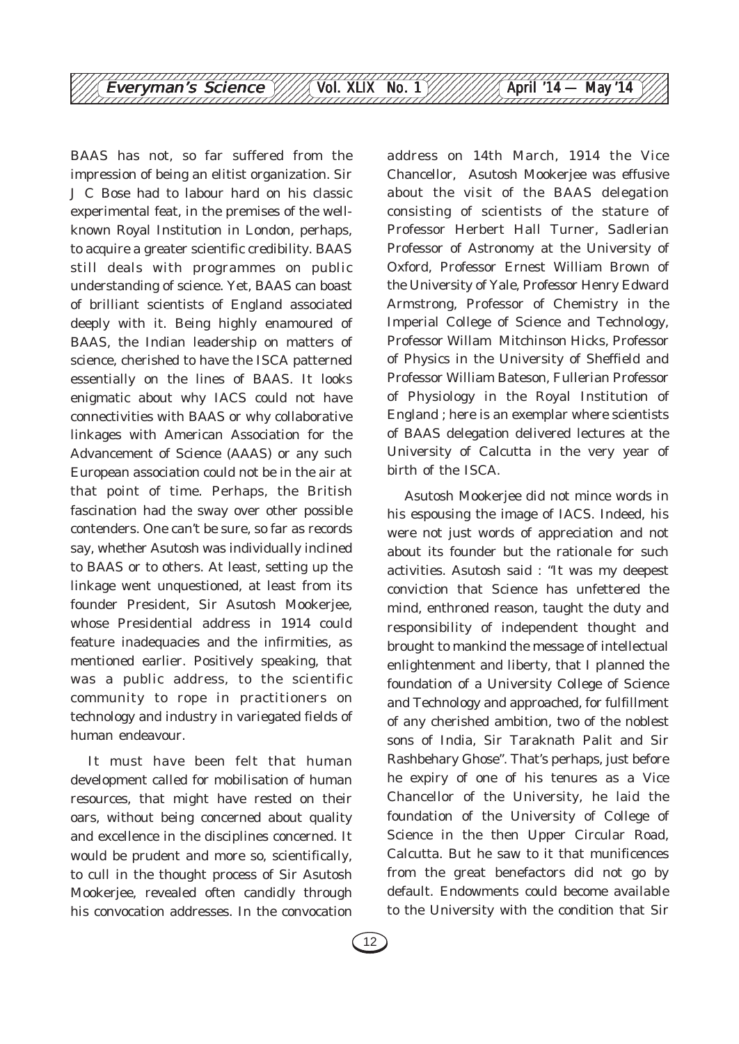BAAS has not, so far suffered from the impression of being an elitist organization. Sir J C Bose had to labour hard on his classic experimental feat, in the premises of the well-known Royal Institution in London, perhaps, to acquire a greater scientific credibility. BAAS still deals with programmes on public understanding of science. Yet, BAAS can boast of brilliant scientists of England associated deeply with it. Being highly enamoured of BAAS, the Indian leadership on matters of science, cherished to have the ISCA patterned essentially on the lines of BAAS. It looks enigmatic about why IACS could not have connectivities with BAAS or why collaborative linkages with American Association for the Advancement of Science (AAAS) or any such European association could not be in the air at that point of time. Perhaps, the British fascination had the sway over other possible contenders. One can't be sure, so far as records say, whether Asutosh was individually inclined to BAAS or to others. At least, setting up the linkage went unquestioned, at least from its founder President, Sir Asutosh Mookerjee, whose Presidential address in 1914 could feature inadequacies and the infirmities, as mentioned earlier. Positively speaking, that was a public address, to the scientific community to rope in practitioners on technology and industry in variegated fields of human endeavour.

It must have been felt that human development called for mobilisation of human resources, that might have rested on their oars, without being concerned about quality and excellence in the disciplines concerned. It would be prudent and more so, scientifically, to cull in the thought process of Sir Asutosh Mookerjee, revealed often candidly through his convocation addresses. In the convocation address on 14th March, 1914 the Vice Chancellor, Asutosh Mookerjee was effusive about the visit of the BAAS delegation consisting of scientists of the stature of Professor Herbert Hall Turner, Sadlerian Professor of Astronomy at the University of Oxford, Professor Ernest William Brown of the University of Yale, Professor Henry Edward Armstrong, Professor of Chemistry in the Imperial College of Science and Technology, Professor Willam Mitchinson Hicks, Professor of Physics in the University of Sheffield and Professor William Bateson, Fullerian Professor of Physiology in the Royal Institution of England ; here is an exemplar where scientists of BAAS delegation delivered lectures at the University of Calcutta in the very year of birth of the ISCA.

Asutosh Mookerjee did not mince words in his espousing the image of IACS. Indeed, his were not just words of appreciation and not about its founder but the rationale for such activities. Asutosh said : "It was my deepest conviction that Science has unfettered the mind, enthroned reason, taught the duty and responsibility of independent thought and brought to mankind the message of intellectual enlightenment and liberty, that I planned the foundation of a University College of Science and Technology and approached, for fulfillment of any cherished ambition, two of the noblest sons of India, Sir Taraknath Palit and Sir Rashbehary Ghose". That's perhaps, just before he expiry of one of his tenures as a Vice Chancellor of the University, he laid the foundation of the University of College of Science in the then Upper Circular Road, Calcutta. But he saw to it that munificences from the great benefactors did not go by default. Endowments could become available to the University with the condition that Sir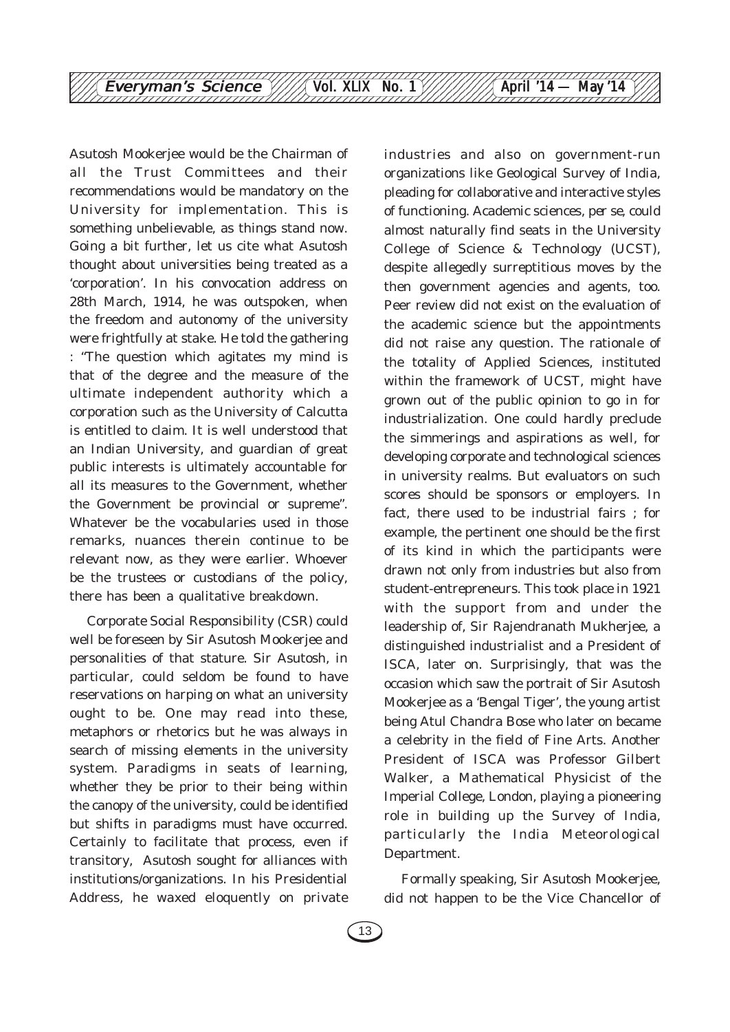Asutosh Mookerjee would be the Chairman of all the Trust Committees and their recommendations would be mandatory on the University for implementation. This is something unbelievable, as things stand now. Going a bit further, let us cite what Asutosh thought about universities being treated as a 'corporation'. In his convocation address on 28th March, 1914, he was outspoken, when the freedom and autonomy of the university were frightfully at stake. He told the gathering : "The question which agitates my mind is that of the degree and the measure of the ultimate independent authority which a corporation such as the University of Calcutta is entitled to claim. It is well understood that an Indian University, and guardian of great public interests is ultimately accountable for all its measures to the Government, whether the Government be provincial or supreme". Whatever be the vocabularies used in those remarks, nuances therein continue to be relevant now, as they were earlier. Whoever be the trustees or custodians of the policy, there has been a qualitative breakdown.

Corporate Social Responsibility (CSR) could well be foreseen by Sir Asutosh Mookerjee and personalities of that stature. Sir Asutosh, in particular, could seldom be found to have reservations on harping on what an university ought to be. One may read into these, metaphors or rhetorics but he was always in search of missing elements in the university system. Paradigms in seats of learning, whether they be prior to their being within the canopy of the university, could be identified but shifts in paradigms must have occurred. Certainly to facilitate that process, even if transitory, Asutosh sought for alliances with institutions/organizations. In his Presidential Address, he waxed eloquently on private industries and also on government-run organizations like Geological Survey of India, pleading for collaborative and interactive styles of functioning. Academic sciences, *per se*, could almost naturally find seats in the University College of Science & Technology (UCST), despite allegedly surreptitious moves by the then government agencies and agents, too. Peer review did not exist on the evaluation of the academic science but the appointments did not raise any question. The rationale of the totality of Applied Sciences, instituted within the framework of UCST, might have grown out of the public opinion to go in for industrialization. One could hardly preclude the simmerings and aspirations as well, for developing corporate and technological sciences in university realms. But evaluators on such scores should be sponsors or employers. In fact, there used to be industrial fairs ; for example, the pertinent one should be the first of its kind in which the participants were drawn not only from industries but also from student-entrepreneurs. This took place in 1921 with the support from and under the leadership of, Sir Rajendranath Mukherjee, a distinguished industrialist and a President of ISCA, later on. Surprisingly, that was the occasion which saw the portrait of Sir Asutosh Mookerjee as a 'Bengal Tiger', the young artist being Atul Chandra Bose who later on became a celebrity in the field of Fine Arts. Another President of ISCA was Professor Gilbert Walker, a Mathematical Physicist of the Imperial College, London, playing a pioneering role in building up the Survey of India, particularly the India Meteorological Department.

Formally speaking, Sir Asutosh Mookerjee, did not happen to be the Vice Chancellor of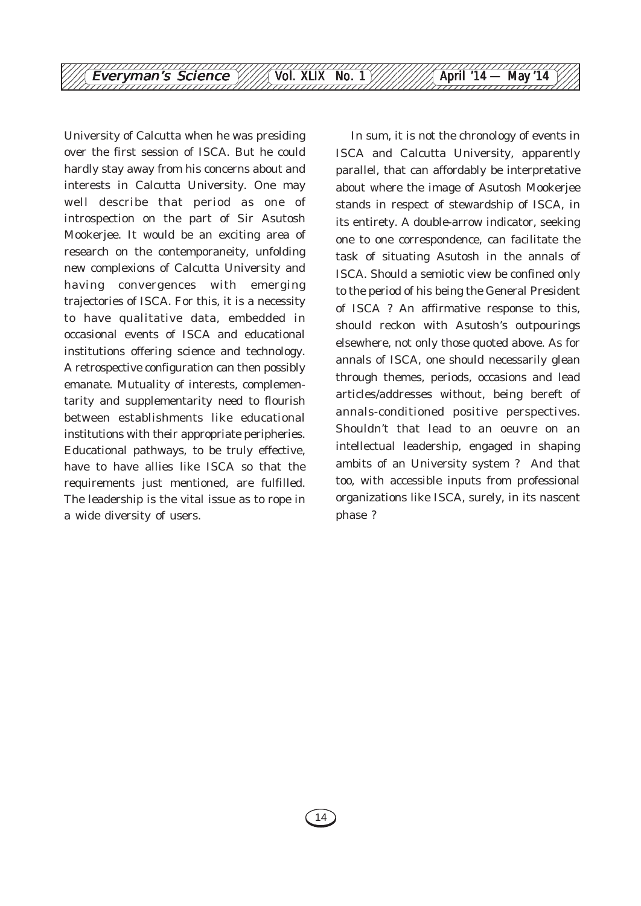University of Calcutta when he was presiding over the first session of ISCA. But he could hardly stay away from his concerns about and interests in Calcutta University. One may well describe that period as one of introspection on the part of Sir Asutosh Mookerjee. It would be an exciting area of research on the contemporaneity, unfolding new complexions of Calcutta University and having convergences with emerging trajectories of ISCA. For this, it is a necessity to have qualitative data, embedded in occasional events of ISCA and educational institutions offering science and technology. A retrospective configuration can then possibly emanate. Mutuality of interests, complementarity and supplementarity need to flourish between establishments like educational institutions with their appropriate peripheries. Educational pathways, to be truly effective, have to have allies like ISCA so that the requirements just mentioned, are fulfilled. The leadership is the vital issue as to rope in a wide diversity of users.

In sum, it is not the chronology of events in ISCA and Calcutta University, apparently parallel, that can affordably be interpretative about where the image of Asutosh Mookerjee stands in respect of stewardship of ISCA, in its entirety. A double-arrow indicator, seeking one to one correspondence, can facilitate the task of situating Asutosh in the annals of ISCA. Should a semiotic view be confined only to the period of his being the General President of ISCA ? An affirmative response to this, should reckon with Asutosh's outpourings elsewhere, not only those quoted above. As for annals of ISCA, one should necessarily glean through themes, periods, occasions and lead articles/addresses without, being bereft of annals-conditioned positive perspectives. Shouldn't that lead to an oeuvre on an intellectual leadership, engaged in shaping ambits of an University system ? And that too, with accessible inputs from professional organizations like ISCA, surely, in its nascent phase ?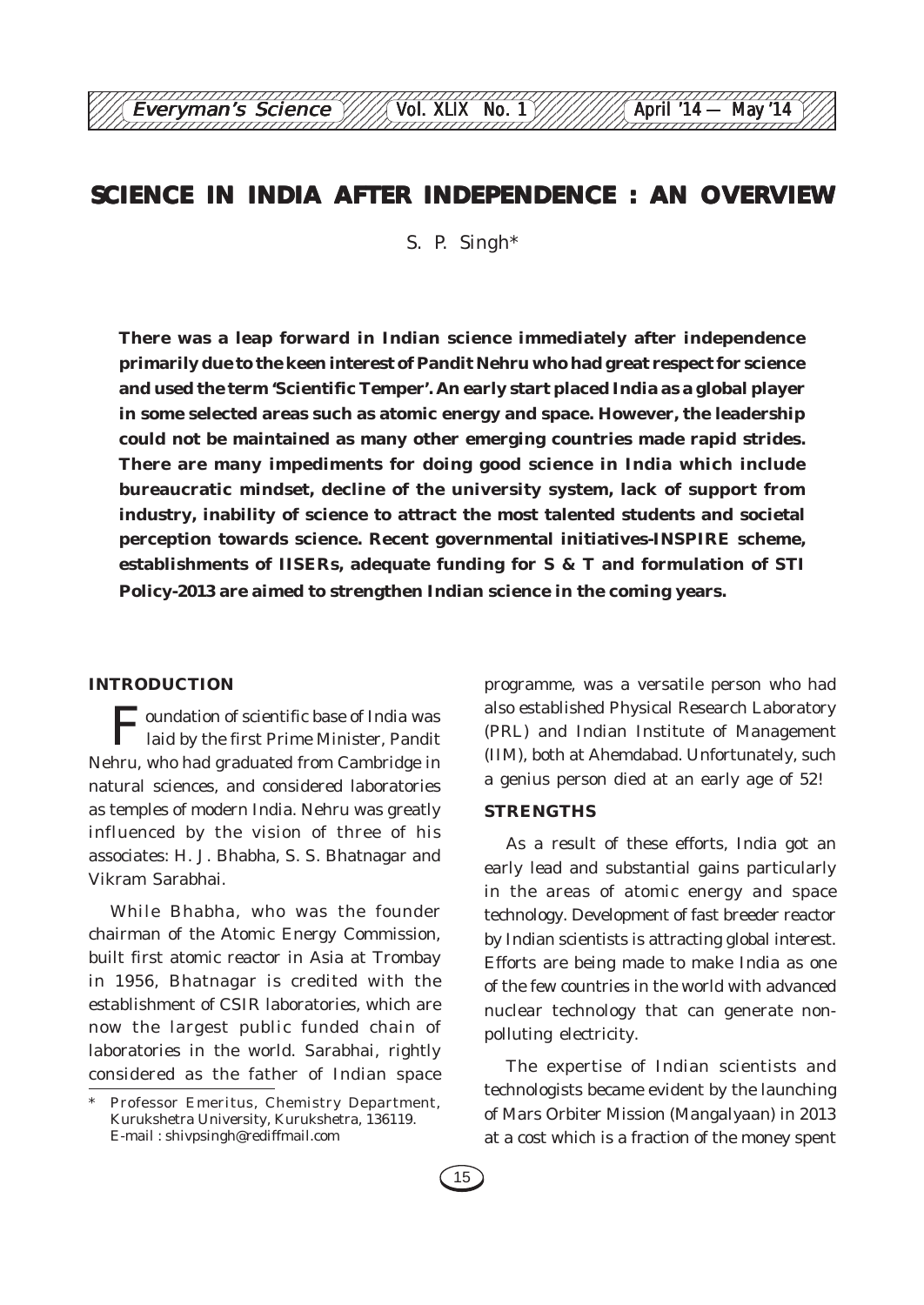# SCIENCE IN INDIA AFTER INDEPENDENCE : AN OVERVIEW

S. P. Singh*

**There was a leap forward in Indian science immediately after independence primarily due to the keen interest of Pandit Nehru who had great respect for science and used the term 'Scientific Temper'. An early start placed India as a global player in some selected areas such as atomic energy and space. However, the leadership could not be maintained as many other emerging countries made rapid strides. There are many impediments for doing good science in India which include bureaucratic mindset, decline of the university system, lack of support from industry, inability of science to attract the most talented students and societal perception towards science. Recent governmental initiatives-INSPIRE scheme, establishments of IISERs, adequate funding for S & T and formulation of STI Policy-2013 are aimed to strengthen Indian science in the coming years.**

## INTRODUCTION

Foundation of scientific base of India was laid by the first Prime Minister, Pandit Nehru, who had graduated from Cambridge in natural sciences, and considered laboratories as temples of modern India. Nehru was greatly influenced by the vision of three of his associates: H. J. Bhabha, S. S. Bhatnagar and Vikram Sarabhai.

While Bhabha, who was the founder chairman of the Atomic Energy Commission, built first atomic reactor in Asia at Trombay in 1956, Bhatnagar is credited with the establishment of CSIR laboratories, which are now the largest public funded chain of laboratories in the world. Sarabhai, rightly considered as the father of Indian space programme, was a versatile person who had also established Physical Research Laboratory (PRL) and Indian Institute of Management (IIM), both at Ahemdabad. Unfortunately, such a genius person died at an early age of 52!

## STRENGTHS

As a result of these efforts, India got an early lead and substantial gains particularly in the areas of atomic energy and space technology. Development of fast breeder reactor by Indian scientists is attracting global interest. Efforts are being made to make India as one of the few countries in the world with advanced nuclear technology that can generate non-polluting electricity.

The expertise of Indian scientists and technologists became evident by the launching of Mars Orbiter Mission (Mangalyaan) in 2013 at a cost which is a fraction of the money spent

---

* Professor Emeritus, Chemistry Department, Kurukshetra University, Kurukshetra, 136119. E-mail : shivpsingh@rediffmail.com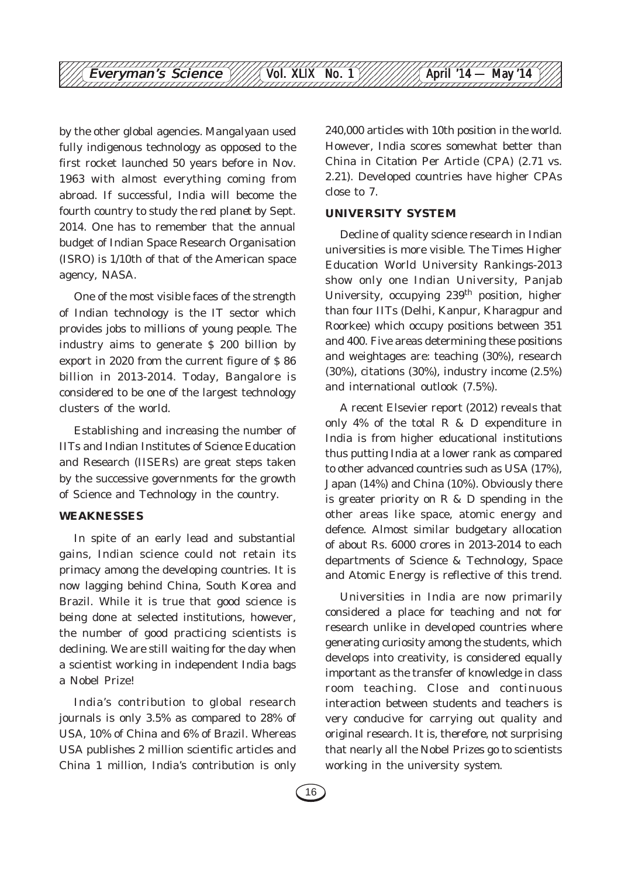by the other global agencies. Mangalyaan used fully indigenous technology as opposed to the first rocket launched 50 years before in Nov. 1963 with almost everything coming from abroad. If successful, India will become the fourth country to study the red planet by Sept. 2014. One has to remember that the annual budget of Indian Space Research Organisation (ISRO) is 1/10th of that of the American space agency, NASA.

One of the most visible faces of the strength of Indian technology is the IT sector which provides jobs to millions of young people. The industry aims to generate $ 200 billion by export in 2020 from the current figure of $ 86 billion in 2013-2014. Today, Bangalore is considered to be one of the largest technology clusters of the world.

Establishing and increasing the number of IITs and Indian Institutes of Science Education and Research (IISERs) are great steps taken by the successive governments for the growth of Science and Technology in the country.

### WEAKNESSES

In spite of an early lead and substantial gains, Indian science could not retain its primacy among the developing countries. It is now lagging behind China, South Korea and Brazil. While it is true that good science is being done at selected institutions, however, the number of good practicing scientists is declining. We are still waiting for the day when a scientist working in independent India bags a Nobel Prize!

India's contribution to global research journals is only 3.5% as compared to 28% of USA, 10% of China and 6% of Brazil. Whereas USA publishes 2 million scientific articles and China 1 million, India's contribution is only 240,000 articles with 10th position in the world. However, India scores somewhat better than China in Citation Per Article (CPA) (2.71 vs. 2.21). Developed countries have higher CPAs close to 7.

### UNIVERSITY SYSTEM

Decline of quality science research in Indian universities is more visible. The Times Higher Education World University Rankings-2013 show only one Indian University, Panjab University, occupying 239$^{th}$ position, higher than four IITs (Delhi, Kanpur, Kharagpur and Roorkee) which occupy positions between 351 and 400. Five areas determining these positions and weightages are: teaching (30%), research (30%), citations (30%), industry income (2.5%) and international outlook (7.5%).

A recent Elsevier report (2012) reveals that only 4% of the total R & D expenditure in India is from higher educational institutions thus putting India at a lower rank as compared to other advanced countries such as USA (17%), Japan (14%) and China (10%). Obviously there is greater priority on R & D spending in the other areas like space, atomic energy and defence. Almost similar budgetary allocation of about Rs. 6000 crores in 2013-2014 to each departments of Science & Technology, Space and Atomic Energy is reflective of this trend.

Universities in India are now primarily considered a place for teaching and not for research unlike in developed countries where generating curiosity among the students, which develops into creativity, is considered equally important as the transfer of knowledge in class room teaching. Close and continuous interaction between students and teachers is very conducive for carrying out quality and original research. It is, therefore, not surprising that nearly all the Nobel Prizes go to scientists working in the university system.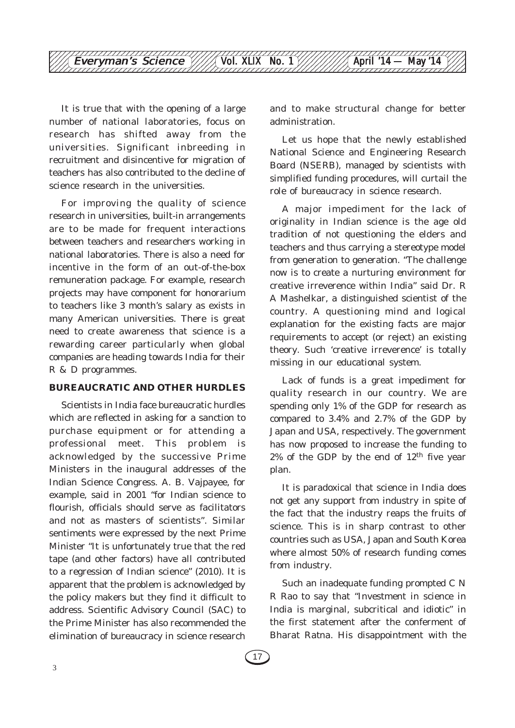It is true that with the opening of a large number of national laboratories, focus on research has shifted away from the universities. Significant inbreeding in recruitment and disincentive for migration of teachers has also contributed to the decline of science research in the universities.

For improving the quality of science research in universities, built-in arrangements are to be made for frequent interactions between teachers and researchers working in national laboratories. There is also a need for incentive in the form of an out-of-the-box remuneration package. For example, research projects may have component for honorarium to teachers like 3 month's salary as exists in many American universities. There is great need to create awareness that science is a rewarding career particularly when global companies are heading towards India for their R & D programmes.

## BUREAUCRATIC AND OTHER HURDLES

Scientists in India face bureaucratic hurdles which are reflected in asking for a sanction to purchase equipment or for attending a professional meet. This problem is acknowledged by the successive Prime Ministers in the inaugural addresses of the Indian Science Congress. A. B. Vajpayee, for example, said in 2001 "for Indian science to flourish, officials should serve as facilitators and not as masters of scientists". Similar sentiments were expressed by the next Prime Minister "It is unfortunately true that the red tape (and other factors) have all contributed to a regression of Indian science" (2010). It is apparent that the problem is acknowledged by the policy makers but they find it difficult to address. Scientific Advisory Council (SAC) to the Prime Minister has also recommended the elimination of bureaucracy in science research and to make structural change for better administration.

Let us hope that the newly established National Science and Engineering Research Board (NSERB), managed by scientists with simplified funding procedures, will curtail the role of bureaucracy in science research.

A major impediment for the lack of originality in Indian science is the age old tradition of not questioning the elders and teachers and thus carrying a stereotype model from generation to generation. "The challenge now is to create a nurturing environment for creative irreverence within India" said Dr. R A Mashelkar, a distinguished scientist of the country. A questioning mind and logical explanation for the existing facts are major requirements to accept (or reject) an existing theory. Such 'creative irreverence' is totally missing in our educational system.

Lack of funds is a great impediment for quality research in our country. We are spending only 1% of the GDP for research as compared to 3.4% and 2.7% of the GDP by Japan and USA, respectively. The government has now proposed to increase the funding to 2% of the GDP by the end of 12$^{th}$ five year plan.

It is paradoxical that science in India does not get any support from industry in spite of the fact that the industry reaps the fruits of science. This is in sharp contrast to other countries such as USA, Japan and South Korea where almost 50% of research funding comes from industry.

Such an inadequate funding prompted C N R Rao to say that "Investment in science in India is marginal, subcritical and idiotic" in the first statement after the conferment of Bharat Ratna. His disappointment with the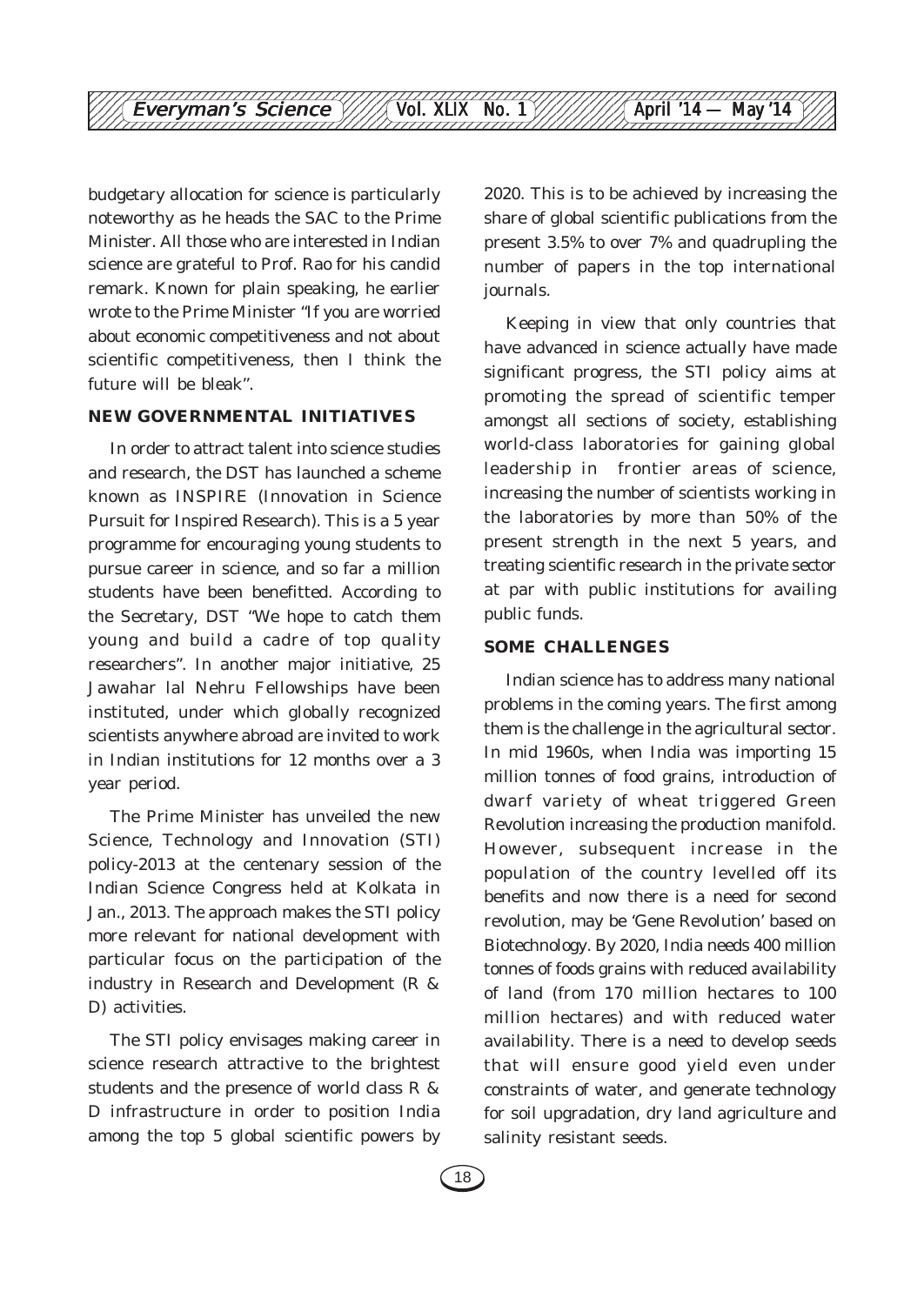budgetary allocation for science is particularly noteworthy as he heads the SAC to the Prime Minister. All those who are interested in Indian science are grateful to Prof. Rao for his candid remark. Known for plain speaking, he earlier wrote to the Prime Minister "If you are worried about economic competitiveness and not about scientific competitiveness, then I think the future will be bleak".

## NEW GOVERNMENTAL INITIATIVES

In order to attract talent into science studies and research, the DST has launched a scheme known as INSPIRE (Innovation in Science Pursuit for Inspired Research). This is a 5 year programme for encouraging young students to pursue career in science, and so far a million students have been benefitted. According to the Secretary, DST "We hope to catch them young and build a cadre of top quality researchers". In another major initiative, 25 Jawahar lal Nehru Fellowships have been instituted, under which globally recognized scientists anywhere abroad are invited to work in Indian institutions for 12 months over a 3 year period.

The Prime Minister has unveiled the new Science, Technology and Innovation (STI) policy-2013 at the centenary session of the Indian Science Congress held at Kolkata in Jan., 2013. The approach makes the STI policy more relevant for national development with particular focus on the participation of the industry in Research and Development (R & D) activities.

The STI policy envisages making career in science research attractive to the brightest students and the presence of world class R & D infrastructure in order to position India among the top 5 global scientific powers by 2020. This is to be achieved by increasing the share of global scientific publications from the present 3.5% to over 7% and quadrupling the number of papers in the top international journals.

Keeping in view that only countries that have advanced in science actually have made significant progress, the STI policy aims at promoting the spread of scientific temper amongst all sections of society, establishing world-class laboratories for gaining global leadership in frontier areas of science, increasing the number of scientists working in the laboratories by more than 50% of the present strength in the next 5 years, and treating scientific research in the private sector at par with public institutions for availing public funds.

## SOME CHALLENGES

Indian science has to address many national problems in the coming years. The first among them is the challenge in the agricultural sector. In mid 1960s, when India was importing 15 million tonnes of food grains, introduction of dwarf variety of wheat triggered Green Revolution increasing the production manifold. However, subsequent increase in the population of the country levelled off its benefits and now there is a need for second revolution, may be 'Gene Revolution' based on Biotechnology. By 2020, India needs 400 million tonnes of foods grains with reduced availability of land (from 170 million hectares to 100 million hectares) and with reduced water availability. There is a need to develop seeds that will ensure good yield even under constraints of water, and generate technology for soil upgradation, dry land agriculture and salinity resistant seeds.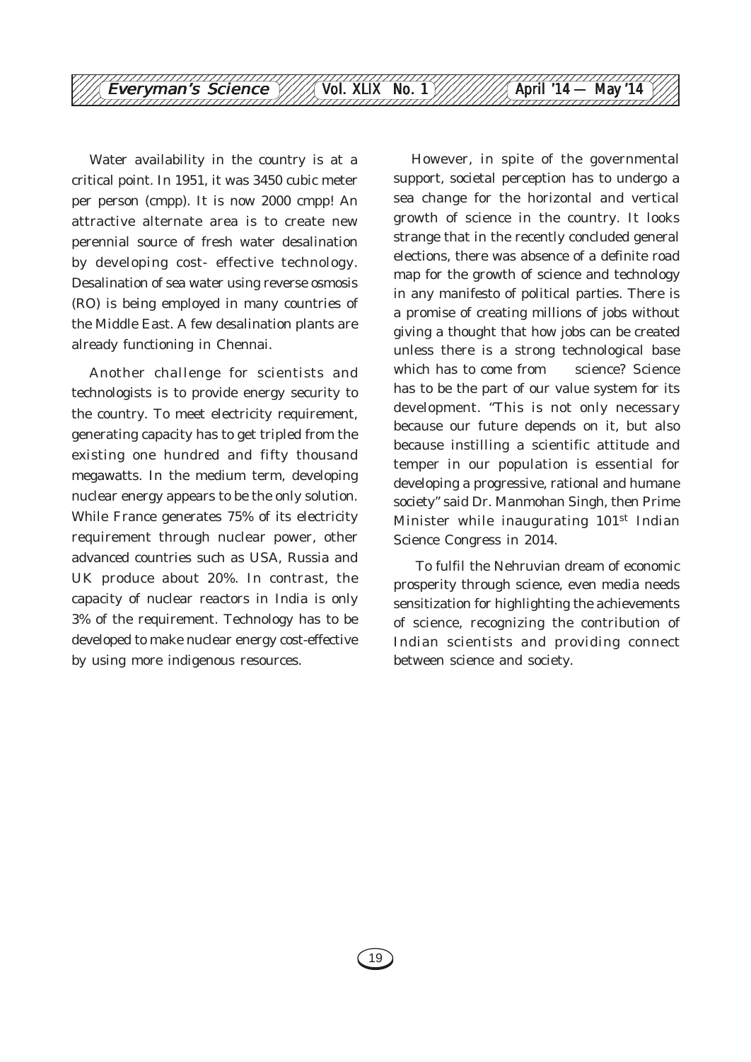Water availability in the country is at a critical point. In 1951, it was 3450 cubic meter per person (cmpp). It is now 2000 cmpp! An attractive alternate area is to create new perennial source of fresh water desalination by developing cost- effective technology. Desalination of sea water using reverse osmosis (RO) is being employed in many countries of the Middle East. A few desalination plants are already functioning in Chennai.

Another challenge for scientists and technologists is to provide energy security to the country. To meet electricity requirement, generating capacity has to get tripled from the existing one hundred and fifty thousand megawatts. In the medium term, developing nuclear energy appears to be the only solution. While France generates 75% of its electricity requirement through nuclear power, other advanced countries such as USA, Russia and UK produce about 20%. In contrast, the capacity of nuclear reactors in India is only 3% of the requirement. Technology has to be developed to make nuclear energy cost-effective by using more indigenous resources.

However, in spite of the governmental support, societal perception has to undergo a sea change for the horizontal and vertical growth of science in the country. It looks strange that in the recently concluded general elections, there was absence of a definite road map for the growth of science and technology in any manifesto of political parties. There is a promise of creating millions of jobs without giving a thought that how jobs can be created unless there is a strong technological base which has to come from science? Science has to be the part of our value system for its development. "This is not only necessary because our future depends on it, but also because instilling a scientific attitude and temper in our population is essential for developing a progressive, rational and humane society" said Dr. Manmohan Singh, then Prime Minister while inaugurating 101st Indian Science Congress in 2014.

To fulfil the Nehruvian dream of economic prosperity through science, even media needs sensitization for highlighting the achievements of science, recognizing the contribution of Indian scientists and providing connect between science and society.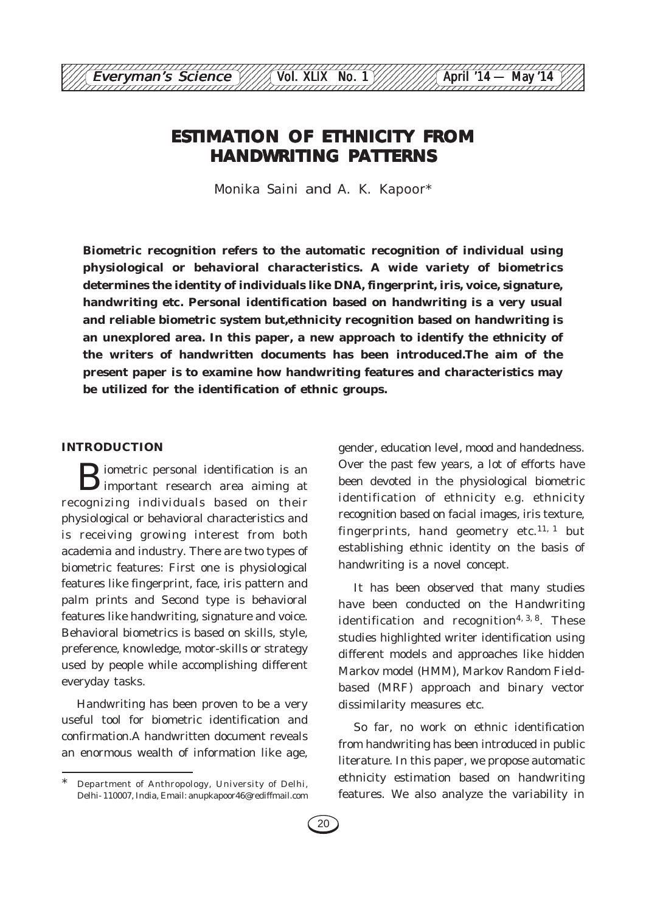# ESTIMATION OF ETHNICITY FROM HANDWRITING PATTERNS

Monika Saini and A. K. Kapoor*

**Biometric recognition refers to the automatic recognition of individual using physiological or behavioral characteristics. A wide variety of biometrics determines the identity of individuals like DNA, fingerprint, iris, voice, signature, handwriting etc. Personal identification based on handwriting is a very usual and reliable biometric system but,ethnicity recognition based on handwriting is an unexplored area. In this paper, a new approach to identify the ethnicity of the writers of handwritten documents has been introduced.The aim of the present paper is to examine how handwriting features and characteristics may be utilized for the identification of ethnic groups.**

## INTRODUCTION

Biometric personal identification is an important research area aiming at recognizing individuals based on their physiological or behavioral characteristics and is receiving growing interest from both academia and industry. There are two types of biometric features: First one is physiological features like fingerprint, face, iris pattern and palm prints and Second type is behavioral features like handwriting, signature and voice. Behavioral biometrics is based on skills, style, preference, knowledge, motor-skills or strategy used by people while accomplishing different everyday tasks.

Handwriting has been proven to be a very useful tool for biometric identification and confirmation.A handwritten document reveals an enormous wealth of information like age, gender, education level, mood and handedness. Over the past few years, a lot of efforts have been devoted in the physiological biometric identification of ethnicity e.g. ethnicity recognition based on facial images, iris texture, fingerprints, hand geometry etc.[11, 1] but establishing ethnic identity on the basis of handwriting is a novel concept.

It has been observed that many studies have been conducted on the Handwriting identification and recognition[4, 3, 8]. These studies highlighted writer identification using different models and approaches like hidden Markov model (HMM), Markov Random Field-based (MRF) approach and binary vector dissimilarity measures etc.

So far, no work on ethnic identification from handwriting has been introduced in public literature. In this paper, we propose automatic ethnicity estimation based on handwriting features. We also analyze the variability in

---

* Department of Anthropology, University of Delhi, Delhi-110007, India, Email: anupkapoor46@rediffmail.com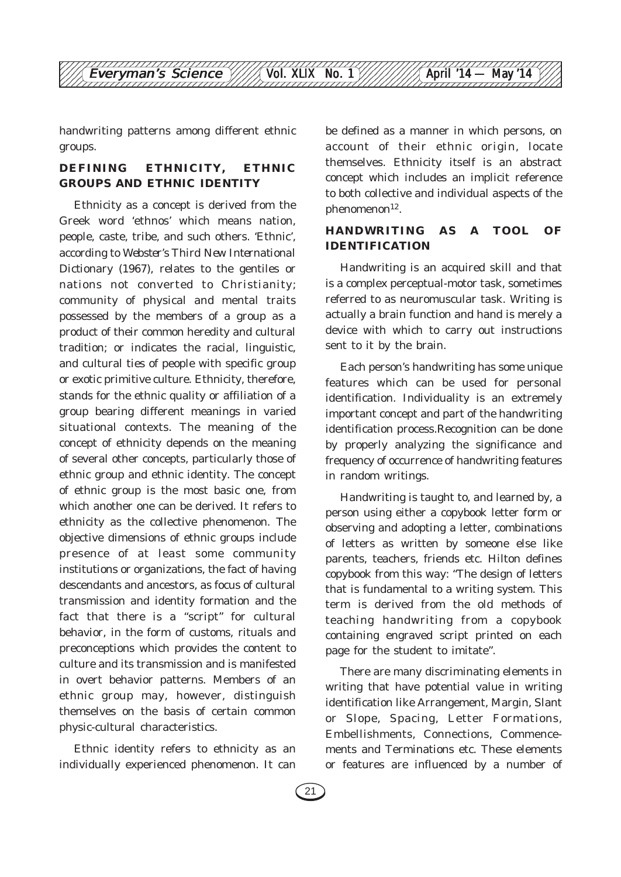handwriting patterns among different ethnic groups.

## DEFINING ETHNICITY, ETHNIC GROUPS AND ETHNIC IDENTITY

Ethnicity as a concept is derived from the Greek word 'ethnos' which means nation, people, caste, tribe, and such others. 'Ethnic', according to *Webster's Third New International Dictionary* (1967), relates to the gentiles or nations not converted to Christianity; community of physical and mental traits possessed by the members of a group as a product of their common heredity and cultural tradition; or indicates the racial, linguistic, and cultural ties of people with specific group or exotic primitive culture. Ethnicity, therefore, stands for the ethnic quality or affiliation of a group bearing different meanings in varied situational contexts. The meaning of the concept of ethnicity depends on the meaning of several other concepts, particularly those of ethnic group and ethnic identity. The concept of ethnic group is the most basic one, from which another one can be derived. It refers to ethnicity as the collective phenomenon. The objective dimensions of ethnic groups include presence of at least some community institutions or organizations, the fact of having descendants and ancestors, as focus of cultural transmission and identity formation and the fact that there is a "script" for cultural behavior, in the form of customs, rituals and preconceptions which provides the content to culture and its transmission and is manifested in overt behavior patterns. Members of an ethnic group may, however, distinguish themselves on the basis of certain common physic-cultural characteristics.

Ethnic identity refers to ethnicity as an individually experienced phenomenon. It can be defined as a manner in which persons, on account of their ethnic origin, locate themselves. Ethnicity itself is an abstract concept which includes an implicit reference to both collective and individual aspects of the phenomenon[12].

## HANDWRITING AS A TOOL OF IDENTIFICATION

Handwriting is an acquired skill and that is a complex perceptual-motor task, sometimes referred to as neuromuscular task. Writing is actually a brain function and hand is merely a device with which to carry out instructions sent to it by the brain.

Each person's handwriting has some unique features which can be used for personal identification. Individuality is an extremely important concept and part of the handwriting identification process.Recognition can be done by properly analyzing the significance and frequency of occurrence of handwriting features in random writings.

Handwriting is taught to, and learned by, a person using either a copybook letter form or observing and adopting a letter, combinations of letters as written by someone else like parents, teachers, friends etc. Hilton defines copybook from this way: "The design of letters that is fundamental to a writing system. This term is derived from the old methods of teaching handwriting from a copybook containing engraved script printed on each page for the student to imitate".

There are many discriminating elements in writing that have potential value in writing identification like Arrangement, Margin, Slant or Slope, Spacing, Letter Formations, Embellishments, Connections, Commencements and Terminations etc. These elements or features are influenced by a number of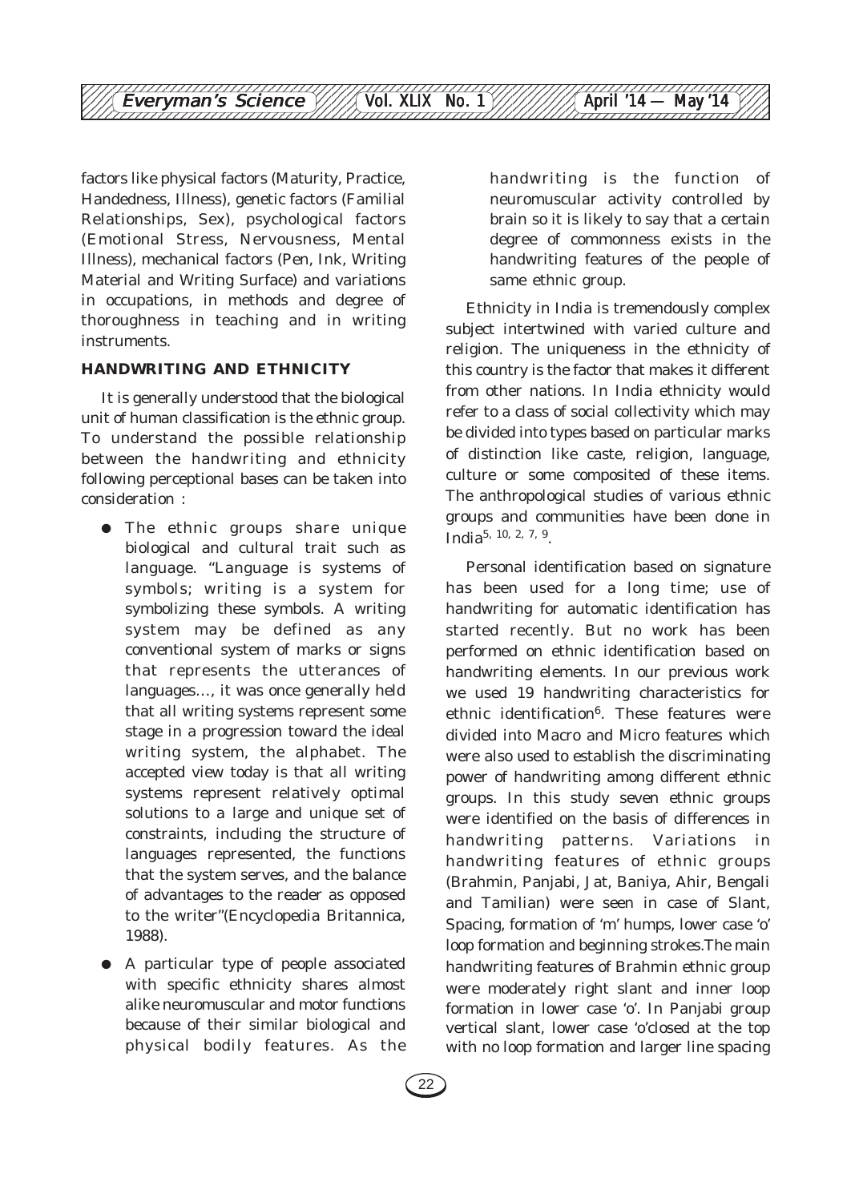factors like physical factors (Maturity, Practice, Handedness, Illness), genetic factors (Familial Relationships, Sex), psychological factors (Emotional Stress, Nervousness, Mental Illness), mechanical factors (Pen, Ink, Writing Material and Writing Surface) and variations in occupations, in methods and degree of thoroughness in teaching and in writing instruments.

## HANDWRITING AND ETHNICITY

It is generally understood that the biological unit of human classification is the ethnic group. To understand the possible relationship between the handwriting and ethnicity following perceptional bases can be taken into consideration :

- The ethnic groups share unique biological and cultural trait such as language. "Language is systems of symbols; writing is a system for symbolizing these symbols. A writing system may be defined as any conventional system of marks or signs that represents the utterances of languages..., it was once generally held that all writing systems represent some stage in a progression toward the ideal writing system, the alphabet. The accepted view today is that all writing systems represent relatively optimal solutions to a large and unique set of constraints, including the structure of languages represented, the functions that the system serves, and the balance of advantages to the reader as opposed to the writer"(Encyclopedia Britannica, 1988).
- A particular type of people associated with specific ethnicity shares almost alike neuromuscular and motor functions because of their similar biological and physical bodily features. As the handwriting is the function of neuromuscular activity controlled by brain so it is likely to say that a certain degree of commonness exists in the handwriting features of the people of same ethnic group.

Ethnicity in India is tremendously complex subject intertwined with varied culture and religion. The uniqueness in the ethnicity of this country is the factor that makes it different from other nations. In India ethnicity would refer to a class of social collectivity which may be divided into types based on particular marks of distinction like caste, religion, language, culture or some composited of these items. The anthropological studies of various ethnic groups and communities have been done in India[5, 10, 2, 7, 9].

Personal identification based on signature has been used for a long time; use of handwriting for automatic identification has started recently. But no work has been performed on ethnic identification based on handwriting elements. In our previous work we used 19 handwriting characteristics for ethnic identification[6]. These features were divided into Macro and Micro features which were also used to establish the discriminating power of handwriting among different ethnic groups. In this study seven ethnic groups were identified on the basis of differences in handwriting patterns. Variations in handwriting features of ethnic groups (Brahmin, Panjabi, Jat, Baniya, Ahir, Bengali and Tamilian) were seen in case of Slant, Spacing, formation of 'm' humps, lower case 'o' loop formation and beginning strokes.The main handwriting features of Brahmin ethnic group were moderately right slant and inner loop formation in lower case 'o'. In Panjabi group vertical slant, lower case 'o'closed at the top with no loop formation and larger line spacing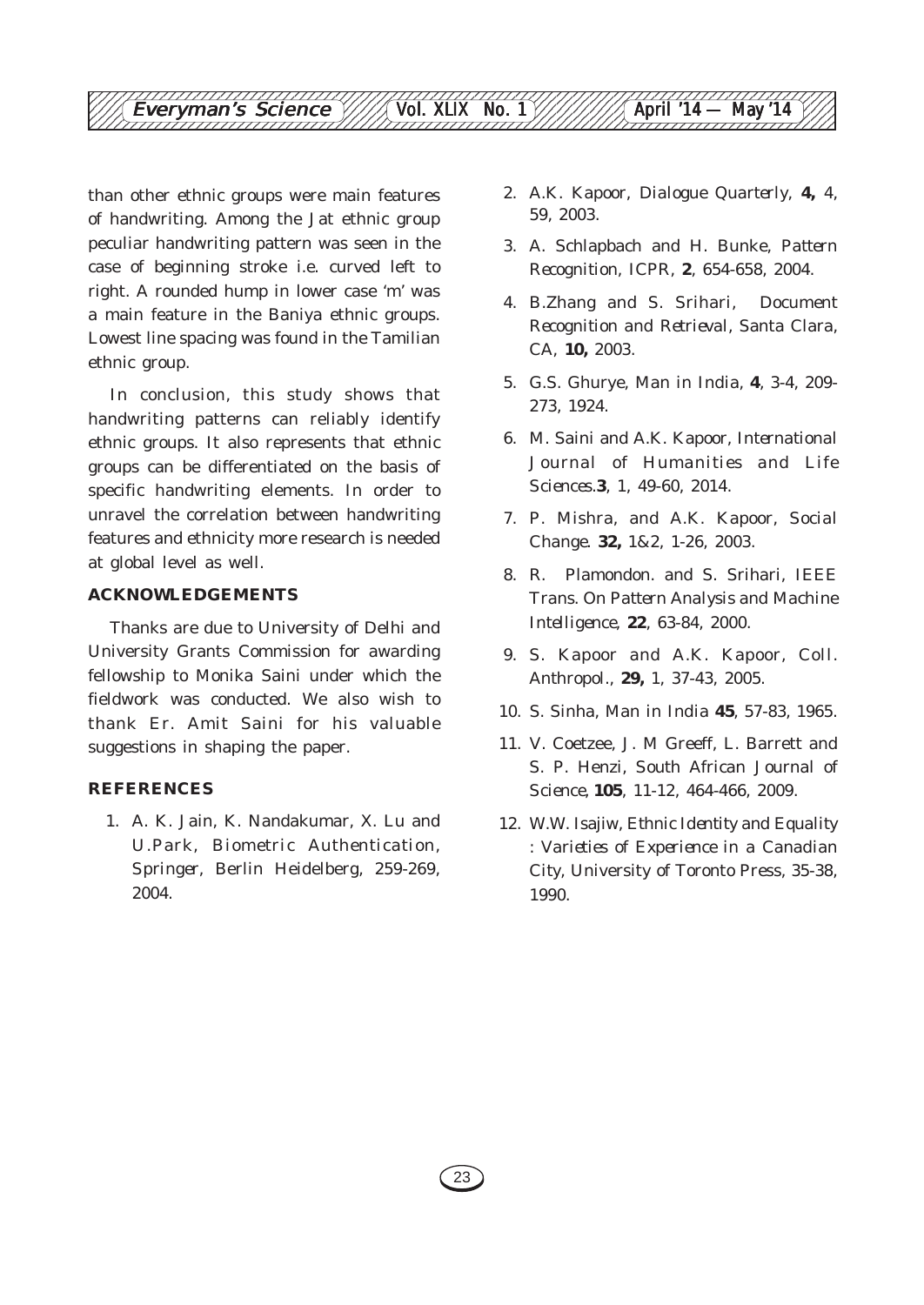than other ethnic groups were main features of handwriting. Among the Jat ethnic group peculiar handwriting pattern was seen in the case of beginning stroke i.e. curved left to right. A rounded hump in lower case 'm' was a main feature in the Baniya ethnic groups. Lowest line spacing was found in the Tamilian ethnic group.

In conclusion, this study shows that handwriting patterns can reliably identify ethnic groups. It also represents that ethnic groups can be differentiated on the basis of specific handwriting elements. In order to unravel the correlation between handwriting features and ethnicity more research is needed at global level as well.

## ACKNOWLEDGEMENTS

Thanks are due to University of Delhi and University Grants Commission for awarding fellowship to Monika Saini under which the fieldwork was conducted. We also wish to thank Er. Amit Saini for his valuable suggestions in shaping the paper.

## REFERENCES

1. A. K. Jain, K. Nandakumar, X. Lu and U.Park, *Biometric Authentication*, Springer, Berlin Heidelberg, 259-269, 2004.
2. A.K. Kapoor, *Dialogue Quarterly*, **4,** 4, 59, 2003.
3. A. Schlapbach and H. Bunke, *Pattern Recognition*, ICPR, **2**, 654-658, 2004.
4. B.Zhang and S. Srihari, *Document Recognition and Retrieval*, Santa Clara, CA, **10,** 2003.
5. G.S. Ghurye, *Man in India*, **4**, 3-4, 209-273, 1924.
6. M. Saini and A.K. Kapoor, *International Journal of Humanities and Life Sciences*.**3**, 1, 49-60, 2014.
7. P. Mishra, and A.K. Kapoor, *Social Change*. **32,** 1&2, 1-26, 2003.
8. R. Plamondon. and S. Srihari, *IEEE Trans. On Pattern Analysis and Machine Intelligence*, **22**, 63-84, 2000.
9. S. Kapoor and A.K. Kapoor, *Coll. Anthropol.*, **29,** 1, 37-43, 2005.
10. S. Sinha, *Man in India* **45**, 57-83, 1965.
11. V. Coetzee, J. M Greeff, L. Barrett and S. P. Henzi, *South African Journal of Science*, **105**, 11-12, 464-466, 2009.
12. W.W. Isajiw, *Ethnic Identity and Equality : Varieties of Experience in a Canadian City*, University of Toronto Press, 35-38, 1990.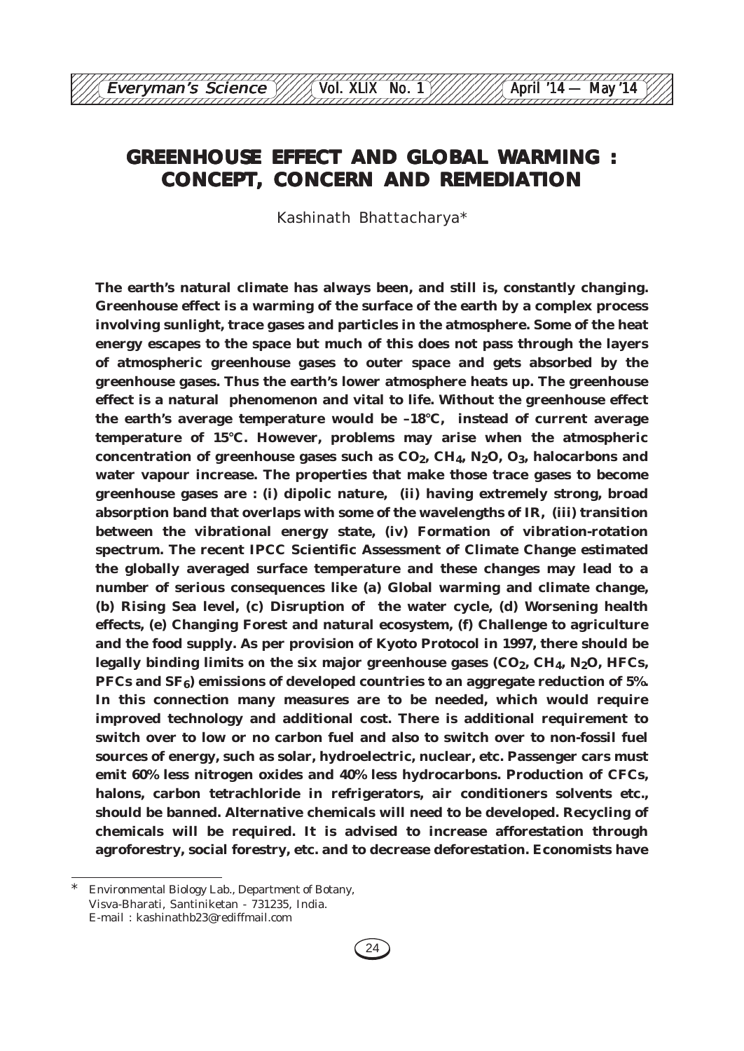# GREENHOUSE EFFECT AND GLOBAL WARMING : CONCEPT, CONCERN AND REMEDIATION

Kashinath Bhattacharya*

**The earth's natural climate has always been, and still is, constantly changing. Greenhouse effect is a warming of the surface of the earth by a complex process involving sunlight, trace gases and particles in the atmosphere. Some of the heat energy escapes to the space but much of this does not pass through the layers of atmospheric greenhouse gases to outer space and gets absorbed by the greenhouse gases. Thus the earth's lower atmosphere heats up. The greenhouse effect is a natural phenomenon and vital to life. Without the greenhouse effect the earth's average temperature would be –18°C, instead of current average temperature of 15°C. However, problems may arise when the atmospheric concentration of greenhouse gases such as $CO_2$, $CH_4$, $N_2O$, $O_3$, halocarbons and water vapour increase. The properties that make those trace gases to become greenhouse gases are : (i) dipolic nature, (ii) having extremely strong, broad absorption band that overlaps with some of the wavelengths of IR, (iii) transition between the vibrational energy state, (iv) Formation of vibration-rotation spectrum. The recent IPCC Scientific Assessment of Climate Change estimated the globally averaged surface temperature and these changes may lead to a number of serious consequences like (a) Global warming and climate change, (b) Rising Sea level, (c) Disruption of the water cycle, (d) Worsening health effects, (e) Changing Forest and natural ecosystem, (f) Challenge to agriculture and the food supply. As per provision of Kyoto Protocol in 1997, there should be legally binding limits on the six major greenhouse gases ($CO_2$, $CH_4$, $N_2O$, HFCs, PFCs and $SF_6$) emissions of developed countries to an aggregate reduction of 5%. In this connection many measures are to be needed, which would require improved technology and additional cost. There is additional requirement to switch over to low or no carbon fuel and also to switch over to non-fossil fuel sources of energy, such as solar, hydroelectric, nuclear, etc. Passenger cars must emit 60% less nitrogen oxides and 40% less hydrocarbons. Production of CFCs, halons, carbon tetrachloride in refrigerators, air conditioners solvents etc., should be banned. Alternative chemicals will need to be developed. Recycling of chemicals will be required. It is advised to increase afforestation through agroforestry, social forestry, etc. and to decrease deforestation. Economists have**

---

* Environmental Biology Lab., Department of Botany, Visva-Bharati, Santiniketan - 731235, India. E-mail : kashinathb23@rediffmail.com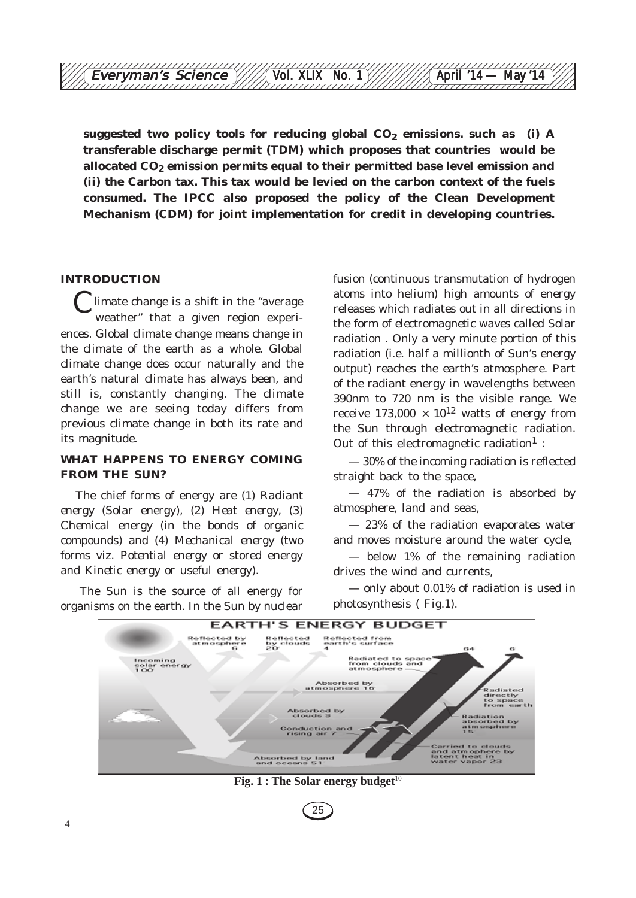**suggested two policy tools for reducing global $CO_2$ emissions. such as (i) A transferable discharge permit (TDM) which proposes that countries would be allocated $CO_2$ emission permits equal to their permitted base level emission and (ii) the Carbon tax. This tax would be levied on the carbon context of the fuels consumed. The IPCC also proposed the policy of the Clean Development Mechanism (CDM) for joint implementation for credit in developing countries.**

## INTRODUCTION

Climate change is a shift in the "average weather" that a given region experiences. Global climate change means change in the climate of the earth as a whole. Global climate change does occur naturally and the earth's natural climate has always been, and still is, constantly changing. The climate change we are seeing today differs from previous climate change in both its rate and its magnitude.

## WHAT HAPPENS TO ENERGY COMING FROM THE SUN?

The chief forms of energy are (1) Radiant *energy* (Solar energy), (2) *Heat energy*, (3) *Chemical energy* (in the bonds of organic compounds) and (4) *Mechanical energy* (two forms viz. *Potential energy* or stored energy and *Kinetic energy* or useful energy).

The Sun is the source of all energy for organisms on the earth. In the Sun by nuclear fusion (continuous transmutation of hydrogen atoms into helium) high amounts of energy releases which radiates out in all directions in the form of *electromagnetic waves* called Solar radiation . Only a very minute portion of this radiation (i.e. half a millionth of Sun's energy output) reaches the earth's atmosphere. Part of the radiant energy in wavelengths between 390nm to 720 nm is the visible range. We receive $173{,}000 \times 10^{12}$ watts of energy from the Sun through electromagnetic radiation. Out of this electromagnetic radiation[1] :

— 30% of the incoming radiation is reflected straight back to the space,

— 47% of the radiation is absorbed by atmosphere, land and seas,

— 23% of the radiation evaporates water and moves moisture around the water cycle,

— below 1% of the remaining radiation drives the wind and currents,

— only about 0.01% of radiation is used in photosynthesis ( Fig.1).

EARTH'S ENERGY BUDGET

Reflected by atmosphere 6 | Reflected by clouds 20 | Reflected from earth's surface 4 | Incoming solar energy 100 | Radiated to space from clouds and atmosphere 64 | Radiated directly to space from earth 6 | Absorbed by atmosphere 16 | Absorbed by clouds 3 | Conduction and rising air 7 | Radiation absorbed by atmosphere 15 | Carried to clouds and atmosphere by latent heat in water vapor 23 | Absorbed by land and oceans 51

**Fig. 1 : The Solar energy budget**[10]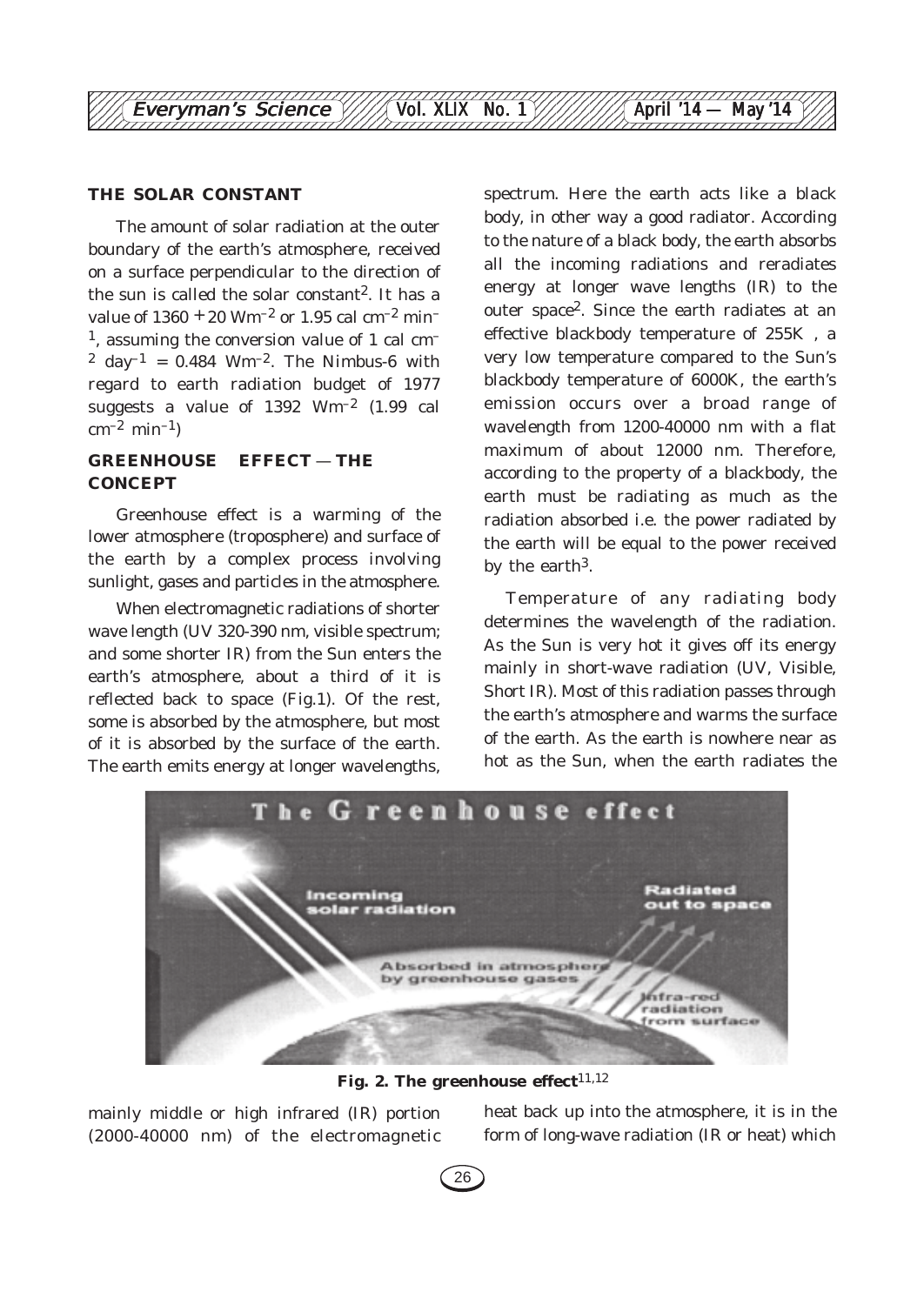## THE SOLAR CONSTANT

The amount of solar radiation at the outer boundary of the earth's atmosphere, received on a surface perpendicular to the direction of the sun is called the solar constant[2]. It has a value of $1360 + 20$ $Wm^{-2}$ or 1.95 cal $cm^{-2}$ $min^{-1}$, assuming the conversion value of 1 cal $cm^{-2}$ $day^{-1}$ = 0.484 $Wm^{-2}$. The Nimbus-6 with regard to earth radiation budget of 1977 suggests a value of 1392 $Wm^{-2}$ (1.99 cal $cm^{-2}$ $min^{-1}$)

## GREENHOUSE EFFECT — THE CONCEPT

Greenhouse effect is a warming of the lower atmosphere (troposphere) and surface of the earth by a complex process involving sunlight, gases and particles in the atmosphere.

When electromagnetic radiations of shorter wave length (UV 320-390 nm, visible spectrum; and some shorter IR) from the Sun enters the earth's atmosphere, about a third of it is reflected back to space (Fig.1). Of the rest, some is absorbed by the atmosphere, but most of it is absorbed by the surface of the earth. The earth emits energy at longer wavelengths, mainly middle or high infrared (IR) portion (2000-40000 nm) of the electromagnetic spectrum. Here the earth acts like a black body, in other way a good radiator. According to the nature of a black body, the earth absorbs all the incoming radiations and reradiates energy at longer wave lengths (IR) to the outer space[2]. Since the earth radiates at an effective blackbody temperature of 255K , a very low temperature compared to the Sun's blackbody temperature of 6000K, the earth's emission occurs over a broad range of wavelength from 1200-40000 nm with a flat maximum of about 12000 nm. Therefore, according to the property of a blackbody, the earth must be radiating as much as the radiation absorbed i.e. the power radiated by the earth will be equal to the power received by the earth[3].

Temperature of any radiating body determines the wavelength of the radiation. As the Sun is very hot it gives off its energy mainly in short-wave radiation (UV, Visible, Short IR). Most of this radiation passes through the earth's atmosphere and warms the surface of the earth. As the earth is nowhere near as hot as the Sun, when the earth radiates the heat back up into the atmosphere, it is in the form of long-wave radiation (IR or heat) which

**Fig. 2. The greenhouse effect**[11,12]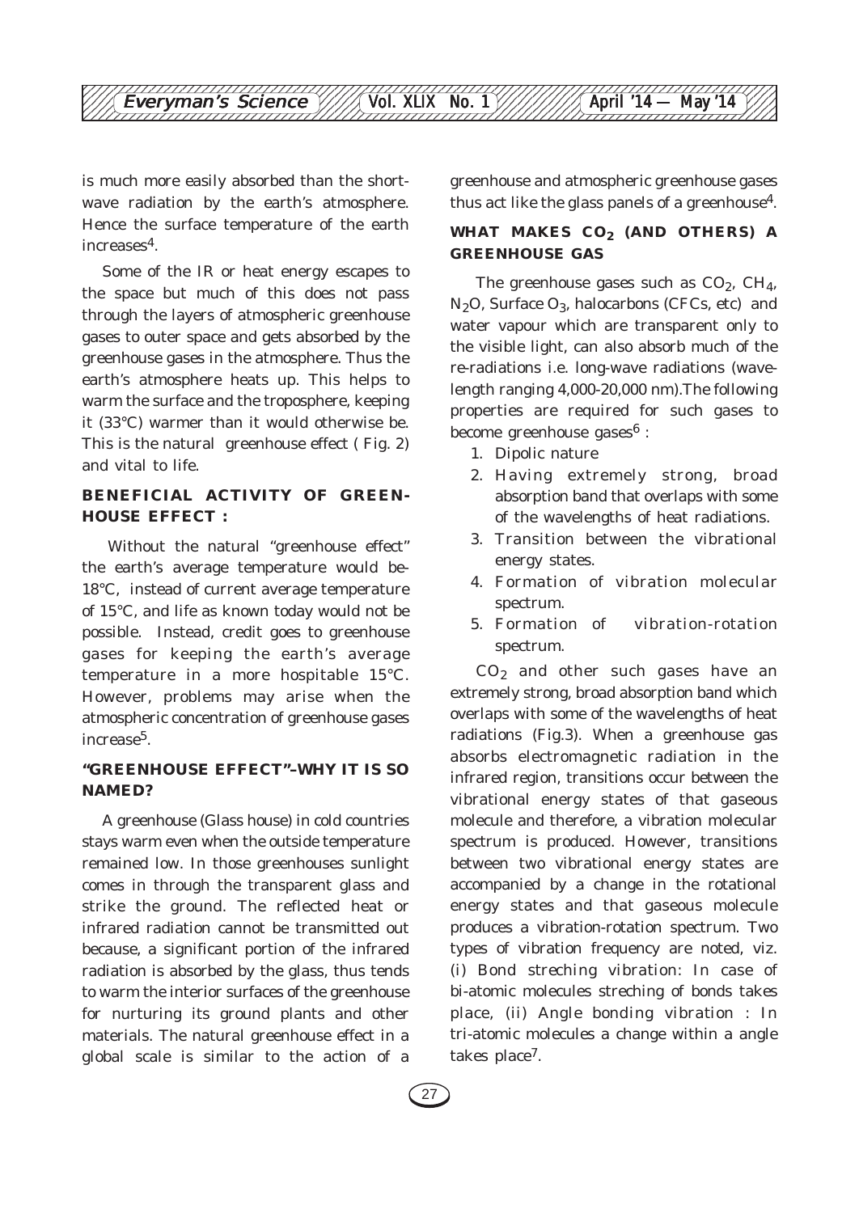is much more easily absorbed than the short-wave radiation by the earth's atmosphere. Hence the surface temperature of the earth increases[4].

Some of the IR or heat energy escapes to the space but much of this does not pass through the layers of atmospheric greenhouse gases to outer space and gets absorbed by the greenhouse gases in the atmosphere. Thus the earth's atmosphere heats up. This helps to warm the surface and the troposphere, keeping it (33°C) warmer than it would otherwise be. This is the natural greenhouse effect ( Fig. 2) and vital to life.

### BENEFICIAL ACTIVITY OF GREENHOUSE EFFECT :

Without the natural "greenhouse effect" the earth's average temperature would be-18°C, instead of current average temperature of 15°C, and life as known today would not be possible. Instead, credit goes to greenhouse gases for keeping the earth's average temperature in a more hospitable 15°C. However, problems may arise when the atmospheric concentration of greenhouse gases increase[5].

### "GREENHOUSE EFFECT"–WHY IT IS SO NAMED?

A greenhouse (Glass house) in cold countries stays warm even when the outside temperature remained low. In those greenhouses sunlight comes in through the transparent glass and strike the ground. The reflected heat or infrared radiation cannot be transmitted out because, a significant portion of the infrared radiation is absorbed by the glass, thus tends to warm the interior surfaces of the greenhouse for nurturing its ground plants and other materials. The natural greenhouse effect in a global scale is similar to the action of a greenhouse and atmospheric greenhouse gases thus act like the glass panels of a greenhouse[4].

### WHAT MAKES $CO_2$ (AND OTHERS) A GREENHOUSE GAS

The greenhouse gases such as $CO_2$, $CH_4$, $N_2O$, Surface $O_3$, halocarbons (CFCs, etc) and water vapour which are transparent only to the visible light, can also absorb much of the re-radiations i.e. long-wave radiations (wavelength ranging 4,000-20,000 nm).The following properties are required for such gases to become greenhouse gases[6] :

1. Dipolic nature
2. Having extremely strong, broad absorption band that overlaps with some of the wavelengths of heat radiations.
3. Transition between the vibrational energy states.
4. Formation of vibration molecular spectrum.
5. Formation of vibration-rotation spectrum.

$CO_2$ and other such gases have an extremely strong, broad absorption band which overlaps with some of the wavelengths of heat radiations (Fig.3). When a greenhouse gas absorbs electromagnetic radiation in the infrared region, transitions occur between the vibrational energy states of that gaseous molecule and therefore, a vibration molecular spectrum is produced. However, transitions between two vibrational energy states are accompanied by a change in the rotational energy states and that gaseous molecule produces a vibration-rotation spectrum. Two types of vibration frequency are noted, viz. (i) Bond streching vibration: In case of bi-atomic molecules streching of bonds takes place, (ii) Angle bonding vibration : In tri-atomic molecules a change within a angle takes place[7].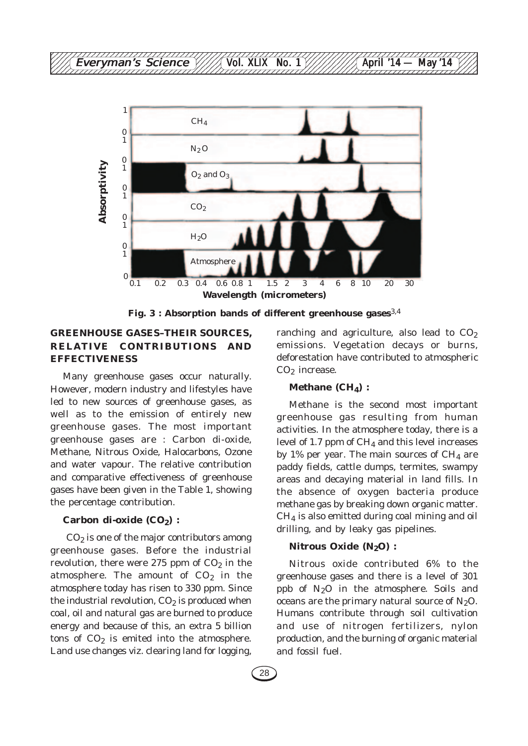Fig. 3 : Absorption bands of different greenhouse gases[3,4]

## GREENHOUSE GASES–THEIR SOURCES, RELATIVE CONTRIBUTIONS AND EFFECTIVENESS

Many greenhouse gases occur naturally. However, modern industry and lifestyles have led to new sources of greenhouse gases, as well as to the emission of entirely new greenhouse gases. The most important greenhouse gases are : Carbon di-oxide, Methane, Nitrous Oxide, Halocarbons, Ozone and water vapour. The relative contribution and comparative effectiveness of greenhouse gases have been given in the Table 1, showing the percentage contribution.

### Carbon di-oxide ($CO_2$) :

$CO_2$ is one of the major contributors among greenhouse gases. Before the industrial revolution, there were 275 ppm of $CO_2$ in the atmosphere. The amount of $CO_2$ in the atmosphere today has risen to 330 ppm. Since the industrial revolution, $CO_2$ is produced when coal, oil and natural gas are burned to produce energy and because of this, an extra 5 billion tons of $CO_2$ is emited into the atmosphere. Land use changes viz. clearing land for logging, ranching and agriculture, also lead to $CO_2$ emissions. Vegetation decays or burns, deforestation have contributed to atmospheric $CO_2$ increase.

### Methane ($CH_4$) :

Methane is the second most important greenhouse gas resulting from human activities. In the atmosphere today, there is a level of 1.7 ppm of $CH_4$ and this level increases by 1% per year. The main sources of $CH_4$ are paddy fields, cattle dumps, termites, swampy areas and decaying material in land fills. In the absence of oxygen bacteria produce methane gas by breaking down organic matter. $CH_4$ is also emitted during coal mining and oil drilling, and by leaky gas pipelines.

### Nitrous Oxide ($N_2O$) :

Nitrous oxide contributed 6% to the greenhouse gases and there is a level of 301 ppb of $N_2O$ in the atmosphere. Soils and oceans are the primary natural source of $N_2O$. Humans contribute through soil cultivation and use of nitrogen fertilizers, nylon production, and the burning of organic material and fossil fuel.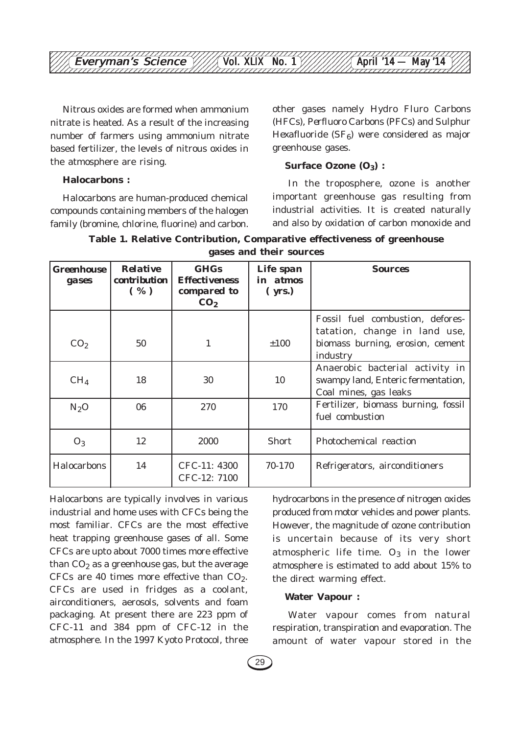Nitrous oxides are formed when ammonium nitrate is heated. As a result of the increasing number of farmers using ammonium nitrate based fertilizer, the levels of nitrous oxides in the atmosphere are rising.

**Halocarbons :**

Halocarbons are human-produced chemical compounds containing members of the halogen family (bromine, chlorine, fluorine) and carbon. Halocarbons are typically involves in various industrial and home uses with CFCs being the most familiar. CFCs are the most effective heat trapping greenhouse gases of all. Some CFCs are upto about 7000 times more effective than $CO_2$ as a greenhouse gas, but the average CFCs are 40 times more effective than $CO_2$. CFCs are used in fridges as a coolant, airconditioners, aerosols, solvents and foam packaging. At present there are 223 ppm of CFC-11 and 384 ppm of CFC-12 in the atmosphere. In the 1997 Kyoto Protocol, three other gases namely Hydro Fluro Carbons (HFCs), Perfluoro Carbons (PFCs) and Sulphur Hexafluoride ($SF_6$) were considered as major greenhouse gases.

**Surface Ozone ($O_3$) :**

In the troposphere, ozone is another important greenhouse gas resulting from industrial activities. It is created naturally and also by oxidation of carbon monoxide and hydrocarbons in the presence of nitrogen oxides produced from motor vehicles and power plants. However, the magnitude of ozone contribution is uncertain because of its very short atmospheric life time. $O_3$ in the lower atmosphere is estimated to add about 15% to the direct warming effect.

**Table 1. Relative Contribution, Comparative effectiveness of greenhouse gases and their sources**

| Greenhouse gases | Relative contribution ( % ) | GHGs Effectiveness compared to $CO_2$ | Life span in atmos ( yrs.) | Sources |
|---|---|---|---|---|
| $CO_2$ | 50 | 1 | ±100 | Fossil fuel combustion, deforestation, change in land use, biomass burning, erosion, cement industry |
| $CH_4$ | 18 | 30 | 10 | Anaerobic bacterial activity in swampy land, Enteric fermentation, Coal mines, gas leaks |
| $N_2O$ | 06 | 270 | 170 | Fertilizer, biomass burning, fossil fuel combustion |
| $O_3$ | 12 | 2000 | Short | Photochemical reaction |
| Halocarbons | 14 | CFC-11: 4300<br>CFC-12: 7100 | 70-170 | Refrigerators, airconditioners |

**Water Vapour :**

Water vapour comes from natural respiration, transpiration and evaporation. The amount of water vapour stored in the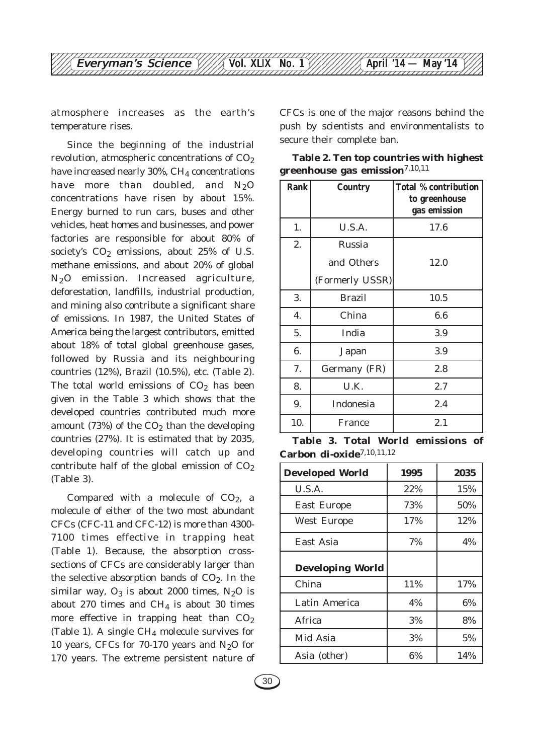atmosphere increases as the earth's temperature rises.

Since the beginning of the industrial revolution, atmospheric concentrations of $CO_2$ have increased nearly 30%, $CH_4$ concentrations have more than doubled, and $N_2O$ concentrations have risen by about 15%. Energy burned to run cars, buses and other vehicles, heat homes and businesses, and power factories are responsible for about 80% of society's $CO_2$ emissions, about 25% of U.S. methane emissions, and about 20% of global $N_2O$ emission. Increased agriculture, deforestation, landfills, industrial production, and mining also contribute a significant share of emissions. In 1987, the United States of America being the largest contributors, emitted about 18% of total global greenhouse gases, followed by Russia and its neighbouring countries (12%), Brazil (10.5%), etc. (Table 2). The total world emissions of $CO_2$ has been given in the Table 3 which shows that the developed countries contributed much more amount (73%) of the $CO_2$ than the developing countries (27%). It is estimated that by 2035, developing countries will catch up and contribute half of the global emission of $CO_2$ (Table 3).

Compared with a molecule of $CO_2$, a molecule of either of the two most abundant CFCs (CFC-11 and CFC-12) is more than 4300-7100 times effective in trapping heat (Table 1). Because, the absorption cross-sections of CFCs are considerably larger than the selective absorption bands of $CO_2$. In the similar way, $O_3$ is about 2000 times, $N_2O$ is about 270 times and $CH_4$ is about 30 times more effective in trapping heat than $CO_2$ (Table 1). A single $CH_4$ molecule survives for 10 years, CFCs for 70-170 years and $N_2O$ for 170 years. The extreme persistent nature of CFCs is one of the major reasons behind the push by scientists and environmentalists to secure their complete ban.

**Table 2. Ten top countries with highest greenhouse gas emission**[7,10,11]

| Rank | Country | Total % contribution to greenhouse gas emission |
|---|---|---|
| 1. | U.S.A. | 17.6 |
| 2. | Russia and Others (Formerly USSR) | 12.0 |
| 3. | Brazil | 10.5 |
| 4. | China | 6.6 |
| 5. | India | 3.9 |
| 6. | Japan | 3.9 |
| 7. | Germany (FR) | 2.8 |
| 8. | U.K. | 2.7 |
| 9. | Indonesia | 2.4 |
| 10. | France | 2.1 |

**Table 3. Total World emissions of Carbon di-oxide**[7,10,11,12]

| Developed World | 1995 | 2035 |
|---|---|---|
| U.S.A. | 22% | 15% |
| East Europe | 73% | 50% |
| West Europe | 17% | 12% |
| East Asia | 7% | 4% |
| **Developing World** | | |
| China | 11% | 17% |
| Latin America | 4% | 6% |
| Africa | 3% | 8% |
| Mid Asia | 3% | 5% |
| Asia (other) | 6% | 14% |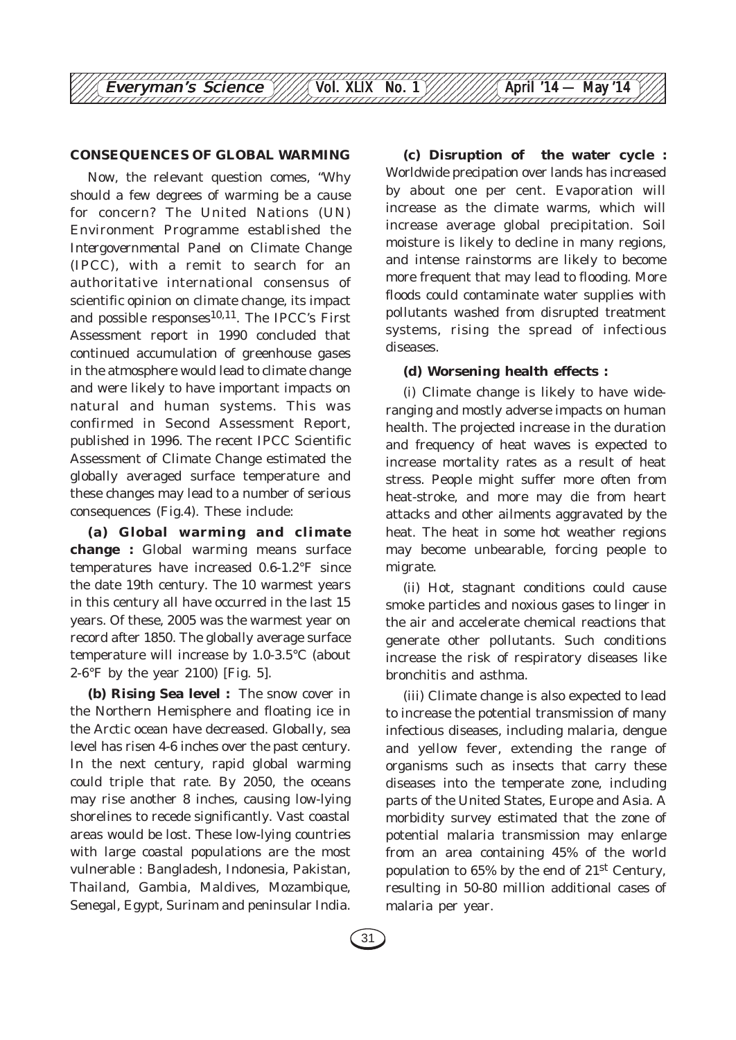## CONSEQUENCES OF GLOBAL WARMING

Now, the relevant question comes, "Why should a few degrees of warming be a cause for concern? The United Nations (UN) Environment Programme established the *Intergovernmental Panel on Climate Change* (IPCC), with a remit to search for an authoritative international consensus of scientific opinion on climate change, its impact and possible responses[10,11]. The IPCC's First Assessment report in 1990 concluded that continued accumulation of greenhouse gases in the atmosphere would lead to climate change and were likely to have important impacts on natural and human systems. This was confirmed in Second Assessment Report, published in 1996. The recent IPCC Scientific Assessment of Climate Change estimated the globally averaged surface temperature and these changes may lead to a number of serious consequences (Fig.4). These include:

**(a) Global warming and climate change :** Global warming means surface temperatures have increased 0.6-1.2°F since the date 19th century. The 10 warmest years in this century all have occurred in the last 15 years. Of these, 2005 was the warmest year on record after 1850. The globally average surface temperature will increase by 1.0-3.5°C (about 2-6°F by the year 2100) [Fig. 5].

**(b) Rising Sea level :** The snow cover in the Northern Hemisphere and floating ice in the Arctic ocean have decreased. Globally, sea level has risen 4-6 inches over the past century. In the next century, rapid global warming could triple that rate. By 2050, the oceans may rise another 8 inches, causing low-lying shorelines to recede significantly. Vast coastal areas would be lost. These low-lying countries with large coastal populations are the most vulnerable : Bangladesh, Indonesia, Pakistan, Thailand, Gambia, Maldives, Mozambique, Senegal, Egypt, Surinam and peninsular India.

**(c) Disruption of the water cycle :** Worldwide precipation over lands has increased by about one per cent. Evaporation will increase as the climate warms, which will increase average global precipitation. Soil moisture is likely to decline in many regions, and intense rainstorms are likely to become more frequent that may lead to flooding. More floods could contaminate water supplies with pollutants washed from disrupted treatment systems, rising the spread of infectious diseases.

**(d) Worsening health effects :**

(i) Climate change is likely to have wide-ranging and mostly adverse impacts on human health. The projected increase in the duration and frequency of heat waves is expected to increase mortality rates as a result of heat stress. People might suffer more often from heat-stroke, and more may die from heart attacks and other ailments aggravated by the heat. The heat in some hot weather regions may become unbearable, forcing people to migrate.

(ii) Hot, stagnant conditions could cause smoke particles and noxious gases to linger in the air and accelerate chemical reactions that generate other pollutants. Such conditions increase the risk of respiratory diseases like bronchitis and asthma.

(iii) Climate change is also expected to lead to increase the potential transmission of many infectious diseases, including malaria, dengue and yellow fever, extending the range of organisms such as insects that carry these diseases into the temperate zone, including parts of the United States, Europe and Asia. A morbidity survey estimated that the zone of potential malaria transmission may enlarge from an area containing 45% of the world population to 65% by the end of 21st Century, resulting in 50-80 million additional cases of malaria per year.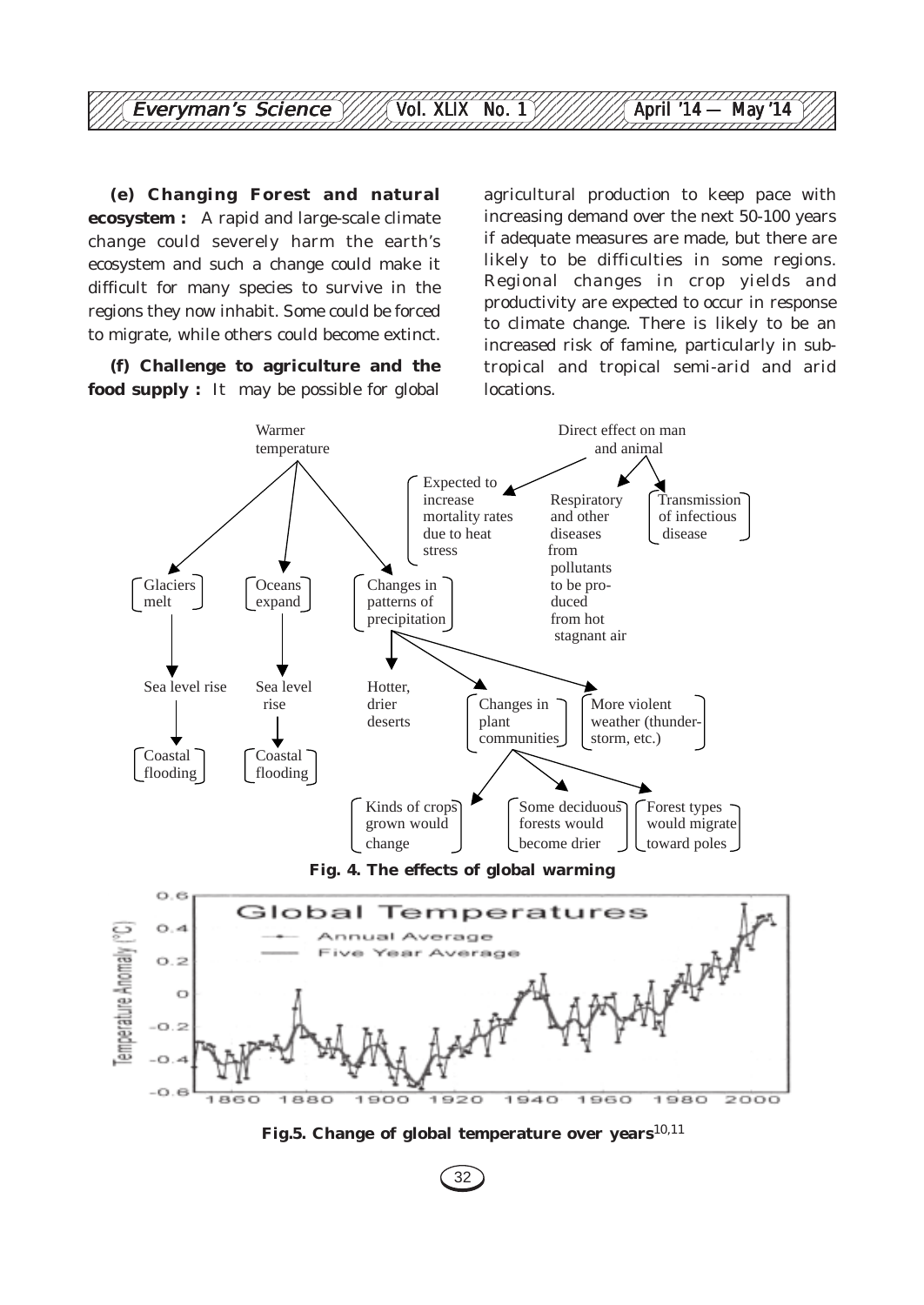**(e) Changing Forest and natural ecosystem :** A rapid and large-scale climate change could severely harm the earth's ecosystem and such a change could make it difficult for many species to survive in the regions they now inhabit. Some could be forced to migrate, while others could become extinct.

**(f) Challenge to agriculture and the food supply :** It may be possible for global agricultural production to keep pace with increasing demand over the next 50-100 years if adequate measures are made, but there are likely to be difficulties in some regions. Regional changes in crop yields and productivity are expected to occur in response to climate change. There is likely to be an increased risk of famine, particularly in sub-tropical and tropical semi-arid and arid locations.

**Fig. 4. The effects of global warming**

**Fig.5. Change of global temperature over years**[10,11]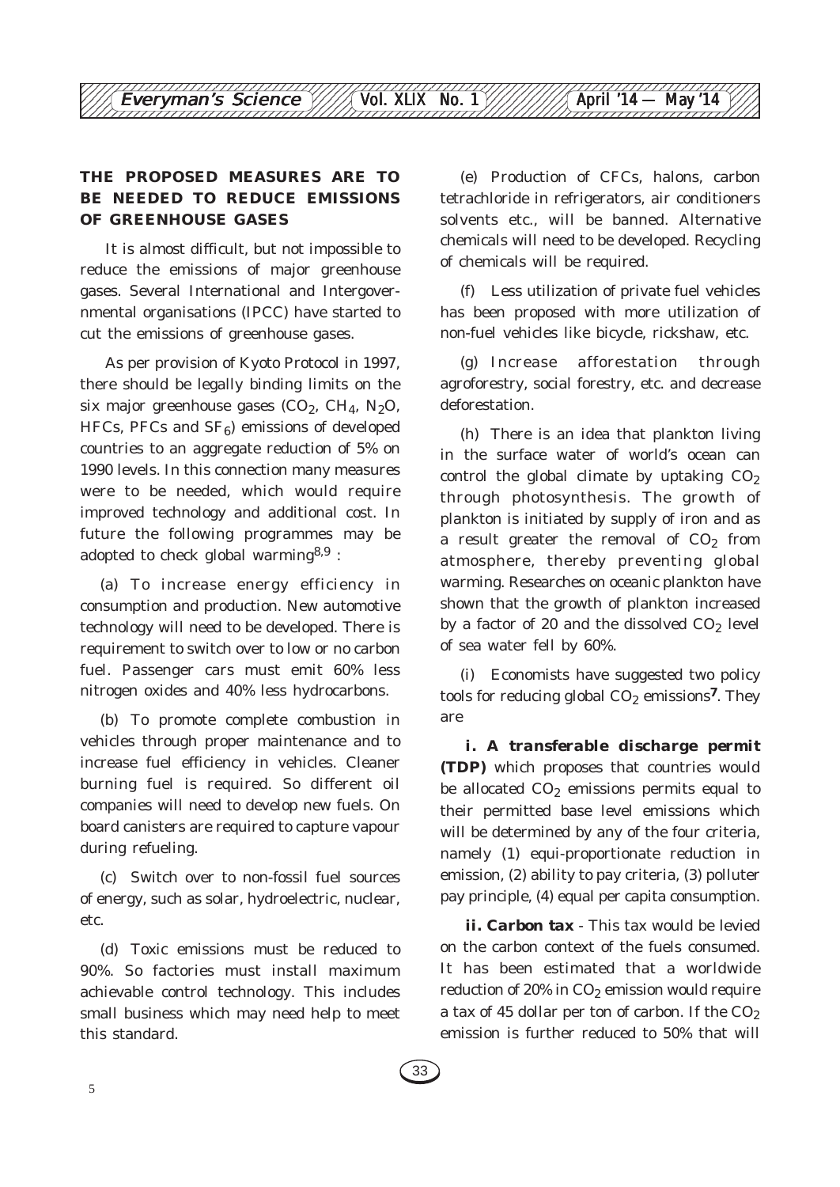## THE PROPOSED MEASURES ARE TO BE NEEDED TO REDUCE EMISSIONS OF GREENHOUSE GASES

It is almost difficult, but not impossible to reduce the emissions of major greenhouse gases. Several International and Intergovernmental organisations (IPCC) have started to cut the emissions of greenhouse gases.

As per provision of Kyoto Protocol in 1997, there should be legally binding limits on the six major greenhouse gases ($CO_2$, $CH_4$, $N_2O$, HFCs, PFCs and $SF_6$) emissions of developed countries to an aggregate reduction of 5% on 1990 levels. In this connection many measures were to be needed, which would require improved technology and additional cost. In future the following programmes may be adopted to check global warming[8,9] :

(a) To increase energy efficiency in consumption and production. New automotive technology will need to be developed. There is requirement to switch over to low or no carbon fuel. Passenger cars must emit 60% less nitrogen oxides and 40% less hydrocarbons.

(b) To promote complete combustion in vehicles through proper maintenance and to increase fuel efficiency in vehicles. Cleaner burning fuel is required. So different oil companies will need to develop new fuels. On board canisters are required to capture vapour during refueling.

(c) Switch over to non-fossil fuel sources of energy, such as solar, hydroelectric, nuclear, etc.

(d) Toxic emissions must be reduced to 90%. So factories must install maximum achievable control technology. This includes small business which may need help to meet this standard.

(e) Production of CFCs, halons, carbon tetrachloride in refrigerators, air conditioners solvents etc., will be banned. Alternative chemicals will need to be developed. Recycling of chemicals will be required.

(f) Less utilization of private fuel vehicles has been proposed with more utilization of non-fuel vehicles like bicycle, rickshaw, etc.

(g) Increase afforestation through agroforestry, social forestry, etc. and decrease deforestation.

(h) There is an idea that plankton living in the surface water of world's ocean can control the global climate by uptaking $CO_2$ through photosynthesis. The growth of plankton is initiated by supply of iron and as a result greater the removal of $CO_2$ from atmosphere, thereby preventing global warming. Researches on oceanic plankton have shown that the growth of plankton increased by a factor of 20 and the dissolved $CO_2$ level of sea water fell by 60%.

(i) Economists have suggested two policy tools for reducing global $CO_2$ emissions[7]. They are

**i. A transferable discharge permit (TDP)** which proposes that countries would be allocated $CO_2$ emissions permits equal to their permitted base level emissions which will be determined by any of the four criteria, namely (1) equi-proportionate reduction in emission, (2) ability to pay criteria, (3) polluter pay principle, (4) equal per capita consumption.

**ii. Carbon tax** - This tax would be levied on the carbon context of the fuels consumed. It has been estimated that a worldwide reduction of 20% in $CO_2$ emission would require a tax of 45 dollar per ton of carbon. If the $CO_2$ emission is further reduced to 50% that will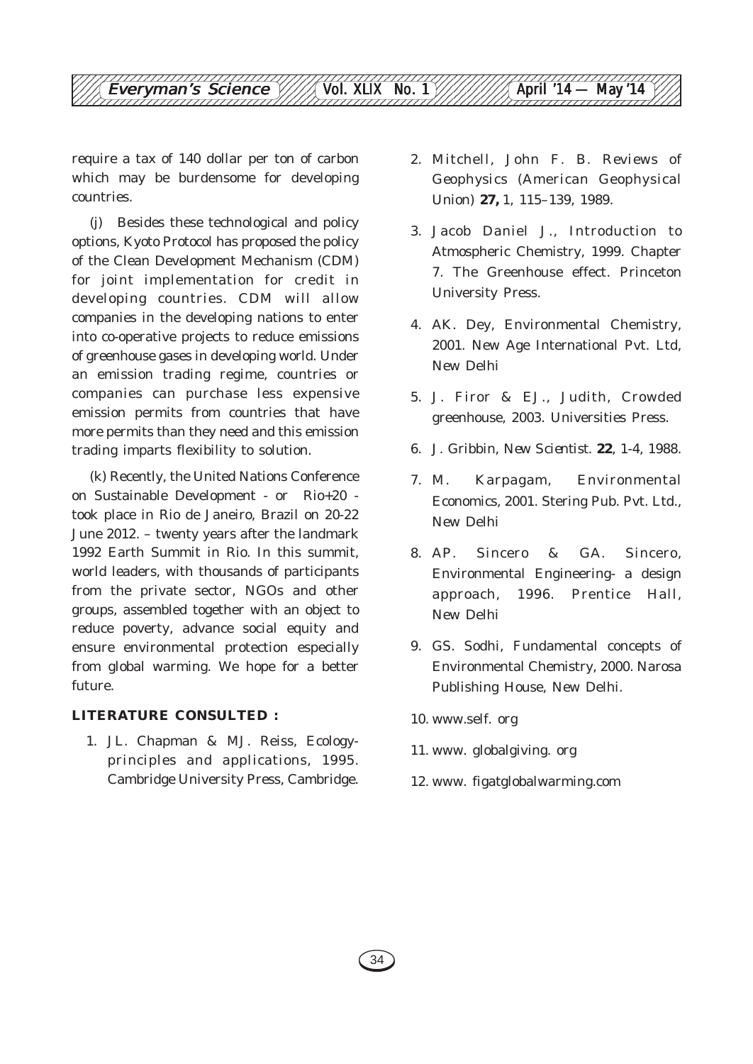require a tax of 140 dollar per ton of carbon which may be burdensome for developing countries.

(j) Besides these technological and policy options, Kyoto Protocol has proposed the policy of the Clean Development Mechanism (CDM) for joint implementation for credit in developing countries. CDM will allow companies in the developing nations to enter into co-operative projects to reduce emissions of greenhouse gases in developing world. Under an emission trading regime, countries or companies can purchase less expensive emission permits from countries that have more permits than they need and this emission trading imparts flexibility to solution.

(k) Recently, the United Nations Conference on Sustainable Development - or Rio+20 - took place in Rio de Janeiro, Brazil on 20-22 June 2012. – twenty years after the landmark 1992 Earth Summit in Rio. In this summit, world leaders, with thousands of participants from the private sector, NGOs and other groups, assembled together with an object to reduce poverty, advance social equity and ensure environmental protection especially from global warming. We hope for a better future.

### LITERATURE CONSULTED :

1. JL. Chapman & MJ. Reiss, Ecology-principles and applications, 1995. Cambridge University Press, Cambridge.
2. Mitchell, John F. B. Reviews of Geophysics (American Geophysical Union) **27,** 1, 115–139, 1989.
3. Jacob Daniel J., Introduction to Atmospheric Chemistry, 1999. Chapter 7. The Greenhouse effect. Princeton University Press.
4. AK. Dey, Environmental Chemistry, 2001. New Age International Pvt. Ltd, New Delhi
5. J. Firor & EJ., Judith, Crowded greenhouse, 2003. Universities Press.
6. J. Gribbin, *New Scientist*. **22**, 1-4, 1988.
7. M. Karpagam, Environmental Economics, 2001. Stering Pub. Pvt. Ltd., New Delhi
8. AP. Sincero & GA. Sincero, Environmental Engineering- a design approach, 1996. Prentice Hall, New Delhi
9. GS. Sodhi, Fundamental concepts of Environmental Chemistry, 2000. Narosa Publishing House, New Delhi.
10. www.self. org
11. www. globalgiving. org
12. www. figatglobalwarming.com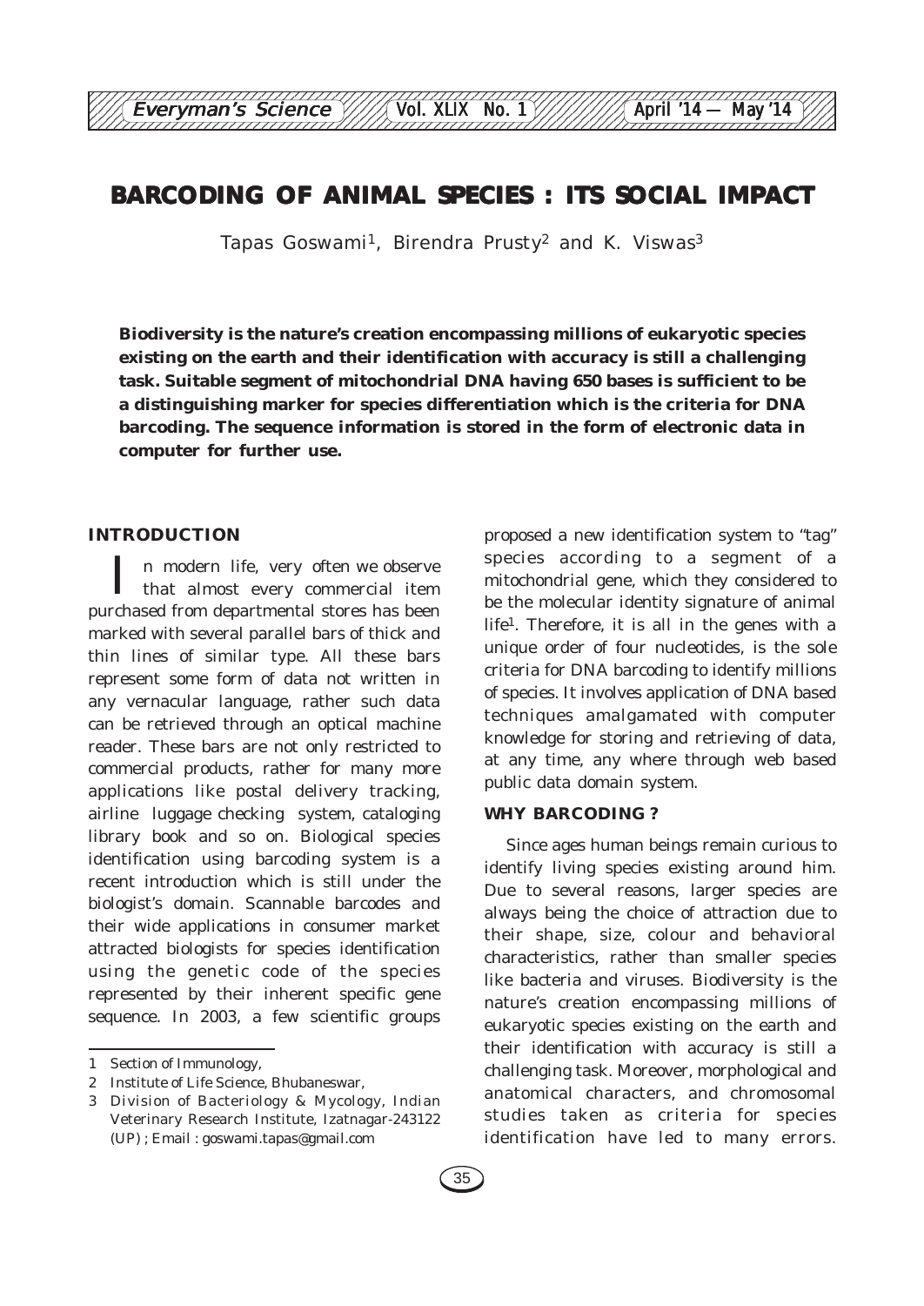# BARCODING OF ANIMAL SPECIES : ITS SOCIAL IMPACT

Tapas Goswami[1], Birendra Prusty[2] and K. Viswas[3]

**Biodiversity is the nature's creation encompassing millions of eukaryotic species existing on the earth and their identification with accuracy is still a challenging task. Suitable segment of mitochondrial DNA having 650 bases is sufficient to be a distinguishing marker for species differentiation which is the criteria for DNA barcoding. The sequence information is stored in the form of electronic data in computer for further use.**

## INTRODUCTION

In modern life, very often we observe that almost every commercial item purchased from departmental stores has been marked with several parallel bars of thick and thin lines of similar type. All these bars represent some form of data not written in any vernacular language, rather such data can be retrieved through an optical machine reader. These bars are not only restricted to commercial products, rather for many more applications like postal delivery tracking, airline luggage checking system, cataloging library book and so on. Biological species identification using barcoding system is a recent introduction which is still under the biologist's domain. Scannable barcodes and their wide applications in consumer market attracted biologists for species identification using the genetic code of the species represented by their inherent specific gene sequence. In 2003, a few scientific groups proposed a new identification system to "tag" species according to a segment of a mitochondrial gene, which they considered to be the molecular identity signature of animal life[1]. Therefore, it is all in the genes with a unique order of four nucleotides, is the sole criteria for DNA barcoding to identify millions of species. It involves application of DNA based techniques amalgamated with computer knowledge for storing and retrieving of data, at any time, any where through web based public data domain system.

## WHY BARCODING ?

Since ages human beings remain curious to identify living species existing around him. Due to several reasons, larger species are always being the choice of attraction due to their shape, size, colour and behavioral characteristics, rather than smaller species like bacteria and viruses. Biodiversity is the nature's creation encompassing millions of eukaryotic species existing on the earth and their identification with accuracy is still a challenging task. Moreover, morphological and anatomical characters, and chromosomal studies taken as criteria for species identification have led to many errors.

---

1 Section of Immunology,

2 Institute of Life Science, Bhubaneswar,

3 Division of Bacteriology & Mycology, Indian Veterinary Research Institute, Izatnagar-243122 (UP) ; Email : goswami.tapas@gmail.com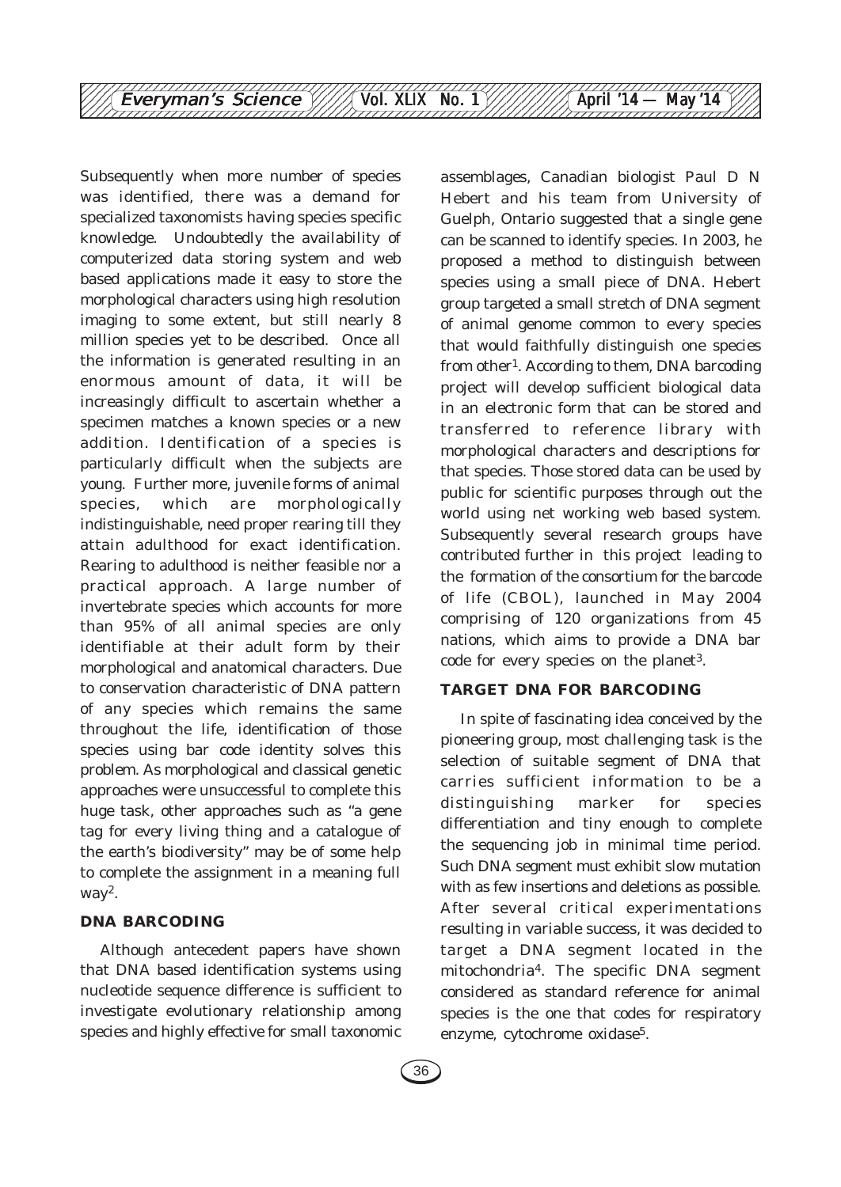Subsequently when more number of species was identified, there was a demand for specialized taxonomists having species specific knowledge. Undoubtedly the availability of computerized data storing system and web based applications made it easy to store the morphological characters using high resolution imaging to some extent, but still nearly 8 million species yet to be described. Once all the information is generated resulting in an enormous amount of data, it will be increasingly difficult to ascertain whether a specimen matches a known species or a new addition. Identification of a species is particularly difficult when the subjects are young. Further more, juvenile forms of animal species, which are morphologically indistinguishable, need proper rearing till they attain adulthood for exact identification. Rearing to adulthood is neither feasible nor a practical approach. A large number of invertebrate species which accounts for more than 95% of all animal species are only identifiable at their adult form by their morphological and anatomical characters. Due to conservation characteristic of DNA pattern of any species which remains the same throughout the life, identification of those species using bar code identity solves this problem. As morphological and classical genetic approaches were unsuccessful to complete this huge task, other approaches such as "a gene tag for every living thing and a catalogue of the earth's biodiversity" may be of some help to complete the assignment in a meaning full way[2].

## DNA BARCODING

Although antecedent papers have shown that DNA based identification systems using nucleotide sequence difference is sufficient to investigate evolutionary relationship among species and highly effective for small taxonomic assemblages, Canadian biologist Paul D N Hebert and his team from University of Guelph, Ontario suggested that a single gene can be scanned to identify species. In 2003, he proposed a method to distinguish between species using a small piece of DNA. Hebert group targeted a small stretch of DNA segment of animal genome common to every species that would faithfully distinguish one species from other[1]. According to them, DNA barcoding project will develop sufficient biological data in an electronic form that can be stored and transferred to reference library with morphological characters and descriptions for that species. Those stored data can be used by public for scientific purposes through out the world using net working web based system. Subsequently several research groups have contributed further in this project leading to the formation of the consortium for the barcode of life (CBOL), launched in May 2004 comprising of 120 organizations from 45 nations, which aims to provide a DNA bar code for every species on the planet[3].

## TARGET DNA FOR BARCODING

In spite of fascinating idea conceived by the pioneering group, most challenging task is the selection of suitable segment of DNA that carries sufficient information to be a distinguishing marker for species differentiation and tiny enough to complete the sequencing job in minimal time period. Such DNA segment must exhibit slow mutation with as few insertions and deletions as possible. After several critical experimentations resulting in variable success, it was decided to target a DNA segment located in the mitochondria[4]. The specific DNA segment considered as standard reference for animal species is the one that codes for respiratory enzyme, cytochrome oxidase[5].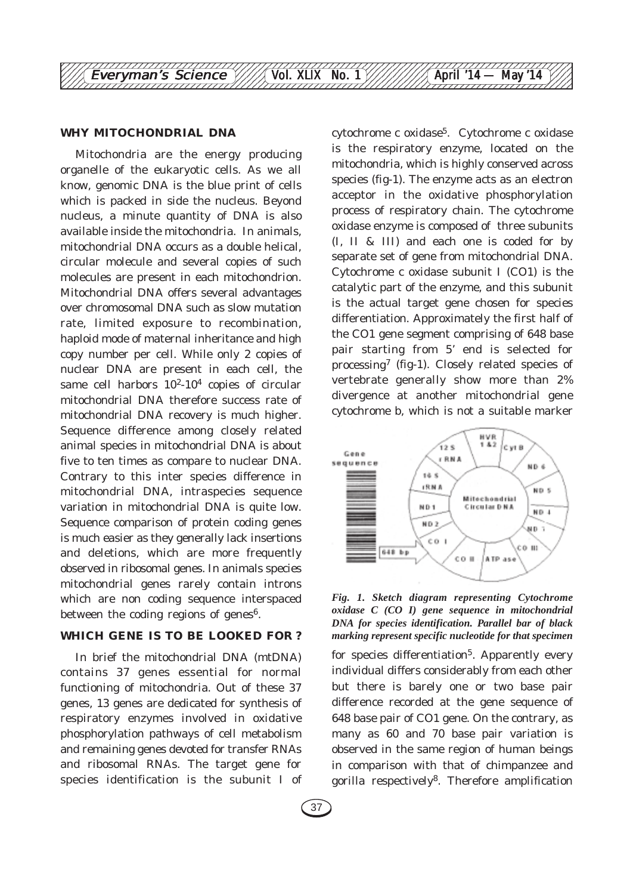## WHY MITOCHONDRIAL DNA

Mitochondria are the energy producing organelle of the eukaryotic cells. As we all know, genomic DNA is the blue print of cells which is packed in side the nucleus. Beyond nucleus, a minute quantity of DNA is also available inside the mitochondria. In animals, mitochondrial DNA occurs as a double helical, circular molecule and several copies of such molecules are present in each mitochondrion. Mitochondrial DNA offers several advantages over chromosomal DNA such as slow mutation rate, limited exposure to recombination, haploid mode of maternal inheritance and high copy number per cell. While only 2 copies of nuclear DNA are present in each cell, the same cell harbors $10^2$-$10^4$ copies of circular mitochondrial DNA therefore success rate of mitochondrial DNA recovery is much higher. Sequence difference among closely related animal species in mitochondrial DNA is about five to ten times as compare to nuclear DNA. Contrary to this inter species difference in mitochondrial DNA, intraspecies sequence variation in mitochondrial DNA is quite low. Sequence comparison of protein coding genes is much easier as they generally lack insertions and deletions, which are more frequently observed in ribosomal genes. In animals species mitochondrial genes rarely contain introns which are non coding sequence interspaced between the coding regions of genes[6].

## WHICH GENE IS TO BE LOOKED FOR ?

In brief the mitochondrial DNA (mtDNA) contains 37 genes essential for normal functioning of mitochondria. Out of these 37 genes, 13 genes are dedicated for synthesis of respiratory enzymes involved in oxidative phosphorylation pathways of cell metabolism and remaining genes devoted for transfer RNAs and ribosomal RNAs. The target gene for species identification is the subunit I of cytochrome c oxidase[5]. Cytochrome c oxidase is the respiratory enzyme, located on the mitochondria, which is highly conserved across species (fig-1). The enzyme acts as an electron acceptor in the oxidative phosphorylation process of respiratory chain. The cytochrome oxidase enzyme is composed of three subunits (I, II & III) and each one is coded for by separate set of gene from mitochondrial DNA. Cytochrome c oxidase subunit I (CO1) is the catalytic part of the enzyme, and this subunit is the actual target gene chosen for species differentiation. Approximately the first half of the CO1 gene segment comprising of 648 base pair starting from 5' end is selected for processing[7] (fig-1). Closely related species of vertebrate generally show more than 2% divergence at another mitochondrial gene cytochrome b, which is not a suitable marker for species differentiation[5]. Apparently every individual differs considerably from each other but there is barely one or two base pair difference recorded at the gene sequence of 648 base pair of CO1 gene. On the contrary, as many as 60 and 70 base pair variation is observed in the same region of human beings in comparison with that of chimpanzee and gorilla respectively[8]. Therefore amplification

*Fig. 1. Sketch diagram representing Cytochrome oxidase C (CO I) gene sequence in mitochondrial DNA for species identification. Parallel bar of black marking represent specific nucleotide for that specimen*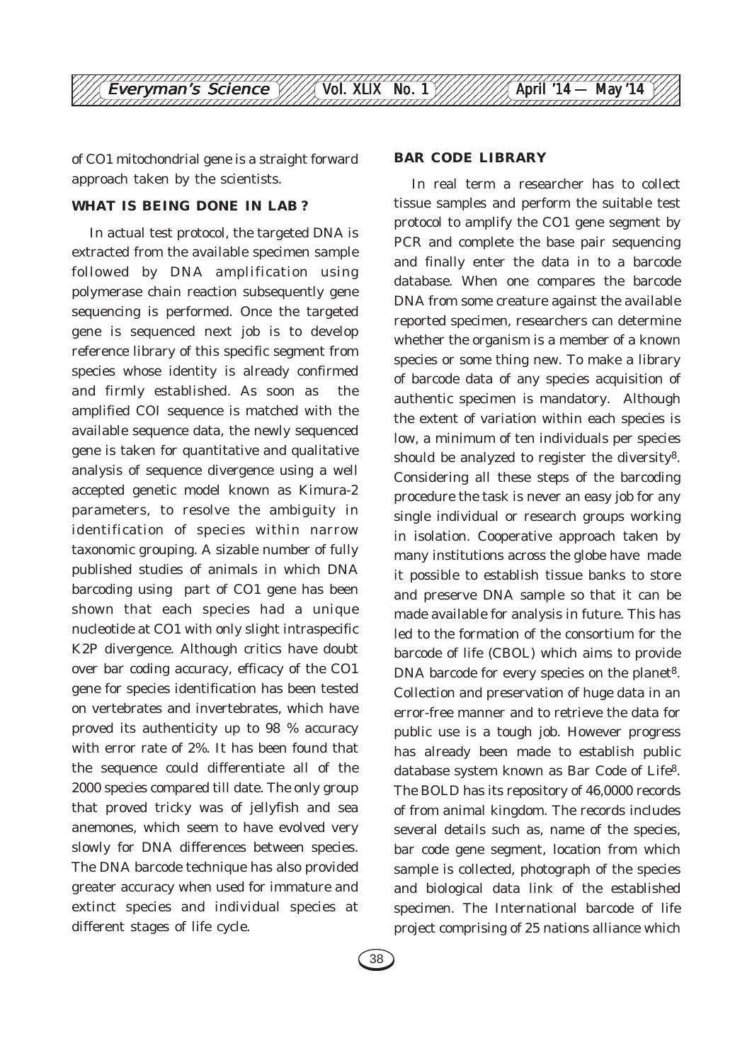of CO1 mitochondrial gene is a straight forward approach taken by the scientists.

### WHAT IS BEING DONE IN LAB ?

In actual test protocol, the targeted DNA is extracted from the available specimen sample followed by DNA amplification using polymerase chain reaction subsequently gene sequencing is performed. Once the targeted gene is sequenced next job is to develop reference library of this specific segment from species whose identity is already confirmed and firmly established. As soon as the amplified COI sequence is matched with the available sequence data, the newly sequenced gene is taken for quantitative and qualitative analysis of sequence divergence using a well accepted genetic model known as Kimura-2 parameters, to resolve the ambiguity in identification of species within narrow taxonomic grouping. A sizable number of fully published studies of animals in which DNA barcoding using part of CO1 gene has been shown that each species had a unique nucleotide at CO1 with only slight intraspecific K2P divergence. Although critics have doubt over bar coding accuracy, efficacy of the CO1 gene for species identification has been tested on vertebrates and invertebrates, which have proved its authenticity up to 98 % accuracy with error rate of 2%. It has been found that the sequence could differentiate all of the 2000 species compared till date. The only group that proved tricky was of jellyfish and sea anemones, which seem to have evolved very slowly for DNA differences between species. The DNA barcode technique has also provided greater accuracy when used for immature and extinct species and individual species at different stages of life cycle.

### BAR CODE LIBRARY

In real term a researcher has to collect tissue samples and perform the suitable test protocol to amplify the CO1 gene segment by PCR and complete the base pair sequencing and finally enter the data in to a barcode database. When one compares the barcode DNA from some creature against the available reported specimen, researchers can determine whether the organism is a member of a known species or some thing new. To make a library of barcode data of any species acquisition of authentic specimen is mandatory. Although the extent of variation within each species is low, a minimum of ten individuals per species should be analyzed to register the diversity[8]. Considering all these steps of the barcoding procedure the task is never an easy job for any single individual or research groups working in isolation. Cooperative approach taken by many institutions across the globe have made it possible to establish tissue banks to store and preserve DNA sample so that it can be made available for analysis in future. This has led to the formation of the consortium for the barcode of life (CBOL) which aims to provide DNA barcode for every species on the planet[8]. Collection and preservation of huge data in an error-free manner and to retrieve the data for public use is a tough job. However progress has already been made to establish public database system known as Bar Code of Life[8]. The BOLD has its repository of 46,0000 records of from animal kingdom. The records includes several details such as, name of the species, bar code gene segment, location from which sample is collected, photograph of the species and biological data link of the established specimen. The International barcode of life project comprising of 25 nations alliance which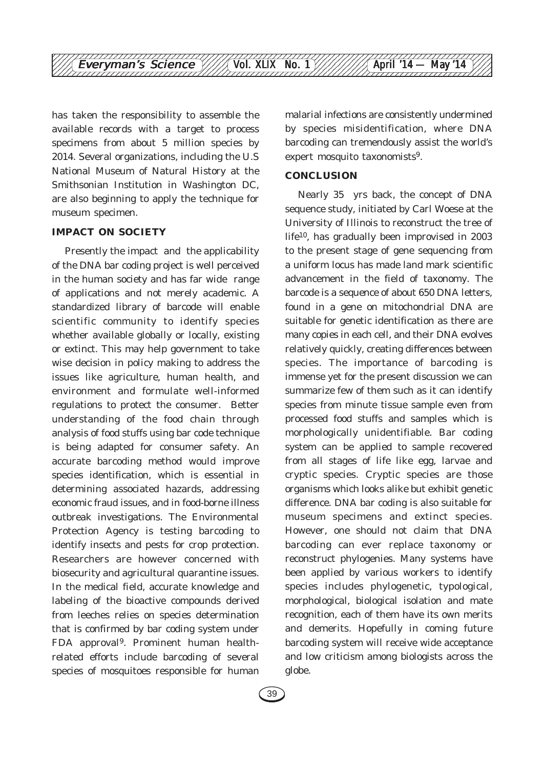has taken the responsibility to assemble the available records with a target to process specimens from about 5 million species by 2014. Several organizations, including the U.S National Museum of Natural History at the Smithsonian Institution in Washington DC, are also beginning to apply the technique for museum specimen.

## IMPACT ON SOCIETY

Presently the impact and the applicability of the DNA bar coding project is well perceived in the human society and has far wide range of applications and not merely academic. A standardized library of barcode will enable scientific community to identify species whether available globally or locally, existing or extinct. This may help government to take wise decision in policy making to address the issues like agriculture, human health, and environment and formulate well-informed regulations to protect the consumer. Better understanding of the food chain through analysis of food stuffs using bar code technique is being adapted for consumer safety. An accurate barcoding method would improve species identification, which is essential in determining associated hazards, addressing economic fraud issues, and in food-borne illness outbreak investigations. The Environmental Protection Agency is testing barcoding to identify insects and pests for crop protection. Researchers are however concerned with biosecurity and agricultural quarantine issues. In the medical field, accurate knowledge and labeling of the bioactive compounds derived from leeches relies on species determination that is confirmed by bar coding system under FDA approval[9]. Prominent human health-related efforts include barcoding of several species of mosquitoes responsible for human malarial infections are consistently undermined by species misidentification, where DNA barcoding can tremendously assist the world's expert mosquito taxonomists[9].

## CONCLUSION

Nearly 35 yrs back, the concept of DNA sequence study, initiated by Carl Woese at the University of Illinois to reconstruct the tree of life[10], has gradually been improvised in 2003 to the present stage of gene sequencing from a uniform locus has made land mark scientific advancement in the field of taxonomy. The barcode is a sequence of about 650 DNA letters, found in a gene on mitochondrial DNA are suitable for genetic identification as there are many copies in each cell, and their DNA evolves relatively quickly, creating differences between species. The importance of barcoding is immense yet for the present discussion we can summarize few of them such as it can identify species from minute tissue sample even from processed food stuffs and samples which is morphologically unidentifiable. Bar coding system can be applied to sample recovered from all stages of life like egg, larvae and cryptic species. Cryptic species are those organisms which looks alike but exhibit genetic difference. DNA bar coding is also suitable for museum specimens and extinct species. However, one should not claim that DNA barcoding can ever replace taxonomy or reconstruct phylogenies. Many systems have been applied by various workers to identify species includes phylogenetic, typological, morphological, biological isolation and mate recognition, each of them have its own merits and demerits. Hopefully in coming future barcoding system will receive wide acceptance and low criticism among biologists across the globe.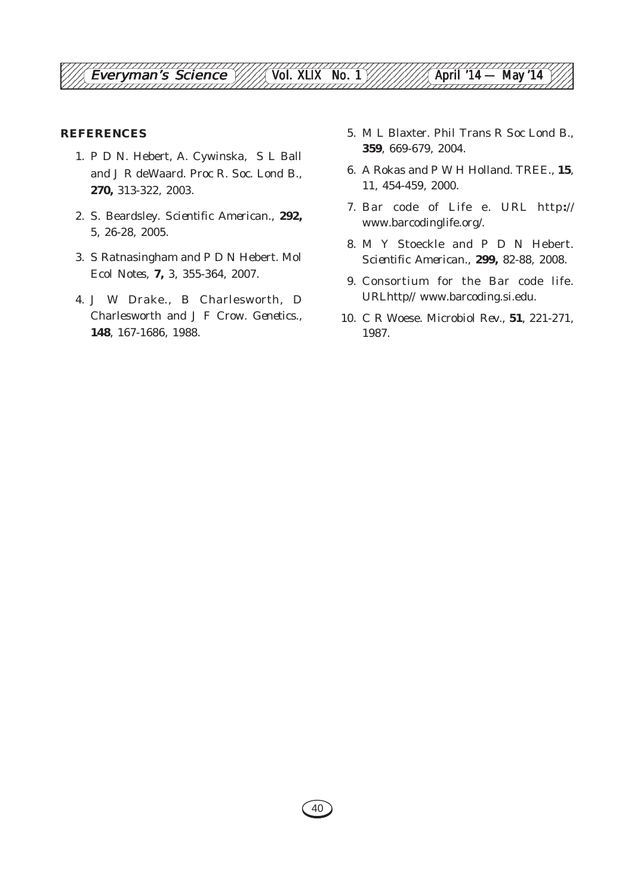## REFERENCES

1. P D N. Hebert, A. Cywinska, S L Ball and J R deWaard. *Proc R. Soc. Lond B.*, **270,** 313-322, 2003.
2. S. Beardsley. *Scientific American.*, **292,** 5, 26-28, 2005.
3. S Ratnasingham and P D N Hebert. *Mol Ecol Notes*, **7,** 3, 355-364, 2007.
4. J W Drake., B Charlesworth, D Charlesworth and J F Crow. *Genetics.*, **148**, 167-1686, 1988.
5. M L Blaxter. *Phil Trans R Soc Lond B.*, **359**, 669-679, 2004.
6. A Rokas and P W H Holland. *TREE.*, **15**, 11, 454-459, 2000.
7. Bar code of Life e. URL http://www.barcodinglife.org/.
8. M Y Stoeckle and P D N Hebert. *Scientific American.*, **299,** 82-88, 2008.
9. Consortium for the Bar code life. URLhttp// www.barcoding.si.edu.
10. C R Woese. *Microbiol Rev.*, **51**, 221-271, 1987.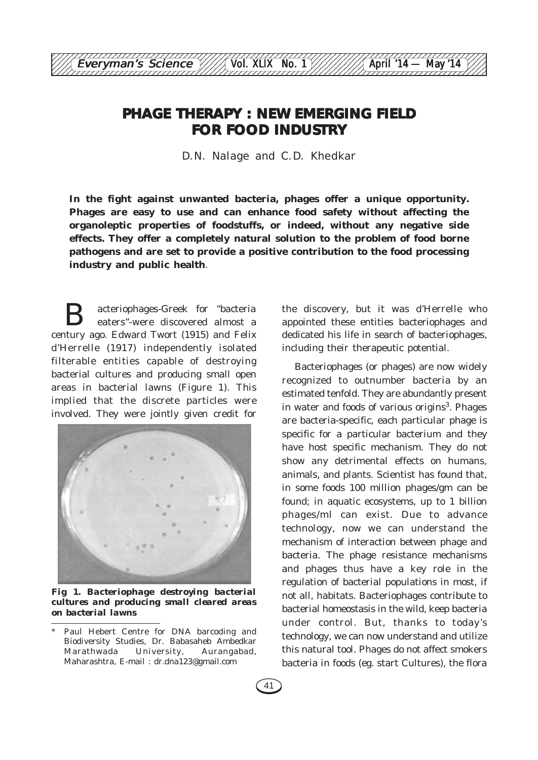# PHAGE THERAPY : NEW EMERGING FIELD FOR FOOD INDUSTRY

D.N. Nalage and C.D. Khedkar

**In the fight against unwanted bacteria, phages offer a unique opportunity. Phages are easy to use and can enhance food safety without affecting the organoleptic properties of foodstuffs, or indeed, without any negative side effects. They offer a completely natural solution to the problem of food borne pathogens and are set to provide a positive contribution to the food processing industry and public health**.

Bacteriophages-Greek for "bacteria eaters"-were discovered almost a century ago. Edward Twort (1915) and Felix d'Herrelle (1917) independently isolated filterable entities capable of destroying bacterial cultures and producing small open areas in bacterial lawns (Figure 1). This implied that the discrete particles were involved. They were jointly given credit for the discovery, but it was d'Herrelle who appointed these entities bacteriophages and dedicated his life in search of bacteriophages, including their therapeutic potential.

**Fig 1. Bacteriophage destroying bacterial cultures and producing small cleared areas on bacterial lawns**

Bacteriophages (or phages) are now widely recognized to outnumber bacteria by an estimated tenfold. They are abundantly present in water and foods of various origins[3]. Phages are bacteria-specific, each particular phage is specific for a particular bacterium and they have host specific mechanism. They do not show any detrimental effects on humans, animals, and plants. Scientist has found that, in some foods 100 million phages/gm can be found; in aquatic ecosystems, up to 1 billion phages/ml can exist. Due to advance technology, now we can understand the mechanism of interaction between phage and bacteria. The phage resistance mechanisms and phages thus have a key role in the regulation of bacterial populations in most, if not all, habitats. Bacteriophages contribute to bacterial homeostasis in the wild, keep bacteria under control. But, thanks to today's technology, we can now understand and utilize this natural tool. Phages do not affect smokers bacteria in foods (eg. start Cultures), the flora

\* Paul Hebert Centre for DNA barcoding and Biodiversity Studies, Dr. Babasaheb Ambedkar Marathwada University, Aurangabad, Maharashtra, E-mail : dr.dna123@gmail.com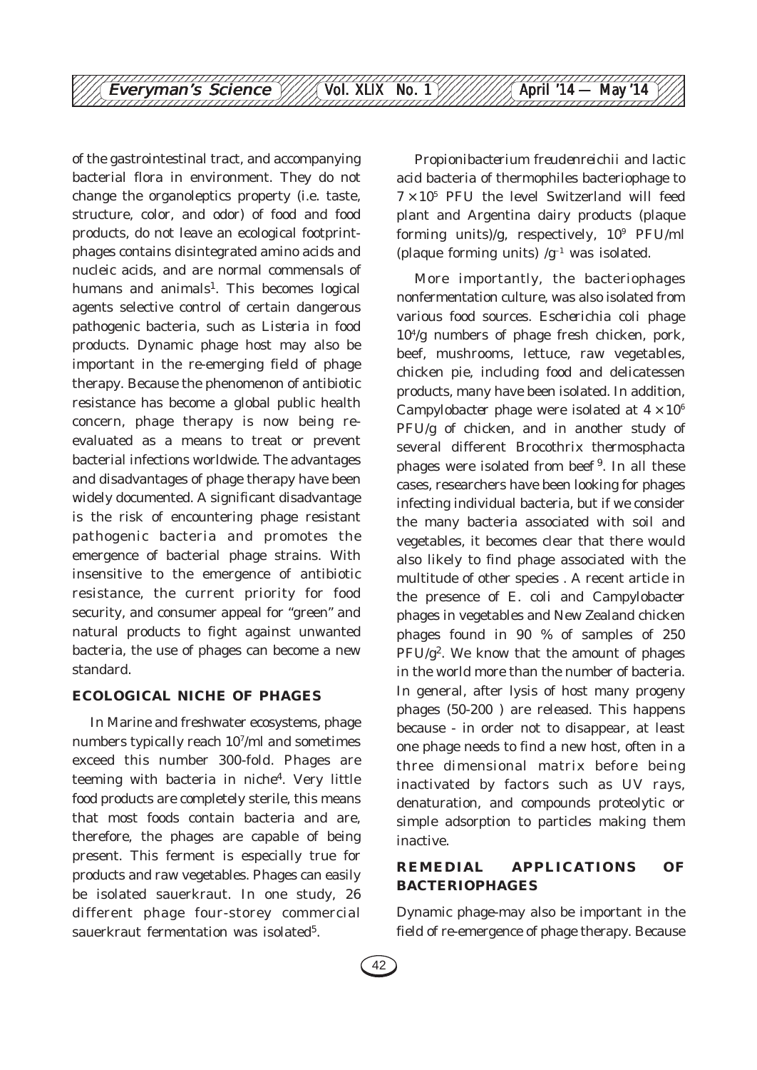of the gastrointestinal tract, and accompanying bacterial flora in environment. They do not change the organoleptics property (i.e. taste, structure, color, and odor) of food and food products, do not leave an ecological footprint-phages contains disintegrated amino acids and nucleic acids, and are normal commensals of humans and animals[1]. This becomes logical agents selective control of certain dangerous pathogenic bacteria, such as *Listeria* in food products. Dynamic phage host may also be important in the re-emerging field of phage therapy. Because the phenomenon of antibiotic resistance has become a global public health concern, phage therapy is now being re-evaluated as a means to treat or prevent bacterial infections worldwide. The advantages and disadvantages of phage therapy have been widely documented. A significant disadvantage is the risk of encountering phage resistant pathogenic bacteria and promotes the emergence of bacterial phage strains. With insensitive to the emergence of antibiotic resistance, the current priority for food security, and consumer appeal for "green" and natural products to fight against unwanted bacteria, the use of phages can become a new standard.

## ECOLOGICAL NICHE OF PHAGES

In Marine and freshwater ecosystems, phage numbers typically reach $10^7$/ml and sometimes exceed this number 300-fold. Phages are teeming with bacteria in niche[4]. Very little food products are completely sterile, this means that most foods contain bacteria and are, therefore, the phages are capable of being present. This ferment is especially true for products and raw vegetables. Phages can easily be isolated sauerkraut. In one study, 26 different phage four-storey commercial sauerkraut fermentation was isolated[5].

*Propionibacterium freudenreichii* and lactic acid bacteria of thermophiles bacteriophage to $7 \times 10^5$ PFU the level Switzerland will feed plant and Argentina dairy products (plaque forming units)/g, respectively, $10^9$ PFU/ml (plaque forming units) /$g^{-1}$ was isolated.

More importantly, the bacteriophages nonfermentation culture, was also isolated from various food sources. *Escherichia coli* phage $10^4$/g numbers of phage fresh chicken, pork, beef, mushrooms, lettuce, raw vegetables, chicken pie, including food and delicatessen products, many have been isolated. In addition, *Campylobacter* phage were isolated at $4 \times 10^6$ PFU/g of chicken, and in another study of several different *Brocothrix thermosphacta* phages were isolated from beef [9]. In all these cases, researchers have been looking for phages infecting individual bacteria, but if we consider the many bacteria associated with soil and vegetables, it becomes clear that there would also likely to find phage associated with the multitude of other species . A recent article in the presence of *E. coli* and *Campylobacter* phages in vegetables and New Zealand chicken phages found in 90 % of samples of 250 PFU/g[2]. We know that the amount of phages in the world more than the number of bacteria. In general, after lysis of host many progeny phages (50-200 ) are released. This happens because - in order not to disappear, at least one phage needs to find a new host, often in a three dimensional matrix before being inactivated by factors such as UV rays, denaturation, and compounds proteolytic or simple adsorption to particles making them inactive.

## REMEDIAL APPLICATIONS OF BACTERIOPHAGES

Dynamic phage-may also be important in the field of re-emergence of phage therapy. Because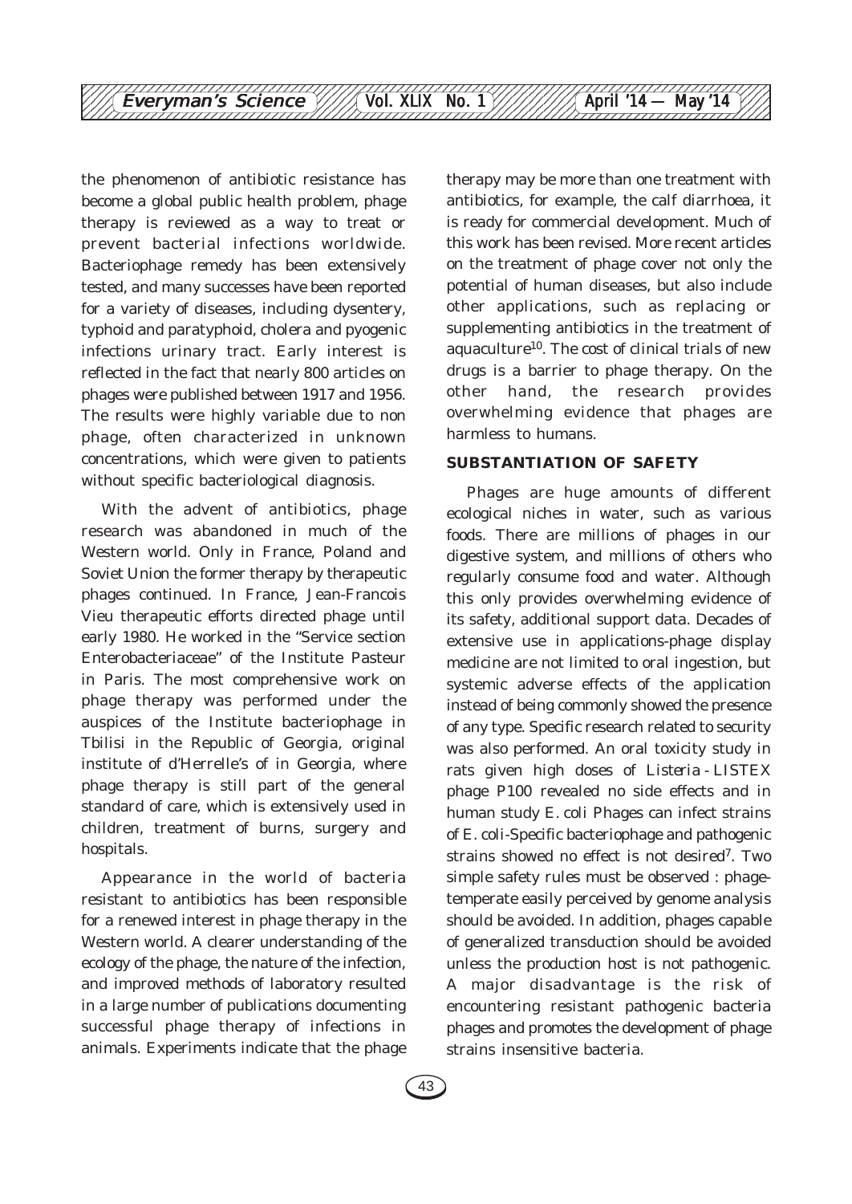the phenomenon of antibiotic resistance has become a global public health problem, phage therapy is reviewed as a way to treat or prevent bacterial infections worldwide. Bacteriophage remedy has been extensively tested, and many successes have been reported for a variety of diseases, including dysentery, typhoid and paratyphoid, cholera and pyogenic infections urinary tract. Early interest is reflected in the fact that nearly 800 articles on phages were published between 1917 and 1956. The results were highly variable due to non phage, often characterized in unknown concentrations, which were given to patients without specific bacteriological diagnosis.

With the advent of antibiotics, phage research was abandoned in much of the Western world. Only in France, Poland and Soviet Union the former therapy by therapeutic phages continued. In France, Jean-Francois Vieu therapeutic efforts directed phage until early 1980. He worked in the "Service section Enterobacteriaceae" of the Institute Pasteur in Paris. The most comprehensive work on phage therapy was performed under the auspices of the Institute bacteriophage in Tbilisi in the Republic of Georgia, original institute of d'Herrelle's of in Georgia, where phage therapy is still part of the general standard of care, which is extensively used in children, treatment of burns, surgery and hospitals.

Appearance in the world of bacteria resistant to antibiotics has been responsible for a renewed interest in phage therapy in the Western world. A clearer understanding of the ecology of the phage, the nature of the infection, and improved methods of laboratory resulted in a large number of publications documenting successful phage therapy of infections in animals. Experiments indicate that the phage therapy may be more than one treatment with antibiotics, for example, the calf diarrhoea, it is ready for commercial development. Much of this work has been revised. More recent articles on the treatment of phage cover not only the potential of human diseases, but also include other applications, such as replacing or supplementing antibiotics in the treatment of aquaculture[10]. The cost of clinical trials of new drugs is a barrier to phage therapy. On the other hand, the research provides overwhelming evidence that phages are harmless to humans.

**SUBSTANTIATION OF SAFETY**

Phages are huge amounts of different ecological niches in water, such as various foods. There are millions of phages in our digestive system, and millions of others who regularly consume food and water. Although this only provides overwhelming evidence of its safety, additional support data. Decades of extensive use in applications-phage display medicine are not limited to oral ingestion, but systemic adverse effects of the application instead of being commonly showed the presence of any type. Specific research related to security was also performed. An oral toxicity study in rats given high doses of *Listeria* - LISTEX phage P100 revealed no side effects and in human study *E. coli* Phages can infect strains of *E. coli*-Specific bacteriophage and pathogenic strains showed no effect is not desired[7]. Two simple safety rules must be observed : phage-temperate easily perceived by genome analysis should be avoided. In addition, phages capable of generalized transduction should be avoided unless the production host is not pathogenic. A major disadvantage is the risk of encountering resistant pathogenic bacteria phages and promotes the development of phage strains insensitive bacteria.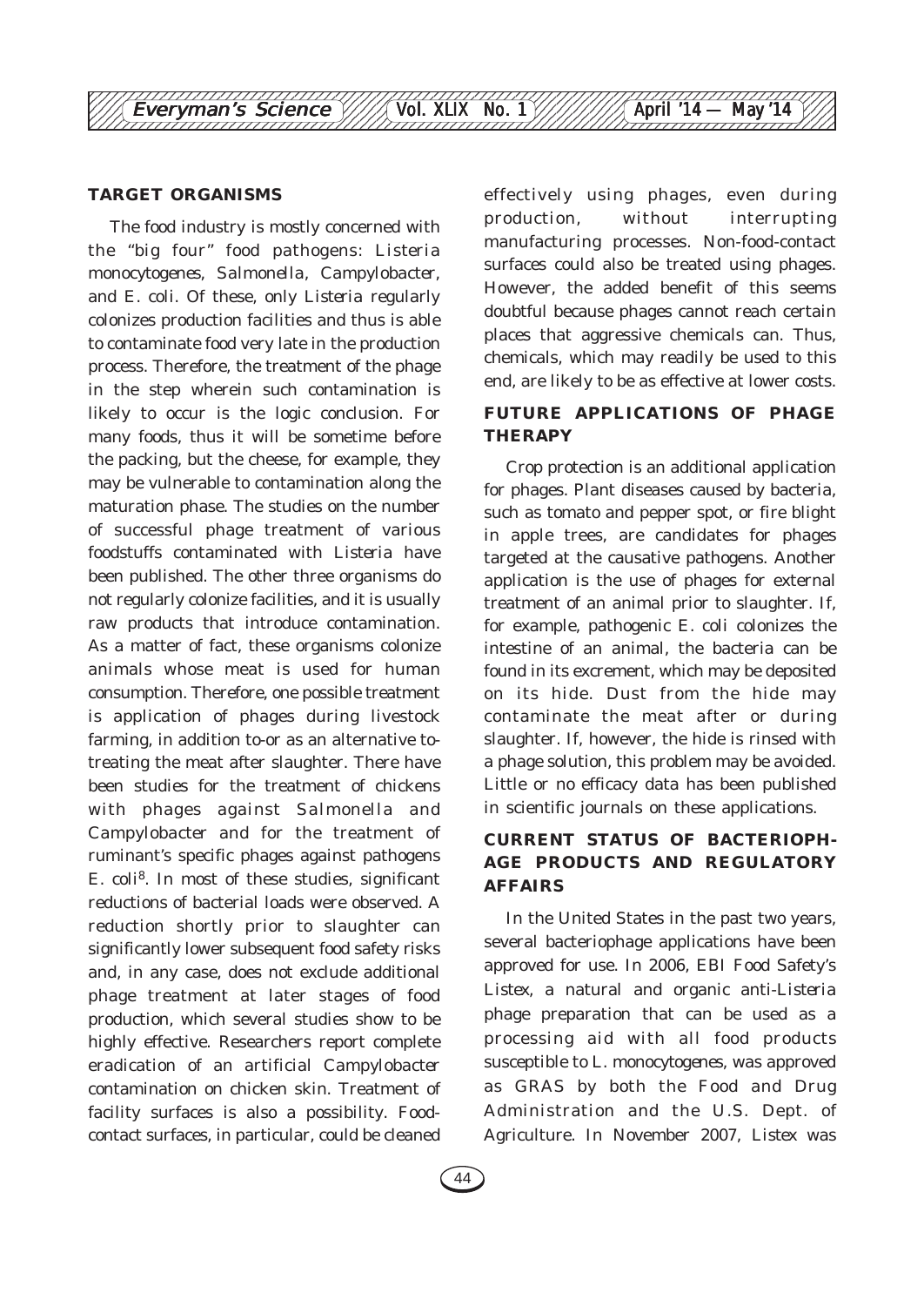## TARGET ORGANISMS

The food industry is mostly concerned with the "big four" food pathogens: *Listeria monocytogenes*, *Salmonella*, *Campylobacter*, and *E. coli*. Of these, only *Listeria* regularly colonizes production facilities and thus is able to contaminate food very late in the production process. Therefore, the treatment of the phage in the step wherein such contamination is likely to occur is the logic conclusion. For many foods, thus it will be sometime before the packing, but the cheese, for example, they may be vulnerable to contamination along the maturation phase. The studies on the number of successful phage treatment of various foodstuffs contaminated with *Listeria* have been published. The other three organisms do not regularly colonize facilities, and it is usually raw products that introduce contamination. As a matter of fact, these organisms colonize animals whose meat is used for human consumption. Therefore, one possible treatment is application of phages during livestock farming, in addition to-or as an alternative to-treating the meat after slaughter. There have been studies for the treatment of chickens with phages against *Salmonella* and *Campylobacter* and for the treatment of ruminant's specific phages against pathogens *E. coli*[8]. In most of these studies, significant reductions of bacterial loads were observed. A reduction shortly prior to slaughter can significantly lower subsequent food safety risks and, in any case, does not exclude additional phage treatment at later stages of food production, which several studies show to be highly effective. Researchers report complete eradication of an artificial *Campylobacter* contamination on chicken skin. Treatment of facility surfaces is also a possibility. Food-contact surfaces, in particular, could be cleaned effectively using phages, even during production, without interrupting manufacturing processes. Non-food-contact surfaces could also be treated using phages. However, the added benefit of this seems doubtful because phages cannot reach certain places that aggressive chemicals can. Thus, chemicals, which may readily be used to this end, are likely to be as effective at lower costs.

## FUTURE APPLICATIONS OF PHAGE THERAPY

Crop protection is an additional application for phages. Plant diseases caused by bacteria, such as tomato and pepper spot, or fire blight in apple trees, are candidates for phages targeted at the causative pathogens. Another application is the use of phages for external treatment of an animal prior to slaughter. If, for example, pathogenic *E. coli* colonizes the intestine of an animal, the bacteria can be found in its excrement, which may be deposited on its hide. Dust from the hide may contaminate the meat after or during slaughter. If, however, the hide is rinsed with a phage solution, this problem may be avoided. Little or no efficacy data has been published in scientific journals on these applications.

## CURRENT STATUS OF BACTERIOPHAGE PRODUCTS AND REGULATORY AFFAIRS

In the United States in the past two years, several bacteriophage applications have been approved for use. In 2006, EBI Food Safety's Listex, a natural and organic anti-*Listeria* phage preparation that can be used as a processing aid with all food products susceptible to *L. monocytogenes*, was approved as GRAS by both the Food and Drug Administration and the U.S. Dept. of Agriculture. In November 2007, Listex was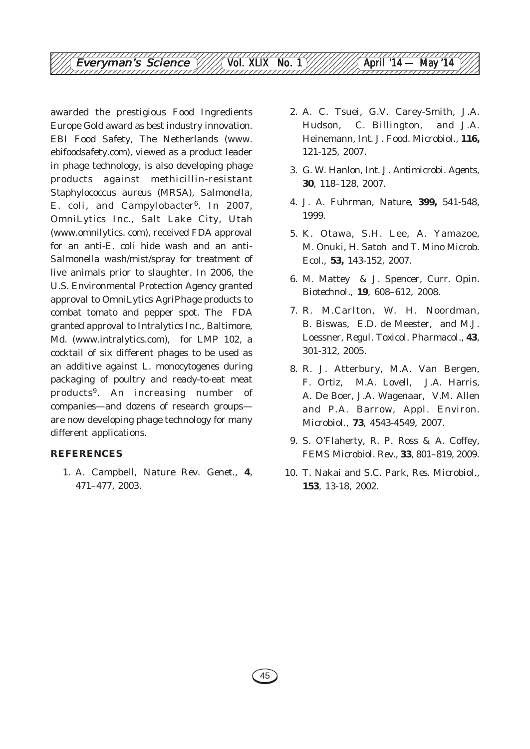awarded the prestigious Food Ingredients Europe Gold award as best industry innovation. EBI Food Safety, The Netherlands (www. ebifoodsafety.com), viewed as a product leader in phage technology, is also developing phage products against methicillin-resistant *Staphylococcus aureus* (MRSA), *Salmonella*, *E. coli*, and *Campylobacter*[6]. In 2007, OmniLytics Inc., Salt Lake City, Utah (www.omnilytics. com), received FDA approval for an anti-*E. coli* hide wash and an anti-*Salmonella* wash/mist/spray for treatment of live animals prior to slaughter. In 2006, the U.S. Environmental Protection Agency granted approval to OmniLytics AgriPhage products to combat tomato and pepper spot. The FDA granted approval to Intralytics Inc., Baltimore, Md. (www.intralytics.com), for LMP 102, a cocktail of six different phages to be used as an additive against *L. monocytogenes* during packaging of poultry and ready-to-eat meat products[9]. An increasing number of companies—and dozens of research groups—are now developing phage technology for many different applications.

## REFERENCES

1. A. Campbell, *Nature Rev. Genet.*, **4**, 471–477, 2003.
2. A. C. Tsuei, G.V. Carey-Smith, J.A. Hudson, C. Billington, and J.A. Heinemann, *Int. J. Food. Microbiol.*, **116,** 121-125, 2007.
3. G. W. Hanlon, *Int. J. Antimicrobi. Agents*, **30**, 118–128, 2007.
4. J. A. Fuhrman, *Nature*, **399,** 541-548, 1999.
5. K. Otawa, S.H. Lee, A. Yamazoe, M. Onuki, H. Satoh and T. Mino *Microb. Ecol.*, **53,** 143-152, 2007.
6. M. Mattey & J. Spencer, *Curr. Opin. Biotechnol.*, **19**, 608–612, 2008.
7. R. M.Carlton, W. H. Noordman, B. Biswas, E.D. de Meester, and M.J. Loessner, *Regul. Toxicol. Pharmacol.*, **43**, 301-312, 2005.
8. R. J. Atterbury, M.A. Van Bergen, F. Ortiz, M.A. Lovell, J.A. Harris, A. De Boer, J.A. Wagenaar, V.M. Allen and P.A. Barrow, *Appl. Environ. Microbiol.*, **73**, 4543-4549, 2007.
9. S. O'Flaherty, R. P. Ross & A. Coffey, *FEMS Microbiol. Rev.*, **33**, 801–819, 2009.
10. T. Nakai and S.C. Park, *Res. Microbiol.*, **153**, 13-18, 2002.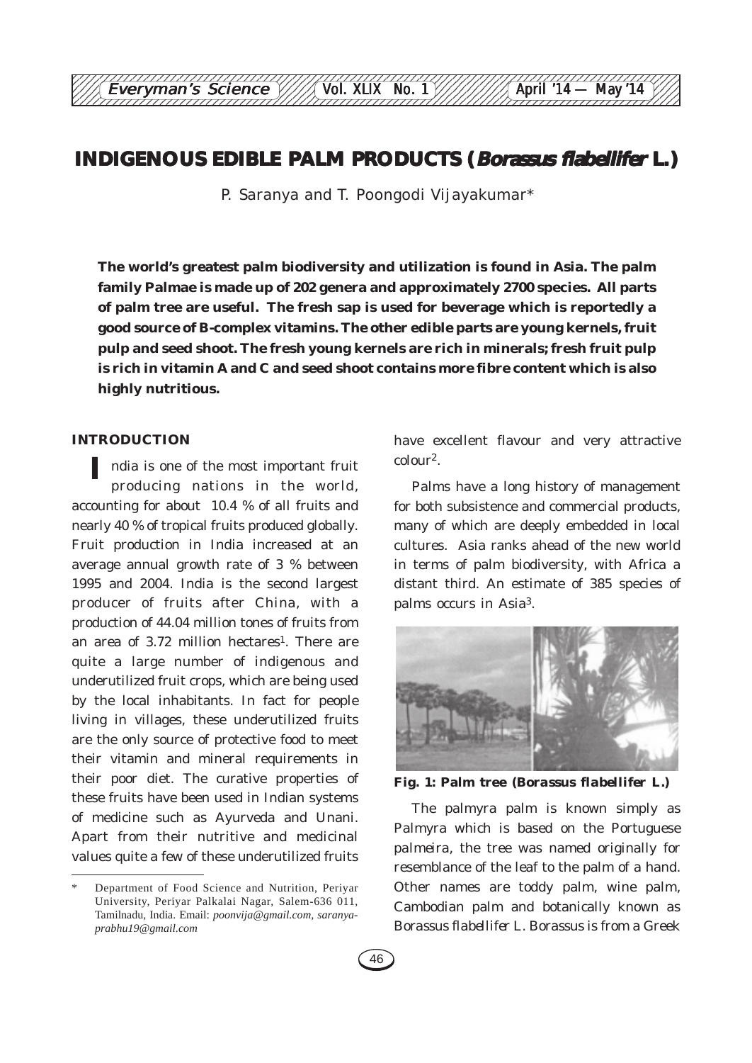# INDIGENOUS EDIBLE PALM PRODUCTS (*Borassus flabellifer* L.)

P. Saranya and T. Poongodi Vijayakumar*

**The world's greatest palm biodiversity and utilization is found in Asia. The palm family Palmae is made up of 202 genera and approximately 2700 species. All parts of palm tree are useful. The fresh sap is used for beverage which is reportedly a good source of B-complex vitamins. The other edible parts are young kernels, fruit pulp and seed shoot. The fresh young kernels are rich in minerals; fresh fruit pulp is rich in vitamin A and C and seed shoot contains more fibre content which is also highly nutritious.**

## INTRODUCTION

India is one of the most important fruit producing nations in the world, accounting for about 10.4 % of all fruits and nearly 40 % of tropical fruits produced globally. Fruit production in India increased at an average annual growth rate of 3 % between 1995 and 2004. India is the second largest producer of fruits after China, with a production of 44.04 million tones of fruits from an area of 3.72 million hectares[1]. There are quite a large number of indigenous and underutilized fruit crops, which are being used by the local inhabitants. In fact for people living in villages, these underutilized fruits are the only source of protective food to meet their vitamin and mineral requirements in their poor diet. The curative properties of these fruits have been used in Indian systems of medicine such as Ayurveda and Unani. Apart from their nutritive and medicinal values quite a few of these underutilized fruits have excellent flavour and very attractive colour[2].

Palms have a long history of management for both subsistence and commercial products, many of which are deeply embedded in local cultures. Asia ranks ahead of the new world in terms of palm biodiversity, with Africa a distant third. An estimate of 385 species of palms occurs in Asia[3].

**Fig. 1: Palm tree (*Borassus flabellifer* L.)**

The palmyra palm is known simply as Palmyra which is based on the Portuguese *palmeira*, the tree was named originally for resemblance of the leaf to the palm of a hand. Other names are toddy palm, wine palm, Cambodian palm and botanically known as *Borassus flabellifer* L. Borassus is from a Greek

---

\* Department of Food Science and Nutrition, Periyar University, Periyar Palkalai Nagar, Salem-636 011, Tamilnadu, India. Email: *poonvija@gmail.com, saranya-prabhu19@gmail.com*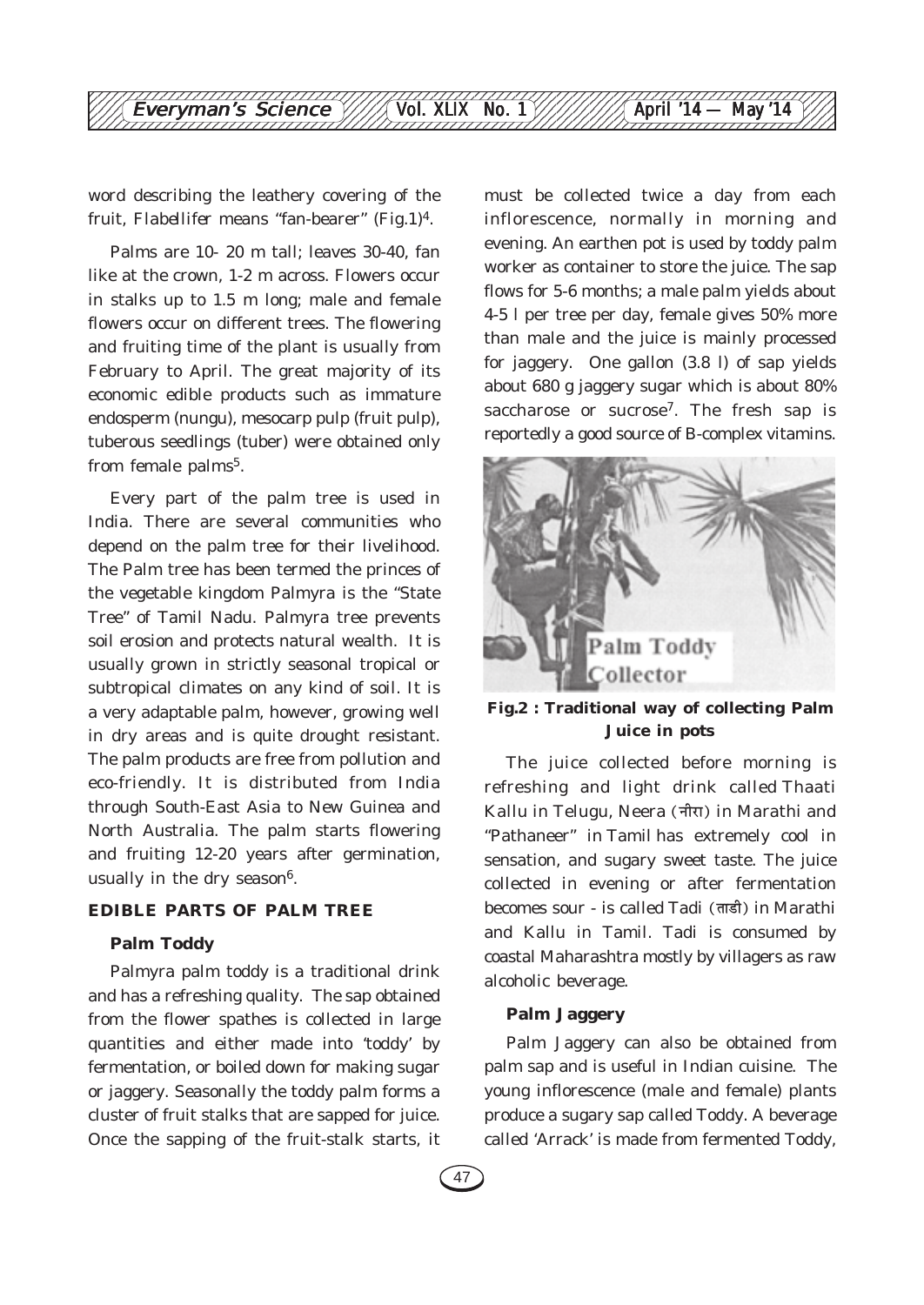word describing the leathery covering of the fruit, *Flabellifer* means "fan-bearer" (Fig.1)[4].

Palms are 10- 20 m tall; leaves 30-40, fan like at the crown, 1-2 m across. Flowers occur in stalks up to 1.5 m long; male and female flowers occur on different trees. The flowering and fruiting time of the plant is usually from February to April. The great majority of its economic edible products such as immature endosperm (nungu), mesocarp pulp (fruit pulp), tuberous seedlings (tuber) were obtained only from female palms[5].

Every part of the palm tree is used in India. There are several communities who depend on the palm tree for their livelihood. The Palm tree has been termed the princes of the vegetable kingdom Palmyra is the "State Tree" of Tamil Nadu. Palmyra tree prevents soil erosion and protects natural wealth. It is usually grown in strictly seasonal tropical or subtropical climates on any kind of soil. It is a very adaptable palm, however, growing well in dry areas and is quite drought resistant. The palm products are free from pollution and eco-friendly. It is distributed from India through South-East Asia to New Guinea and North Australia. The palm starts flowering and fruiting 12-20 years after germination, usually in the dry season[6].

## EDIBLE PARTS OF PALM TREE

### Palm Toddy

Palmyra palm toddy is a traditional drink and has a refreshing quality. The sap obtained from the flower spathes is collected in large quantities and either made into 'toddy' by fermentation, or boiled down for making sugar or jaggery. Seasonally the toddy palm forms a cluster of fruit stalks that are sapped for juice. Once the sapping of the fruit-stalk starts, it must be collected twice a day from each inflorescence, normally in morning and evening. An earthen pot is used by toddy palm worker as container to store the juice. The sap flows for 5-6 months; a male palm yields about 4-5 l per tree per day, female gives 50% more than male and the juice is mainly processed for jaggery. One gallon (3.8 l) of sap yields about 680 g jaggery sugar which is about 80% saccharose or sucrose[7]. The fresh sap is reportedly a good source of B-complex vitamins.

**Fig.2 : Traditional way of collecting Palm Juice in pots**

The juice collected before morning is refreshing and light drink called Thaati Kallu in Telugu, Neera (नीरा) in Marathi and "Pathaneer" in Tamil has extremely cool in sensation, and sugary sweet taste. The juice collected in evening or after fermentation becomes sour - is called Tadi (ताडी) in Marathi and Kallu in Tamil. Tadi is consumed by coastal Maharashtra mostly by villagers as raw alcoholic beverage.

### Palm Jaggery

Palm Jaggery can also be obtained from palm sap and is useful in Indian cuisine. The young inflorescence (male and female) plants produce a sugary sap called Toddy. A beverage called 'Arrack' is made from fermented Toddy,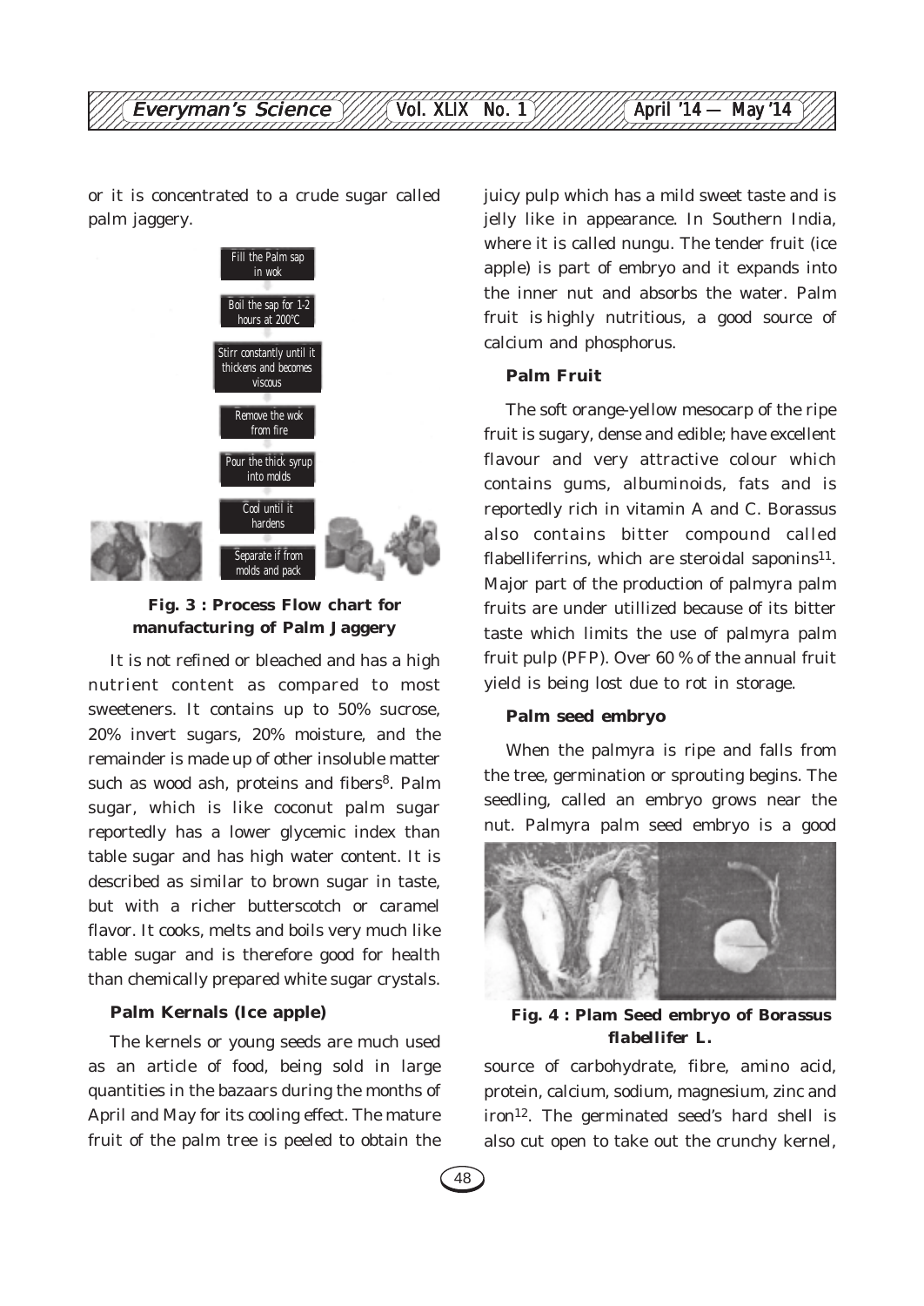or it is concentrated to a crude sugar called palm jaggery.

Fill the Palm sap in wok

Boil the sap for 1-2 hours at 200°C

Stirr constantly until it thickens and becomes viscous

Remove the wok from fire

Pour the thick syrup into molds

Cool until it hardens

Separate if from molds and pack

**Fig. 3 : Process Flow chart for manufacturing of Palm Jaggery**

It is not refined or bleached and has a high nutrient content as compared to most sweeteners. It contains up to 50% sucrose, 20% invert sugars, 20% moisture, and the remainder is made up of other insoluble matter such as wood ash, proteins and fibers[8]. Palm sugar, which is like coconut palm sugar reportedly has a lower glycemic index than table sugar and has high water content. It is described as similar to brown sugar in taste, but with a richer butterscotch or caramel flavor. It cooks, melts and boils very much like table sugar and is therefore good for health than chemically prepared white sugar crystals.

**Palm Kernals (Ice apple)**

The kernels or young seeds are much used as an article of food, being sold in large quantities in the bazaars during the months of April and May for its cooling effect. The mature fruit of the palm tree is peeled to obtain the juicy pulp which has a mild sweet taste and is jelly like in appearance. In Southern India, where it is called nungu. The tender fruit (ice apple) is part of embryo and it expands into the inner nut and absorbs the water. Palm fruit is highly nutritious, a good source of calcium and phosphorus.

**Palm Fruit**

The soft orange-yellow mesocarp of the ripe fruit is sugary, dense and edible; have excellent flavour and very attractive colour which contains gums, albuminoids, fats and is reportedly rich in vitamin A and C. Borassus also contains bitter compound called flabelliferrins, which are steroidal saponins[11]. Major part of the production of palmyra palm fruits are under utillized because of its bitter taste which limits the use of palmyra palm fruit pulp (PFP). Over 60 % of the annual fruit yield is being lost due to rot in storage.

**Palm seed embryo**

When the palmyra is ripe and falls from the tree, germination or sprouting begins. The seedling, called an embryo grows near the nut. Palmyra palm seed embryo is a good source of carbohydrate, fibre, amino acid, protein, calcium, sodium, magnesium, zinc and iron[12]. The germinated seed's hard shell is also cut open to take out the crunchy kernel,

**Fig. 4 : Plam Seed embryo of Borassus flabellifer L.**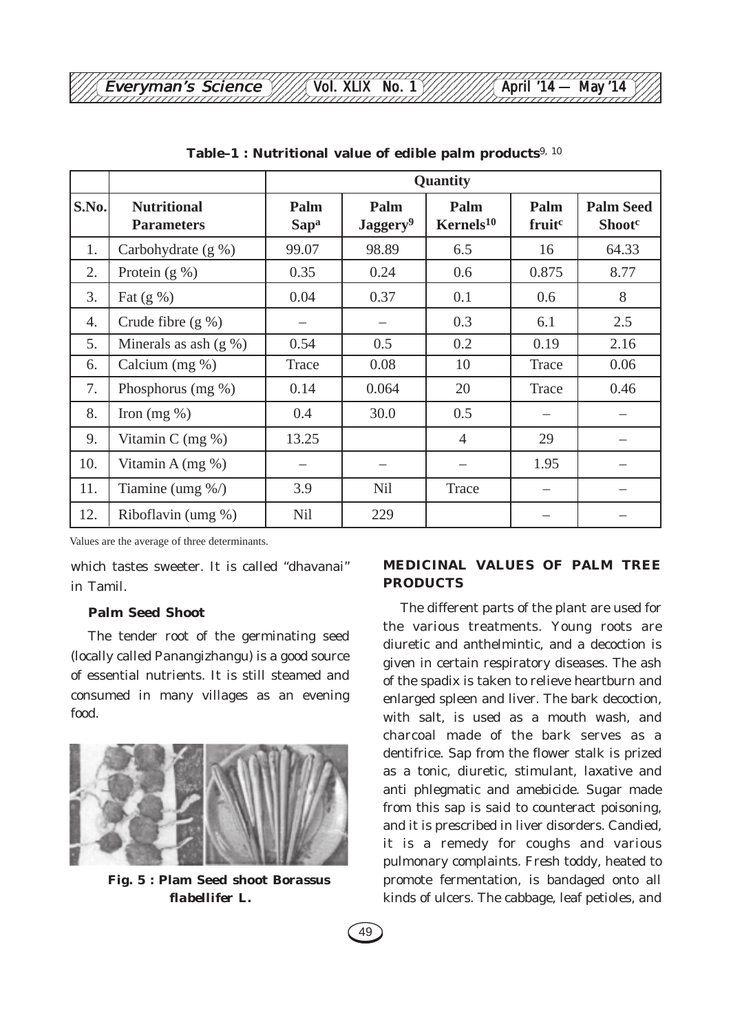**Table–1 : Nutritional value of edible palm products**[9, 10]

| | | Quantity | | | | |
|---|---|---|---|---|---|---|
| S.No. | Nutritional Parameters | Palm Sap[a] | Palm Jaggery[9] | Palm Kernels[10] | Palm fruit[c] | Palm Seed Shoot[c] |
| 1. | Carbohydrate (g %) | 99.07 | 98.89 | 6.5 | 16 | 64.33 |
| 2. | Protein (g %) | 0.35 | 0.24 | 0.6 | 0.875 | 8.77 |
| 3. | Fat (g %) | 0.04 | 0.37 | 0.1 | 0.6 | 8 |
| 4. | Crude fibre (g %) | – | – | 0.3 | 6.1 | 2.5 |
| 5. | Minerals as ash (g %) | 0.54 | 0.5 | 0.2 | 0.19 | 2.16 |
| 6. | Calcium (mg %) | Trace | 0.08 | 10 | Trace | 0.06 |
| 7. | Phosphorus (mg %) | 0.14 | 0.064 | 20 | Trace | 0.46 |
| 8. | Iron (mg %) | 0.4 | 30.0 | 0.5 | – | – |
| 9. | Vitamin C (mg %) | 13.25 | | 4 | 29 | – |
| 10. | Vitamin A (mg %) | – | – | – | 1.95 | – |
| 11. | Tiamine (umg %/) | 3.9 | Nil | Trace | – | – |
| 12. | Riboflavin (umg %) | Nil | 229 | | – | – |

Values are the average of three determinants.

which tastes sweeter. It is called "dhavanai" in Tamil.

### Palm Seed Shoot

The tender root of the germinating seed (locally called Panangizhangu) is a good source of essential nutrients. It is still steamed and consumed in many villages as an evening food.

**Fig. 5 : Plam Seed shoot *Borassus flabellifer* L.**

## MEDICINAL VALUES OF PALM TREE PRODUCTS

The different parts of the plant are used for the various treatments. Young roots are diuretic and anthelmintic, and a decoction is given in certain respiratory diseases. The ash of the spadix is taken to relieve heartburn and enlarged spleen and liver. The bark decoction, with salt, is used as a mouth wash, and charcoal made of the bark serves as a dentifrice. Sap from the flower stalk is prized as a tonic, diuretic, stimulant, laxative and anti phlegmatic and amebicide. Sugar made from this sap is said to counteract poisoning, and it is prescribed in liver disorders. Candied, it is a remedy for coughs and various pulmonary complaints. Fresh toddy, heated to promote fermentation, is bandaged onto all kinds of ulcers. The cabbage, leaf petioles, and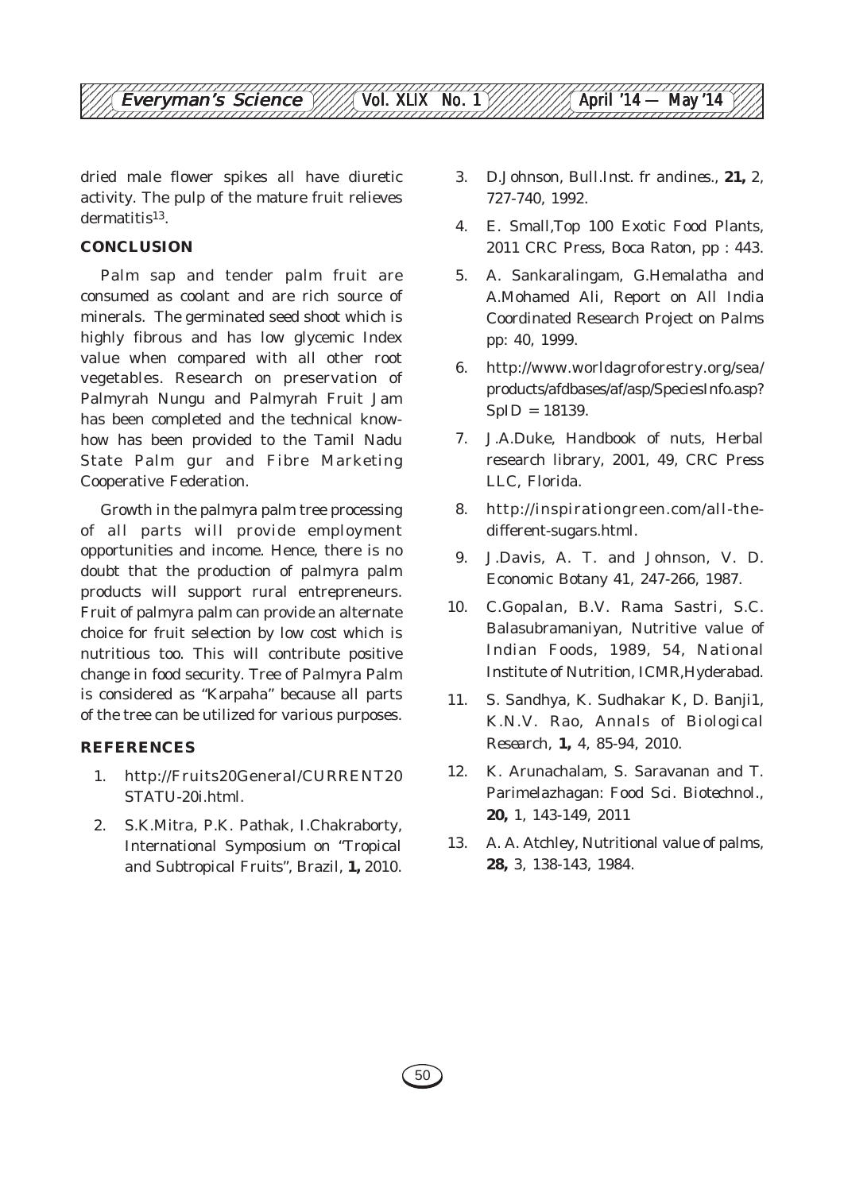dried male flower spikes all have diuretic activity. The pulp of the mature fruit relieves dermatitis[13].

## CONCLUSION

Palm sap and tender palm fruit are consumed as coolant and are rich source of minerals. The germinated seed shoot which is highly fibrous and has low glycemic Index value when compared with all other root vegetables. Research on preservation of Palmyrah Nungu and Palmyrah Fruit Jam has been completed and the technical know-how has been provided to the Tamil Nadu State Palm gur and Fibre Marketing Cooperative Federation.

Growth in the palmyra palm tree processing of all parts will provide employment opportunities and income. Hence, there is no doubt that the production of palmyra palm products will support rural entrepreneurs. Fruit of palmyra palm can provide an alternate choice for fruit selection by low cost which is nutritious too. This will contribute positive change in food security. Tree of Palmyra Palm is considered as "Karpaha" because all parts of the tree can be utilized for various purposes.

## REFERENCES

1. http://Fruits20General/CURRENT20 STATU-20i.html.
2. S.K.Mitra, P.K. Pathak, I.Chakraborty, International Symposium on "Tropical and Subtropical Fruits", Brazil, **1,** 2010.
3. D.Johnson, Bull.Inst. fr andines., **21,** 2, 727-740, 1992.
4. E. Small,Top 100 Exotic Food Plants, 2011 CRC Press, Boca Raton, pp : 443.
5. A. Sankaralingam, G.Hemalatha and A.Mohamed Ali, Report on All India Coordinated Research Project on Palms pp: 40, 1999.
6. http://www.worldagroforestry.org/sea/products/afdbases/af/asp/SpeciesInfo.asp?SpID = 18139.
7. J.A.Duke, Handbook of nuts, Herbal research library, 2001, 49, CRC Press LLC, Florida.
8. http://inspirationgreen.com/all-the-different-sugars.html.
9. J.Davis, A. T. and Johnson, V. D. Economic Botany 41, 247-266, 1987.
10. C.Gopalan, B.V. Rama Sastri, S.C. Balasubramaniyan, Nutritive value of Indian Foods, 1989, 54, National Institute of Nutrition, ICMR,Hyderabad.
11. S. Sandhya, K. Sudhakar K, D. Banji1, K.N.V. Rao, Annals of Biological Research, **1,** 4, 85-94, 2010.
12. K. Arunachalam, S. Saravanan and T. Parimelazhagan: Food Sci. Biotechnol., **20,** 1, 143-149, 2011
13. A. A. Atchley, Nutritional value of palms, **28,** 3, 138-143, 1984.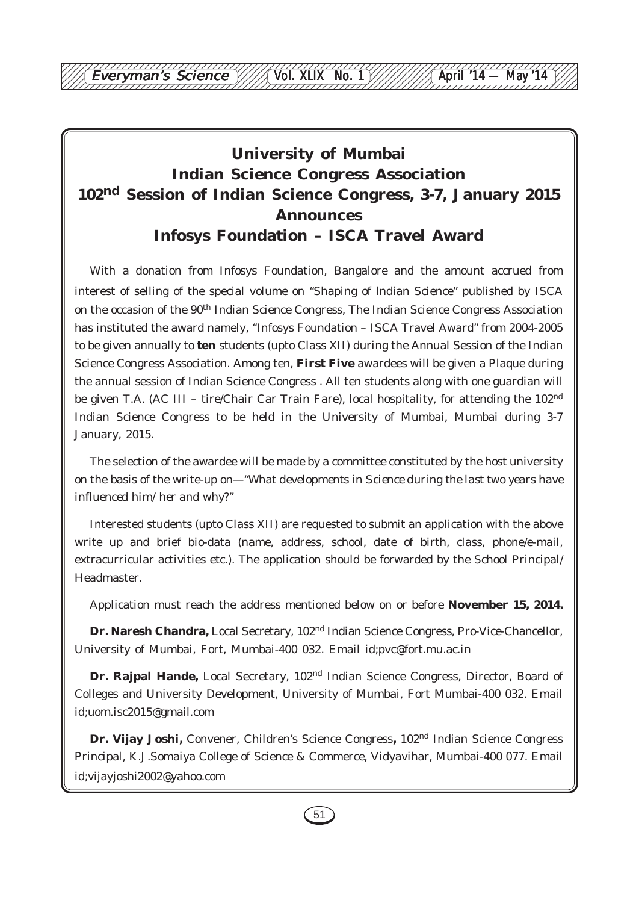# University of Mumbai
# Indian Science Congress Association
# 102nd Session of Indian Science Congress, 3-7, January 2015
# Announces
# Infosys Foundation – ISCA Travel Award

With a donation from Infosys Foundation, Bangalore and the amount accrued from interest of selling of the special volume on "Shaping of Indian Science" published by ISCA on the occasion of the 90th Indian Science Congress, The Indian Science Congress Association has instituted the award namely, "Infosys Foundation – ISCA Travel Award" from 2004-2005 to be given annually to **ten** students (upto Class XII) during the Annual Session of the Indian Science Congress Association. Among ten, **First Five** awardees will be given a Plaque during the annual session of Indian Science Congress . All ten students along with one guardian will be given T.A. (AC III – tire/Chair Car Train Fare), local hospitality, for attending the 102nd Indian Science Congress to be held in the University of Mumbai, Mumbai during 3-7 January, 2015.

The selection of the awardee will be made by a committee constituted by the host university on the basis of the write-up on—"*What developments in Science during the last two years have influenced him/ her and why?*"

Interested students (upto Class XII) are requested to submit an application with the above write up and brief bio-data (name, address, school, date of birth, class, phone/e-mail, extracurricular activities etc.). The application should be forwarded by the School Principal/ Headmaster.

Application must reach the address mentioned below on or before **November 15, 2014.**

**Dr. Naresh Chandra,** Local Secretary, 102nd Indian Science Congress, Pro-Vice-Chancellor, University of Mumbai, Fort, Mumbai-400 032. Email id;pvc@fort.mu.ac.in

**Dr. Rajpal Hande,** Local Secretary, 102nd Indian Science Congress, Director, Board of Colleges and University Development, University of Mumbai, Fort Mumbai-400 032. Email id;uom.isc2015@gmail.com

**Dr. Vijay Joshi,** Convener, Children's Science Congress**,** 102nd Indian Science Congress Principal, K.J.Somaiya College of Science & Commerce, Vidyavihar, Mumbai-400 077. Email id;vijayjoshi2002@yahoo.com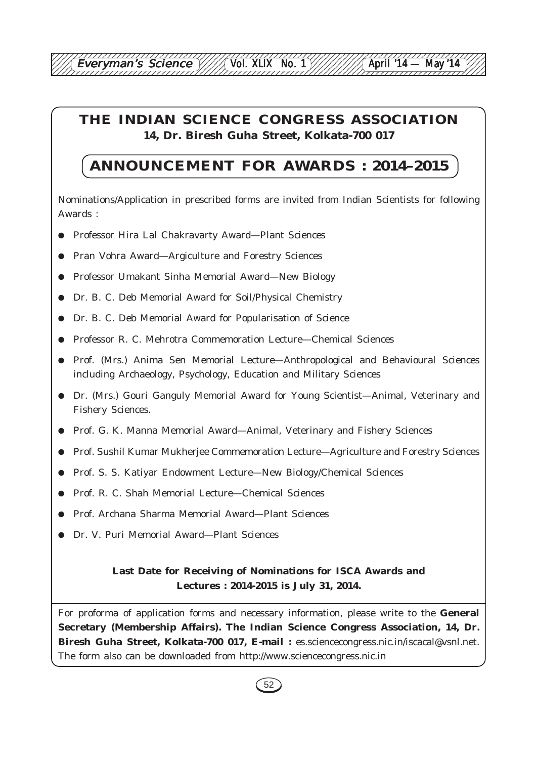# THE INDIAN SCIENCE CONGRESS ASSOCIATION

**14, Dr. Biresh Guha Street, Kolkata-700 017**

## ANNOUNCEMENT FOR AWARDS : 2014–2015

Nominations/Application in prescribed forms are invited from Indian Scientists for following Awards :

- Professor Hira Lal Chakravarty Award—Plant Sciences
- Pran Vohra Award—Argiculture and Forestry Sciences
- Professor Umakant Sinha Memorial Award—New Biology
- Dr. B. C. Deb Memorial Award for Soil/Physical Chemistry
- Dr. B. C. Deb Memorial Award for Popularisation of Science
- Professor R. C. Mehrotra Commemoration Lecture—Chemical Sciences
- Prof. (Mrs.) Anima Sen Memorial Lecture—Anthropological and Behavioural Sciences including Archaeology, Psychology, Education and Military Sciences
- Dr. (Mrs.) Gouri Ganguly Memorial Award for Young Scientist—Animal, Veterinary and Fishery Sciences.
- Prof. G. K. Manna Memorial Award—Animal, Veterinary and Fishery Sciences
- Prof. Sushil Kumar Mukherjee Commemoration Lecture—Agriculture and Forestry Sciences
- Prof. S. S. Katiyar Endowment Lecture—New Biology/Chemical Sciences
- Prof. R. C. Shah Memorial Lecture—Chemical Sciences
- Prof. Archana Sharma Memorial Award—Plant Sciences
- Dr. V. Puri Memorial Award—Plant Sciences

**Last Date for Receiving of Nominations for ISCA Awards and Lectures : 2014-2015 is July 31, 2014.**

For proforma of application forms and necessary information, please write to the **General Secretary (Membership Affairs). The Indian Science Congress Association, 14, Dr. Biresh Guha Street, Kolkata-700 017, E-mail :** es.sciencecongress.nic.in/iscacal@vsnl.net. The form also can be downloaded from http://www.sciencecongress.nic.in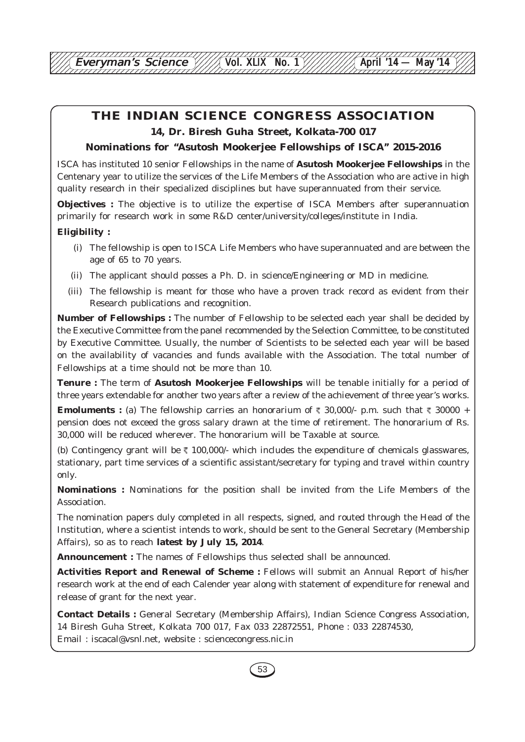# THE INDIAN SCIENCE CONGRESS ASSOCIATION

**14, Dr. Biresh Guha Street, Kolkata-700 017**

**Nominations for "Asutosh Mookerjee Fellowships of ISCA" 2015-2016**

ISCA has instituted 10 senior Fellowships in the name of **Asutosh Mookerjee Fellowships** in the Centenary year to utilize the services of the Life Members of the Association who are active in high quality research in their specialized disciplines but have superannuated from their service.

**Objectives :** The objective is to utilize the expertise of ISCA Members after superannuation primarily for research work in some R&D center/university/colleges/institute in India.

**Eligibility :**

(i) The fellowship is open to ISCA Life Members who have superannuated and are between the age of 65 to 70 years.

(ii) The applicant should posses a Ph. D. in science/Engineering or MD in medicine.

(iii) The fellowship is meant for those who have a proven track record as evident from their Research publications and recognition.

**Number of Fellowships :** The number of Fellowship to be selected each year shall be decided by the Executive Committee from the panel recommended by the Selection Committee, to be constituted by Executive Committee. Usually, the number of Scientists to be selected each year will be based on the availability of vacancies and funds available with the Association. The total number of Fellowships at a time should not be more than 10.

**Tenure :** The term of **Asutosh Mookerjee Fellowships** will be tenable initially for a period of three years extendable for another two years after a review of the achievement of three year's works.

**Emoluments :** (a) The fellowship carries an honorarium of ₹ 30,000/- p.m. such that ₹ 30000 + pension does not exceed the gross salary drawn at the time of retirement. The honorarium of Rs. 30,000 will be reduced wherever. The honorarium will be Taxable at source.

(b) Contingency grant will be ₹ 100,000/- which includes the expenditure of chemicals glasswares, stationary, part time services of a scientific assistant/secretary for typing and travel within country only.

**Nominations :** Nominations for the position shall be invited from the Life Members of the Association.

The nomination papers duly completed in all respects, signed, and routed through the Head of the Institution, where a scientist intends to work, should be sent to the General Secretary (Membership Affairs), so as to reach **latest by July 15, 2014**.

**Announcement :** The names of Fellowships thus selected shall be announced.

**Activities Report and Renewal of Scheme :** Fellows will submit an Annual Report of his/her research work at the end of each Calender year along with statement of expenditure for renewal and release of grant for the next year.

**Contact Details :** General Secretary (Membership Affairs), Indian Science Congress Association, 14 Biresh Guha Street, Kolkata 700 017, Fax 033 22872551, Phone : 033 22874530, Email : iscacal@vsnl.net, website : sciencecongress.nic.in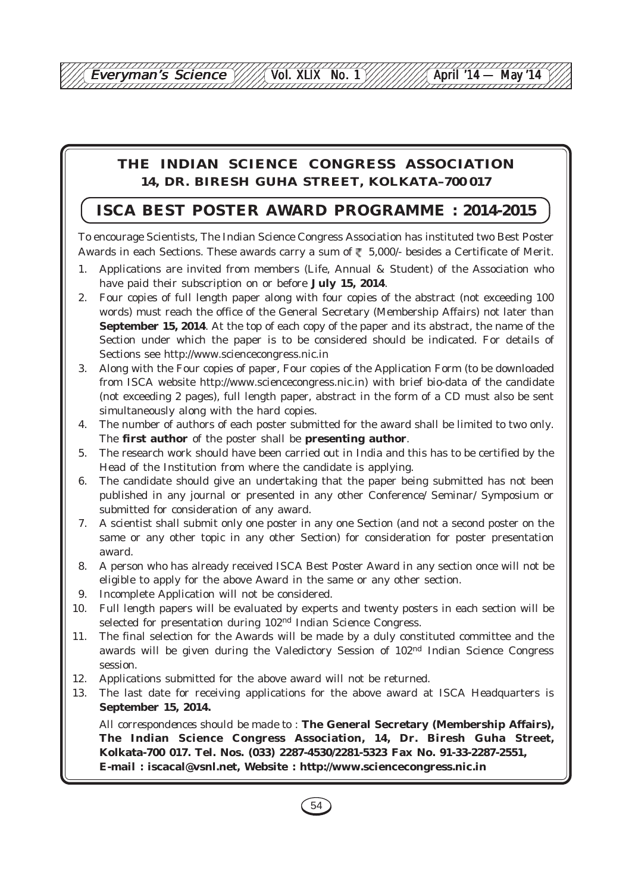# THE INDIAN SCIENCE CONGRESS ASSOCIATION

**14, DR. BIRESH GUHA STREET, KOLKATA–700 017**

## ISCA BEST POSTER AWARD PROGRAMME : 2014-2015

To encourage Scientists, The Indian Science Congress Association has instituted two Best Poster Awards in each Sections. These awards carry a sum of ₹ 5,000/- besides a Certificate of Merit.

1. Applications are invited from members (Life, Annual & Student) of the Association who have paid their subscription on or before **July 15, 2014**.
2. Four copies of full length paper along with four copies of the abstract (not exceeding 100 words) must reach the office of the General Secretary (Membership Affairs) not later than **September 15, 2014**. At the top of each copy of the paper and its abstract, the name of the Section under which the paper is to be considered should be indicated. For details of Sections see http://www.sciencecongress.nic.in
3. Along with the Four copies of paper, Four copies of the Application Form (to be downloaded from ISCA website http://www.sciencecongress.nic.in) with brief bio-data of the candidate (not exceeding 2 pages), full length paper, abstract in the form of a CD must also be sent simultaneously along with the hard copies.
4. The number of authors of each poster submitted for the award shall be limited to two only. The **first author** of the poster shall be **presenting author**.
5. The research work should have been carried out in India and this has to be certified by the Head of the Institution from where the candidate is applying.
6. The candidate should give an undertaking that the paper being submitted has not been published in any journal or presented in any other Conference/ Seminar/ Symposium or submitted for consideration of any award.
7. A scientist shall submit only one poster in any one Section (and not a second poster on the same or any other topic in any other Section) for consideration for poster presentation award.
8. A person who has already received ISCA Best Poster Award in any section once will not be eligible to apply for the above Award in the same or any other section.
9. Incomplete Application will not be considered.
10. Full length papers will be evaluated by experts and twenty posters in each section will be selected for presentation during 102nd Indian Science Congress.
11. The final selection for the Awards will be made by a duly constituted committee and the awards will be given during the Valedictory Session of 102nd Indian Science Congress session.
12. Applications submitted for the above award will not be returned.
13. The last date for receiving applications for the above award at ISCA Headquarters is **September 15, 2014.**

All correspondences should be made to : **The General Secretary (Membership Affairs), The Indian Science Congress Association, 14, Dr. Biresh Guha Street, Kolkata-700 017. Tel. Nos. (033) 2287-4530/2281-5323 Fax No. 91-33-2287-2551, E-mail : iscacal@vsnl.net, Website : http://www.sciencecongress.nic.in**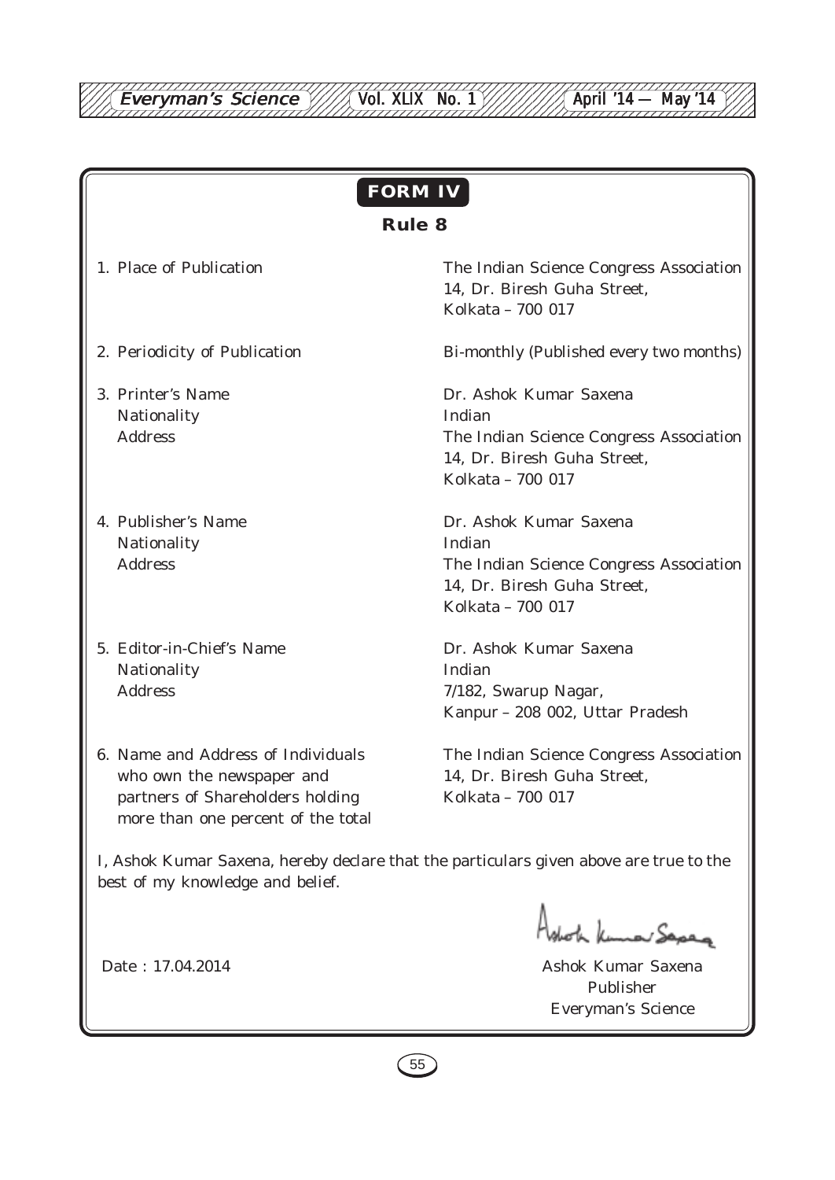# FORM IV

## Rule 8

| | |
|---|---|
| 1. Place of Publication | The Indian Science Congress Association<br>14, Dr. Biresh Guha Street,<br>Kolkata – 700 017 |
| 2. Periodicity of Publication | Bi-monthly (Published every two months) |
| 3. Printer's Name<br>Nationality<br>Address | Dr. Ashok Kumar Saxena<br>Indian<br>The Indian Science Congress Association<br>14, Dr. Biresh Guha Street,<br>Kolkata – 700 017 |
| 4. Publisher's Name<br>Nationality<br>Address | Dr. Ashok Kumar Saxena<br>Indian<br>The Indian Science Congress Association<br>14, Dr. Biresh Guha Street,<br>Kolkata – 700 017 |
| 5. Editor-in-Chief's Name<br>Nationality<br>Address | Dr. Ashok Kumar Saxena<br>Indian<br>7/182, Swarup Nagar,<br>Kanpur – 208 002, Uttar Pradesh |
| 6. Name and Address of Individuals who own the newspaper and partners of Shareholders holding more than one percent of the total | The Indian Science Congress Association<br>14, Dr. Biresh Guha Street,<br>Kolkata – 700 017 |

I, Ashok Kumar Saxena, hereby declare that the particulars given above are true to the best of my knowledge and belief.

Date : 17.04.2014

Ashok Kumar Saxena
Publisher
Everyman's Science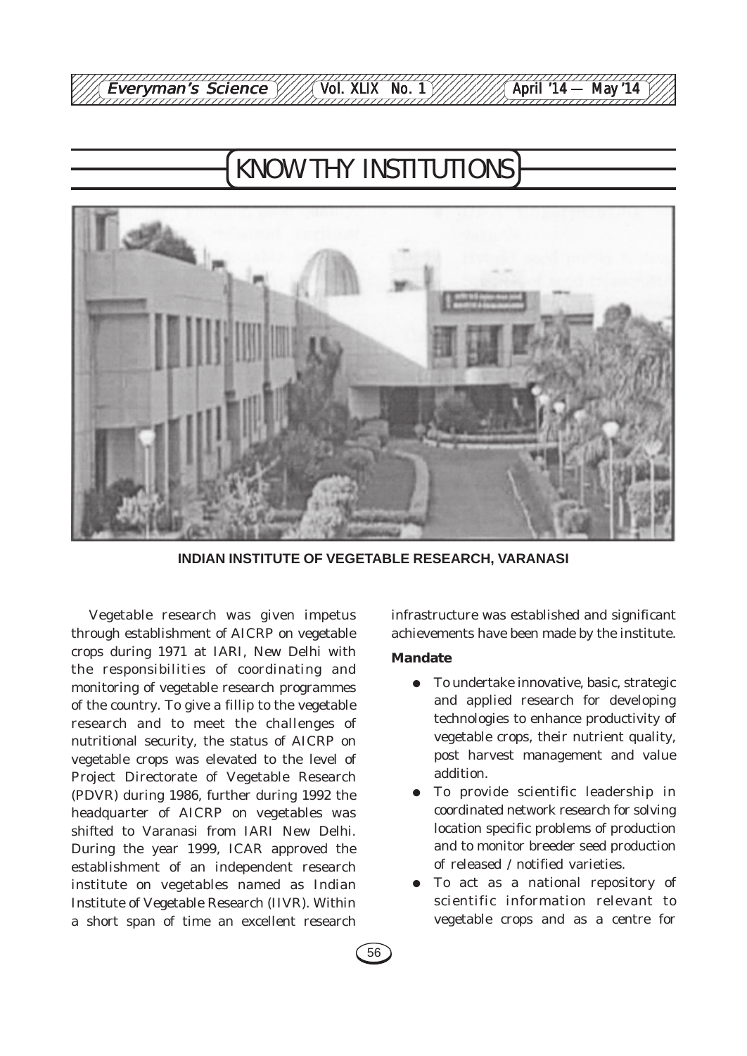# KNOW THY INSTITUTIONS

**INDIAN INSTITUTE OF VEGETABLE RESEARCH, VARANASI**

Vegetable research was given impetus through establishment of AICRP on vegetable crops during 1971 at IARI, New Delhi with the responsibilities of coordinating and monitoring of vegetable research programmes of the country. To give a fillip to the vegetable research and to meet the challenges of nutritional security, the status of AICRP on vegetable crops was elevated to the level of Project Directorate of Vegetable Research (PDVR) during 1986, further during 1992 the headquarter of AICRP on vegetables was shifted to Varanasi from IARI New Delhi. During the year 1999, ICAR approved the establishment of an independent research institute on vegetables named as Indian Institute of Vegetable Research (IIVR). Within a short span of time an excellent research infrastructure was established and significant achievements have been made by the institute.

**Mandate**

- To undertake innovative, basic, strategic and applied research for developing technologies to enhance productivity of vegetable crops, their nutrient quality, post harvest management and value addition.
- To provide scientific leadership in coordinated network research for solving location specific problems of production and to monitor breeder seed production of released / notified varieties.
- To act as a national repository of scientific information relevant to vegetable crops and as a centre for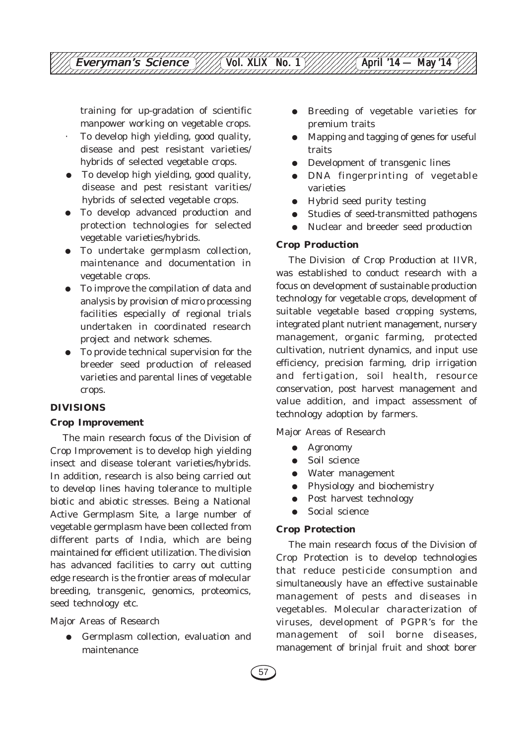training for up-gradation of scientific manpower working on vegetable crops.

- To develop high yielding, good quality, disease and pest resistant varieties/ hybrids of selected vegetable crops.
- To develop high yielding, good quality, disease and pest resistant varities/ hybrids of selected vegetable crops.
- To develop advanced production and protection technologies for selected vegetable varieties/hybrids.
- To undertake germplasm collection, maintenance and documentation in vegetable crops.
- To improve the compilation of data and analysis by provision of micro processing facilities especially of regional trials undertaken in coordinated research project and network schemes.
- To provide technical supervision for the breeder seed production of released varieties and parental lines of vegetable crops.

## DIVISIONS

### Crop Improvement

The main research focus of the Division of Crop Improvement is to develop high yielding insect and disease tolerant varieties/hybrids. In addition, research is also being carried out to develop lines having tolerance to multiple biotic and abiotic stresses. Being a National Active Germplasm Site, a large number of vegetable germplasm have been collected from different parts of India, which are being maintained for efficient utilization. The division has advanced facilities to carry out cutting edge research is the frontier areas of molecular breeding, transgenic, genomics, proteomics, seed technology etc.

Major Areas of Research

- Germplasm collection, evaluation and maintenance
- Breeding of vegetable varieties for premium traits
- Mapping and tagging of genes for useful traits
- Development of transgenic lines
- DNA fingerprinting of vegetable varieties
- Hybrid seed purity testing
- Studies of seed-transmitted pathogens
- Nuclear and breeder seed production

### Crop Production

The Division of Crop Production at IIVR, was established to conduct research with a focus on development of sustainable production technology for vegetable crops, development of suitable vegetable based cropping systems, integrated plant nutrient management, nursery management, organic farming, protected cultivation, nutrient dynamics, and input use efficiency, precision farming, drip irrigation and fertigation, soil health, resource conservation, post harvest management and value addition, and impact assessment of technology adoption by farmers.

Major Areas of Research

- Agronomy
- Soil science
- Water management
- Physiology and biochemistry
- Post harvest technology
- Social science

### Crop Protection

The main research focus of the Division of Crop Protection is to develop technologies that reduce pesticide consumption and simultaneously have an effective sustainable management of pests and diseases in vegetables. Molecular characterization of viruses, development of PGPR's for the management of soil borne diseases, management of brinjal fruit and shoot borer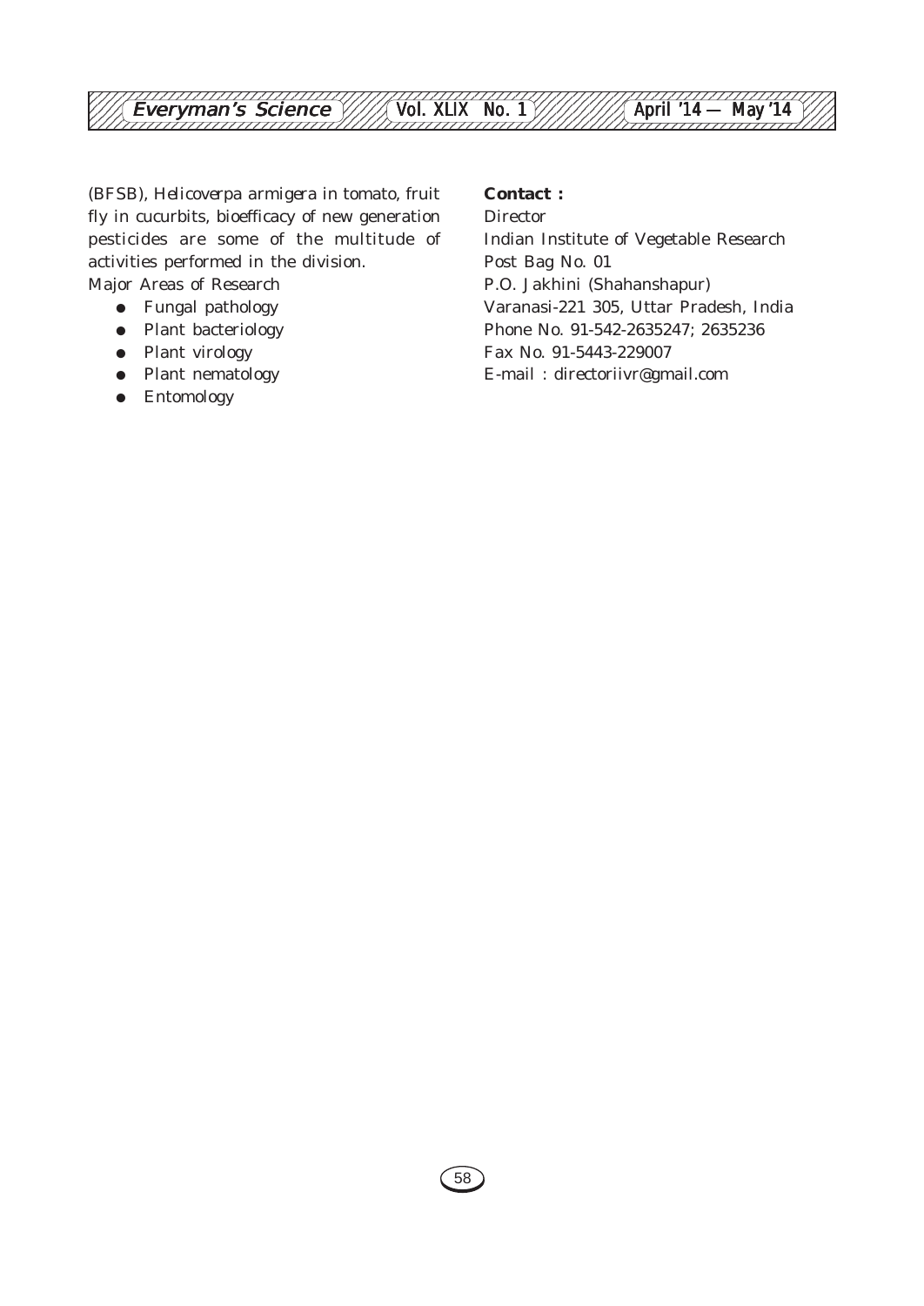(BFSB), *Helicoverpa armigera* in tomato, fruit fly in cucurbits, bioefficacy of new generation pesticides are some of the multitude of activities performed in the division.

Major Areas of Research

- Fungal pathology
- Plant bacteriology
- Plant virology
- Plant nematology
- Entomology

**Contact :**

Director
Indian Institute of Vegetable Research
Post Bag No. 01
P.O. Jakhini (Shahanshapur)
Varanasi-221 305, Uttar Pradesh, India
Phone No. 91-542-2635247; 2635236
Fax No. 91-5443-229007
E-mail : directoriivr@gmail.com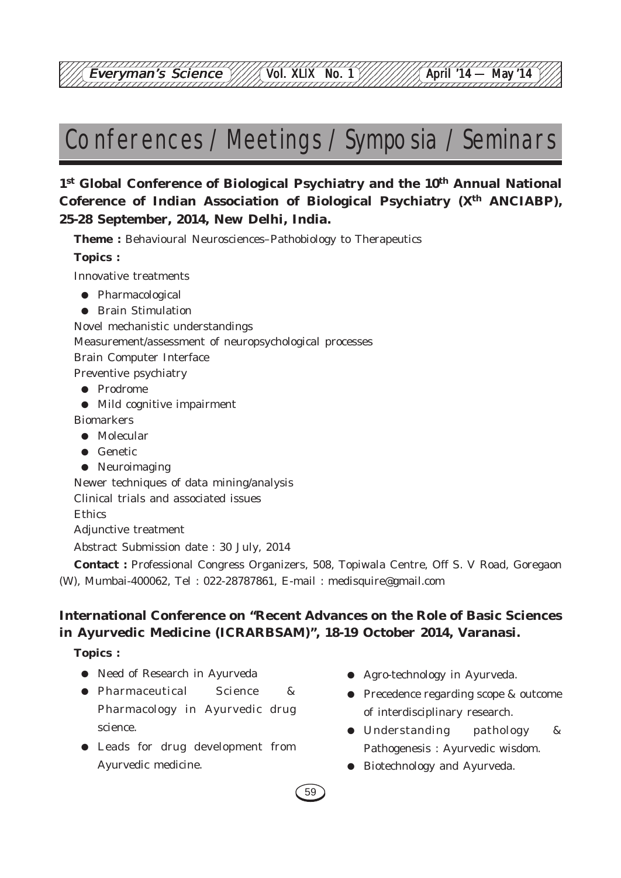# Conferences / Meetings / Symposia / Seminars

**1st Global Conference of Biological Psychiatry and the 10th Annual National Coference of Indian Association of Biological Psychiatry (Xth ANCIABP), 25-28 September, 2014, New Delhi, India.**

**Theme :** Behavioural Neurosciences–Pathobiology to Therapeutics

**Topics :**

Innovative treatments

- Pharmacological
- Brain Stimulation

Novel mechanistic understandings

Measurement/assessment of neuropsychological processes

Brain Computer Interface

Preventive psychiatry

- Prodrome
- Mild cognitive impairment

Biomarkers

- Molecular
- Genetic
- Neuroimaging

Newer techniques of data mining/analysis

Clinical trials and associated issues

Ethics

Adjunctive treatment

Abstract Submission date : 30 July, 2014

**Contact :** Professional Congress Organizers, 508, Topiwala Centre, Off S. V Road, Goregaon (W), Mumbai-400062, Tel : 022-28787861, E-mail : medisquire@gmail.com

**International Conference on "Recent Advances on the Role of Basic Sciences in Ayurvedic Medicine (ICRARBSAM)", 18-19 October 2014, Varanasi.**

**Topics :**

- Need of Research in Ayurveda
- Pharmaceutical Science & Pharmacology in Ayurvedic drug science.
- Leads for drug development from Ayurvedic medicine.
- Agro-technology in Ayurveda.
- Precedence regarding scope & outcome of interdisciplinary research.
- Understanding pathology & Pathogenesis : Ayurvedic wisdom.
- Biotechnology and Ayurveda.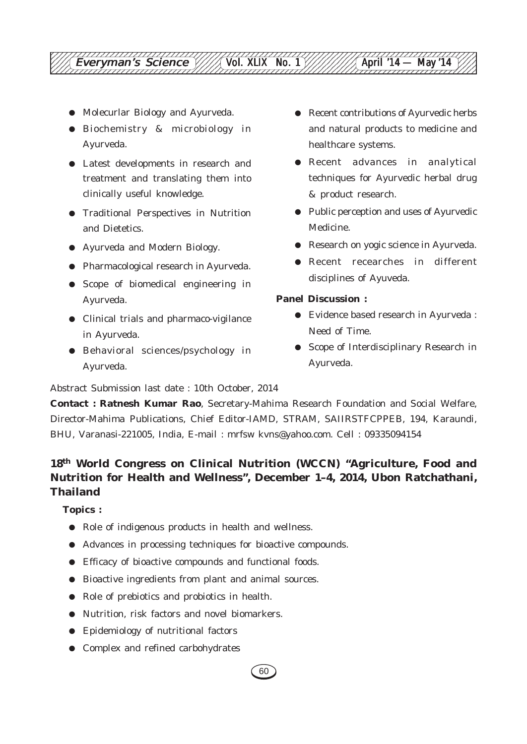- Molecurlar Biology and Ayurveda.
- Biochemistry & microbiology in Ayurveda.
- Latest developments in research and treatment and translating them into clinically useful knowledge.
- Traditional Perspectives in Nutrition and Dietetics.
- Ayurveda and Modern Biology.
- Pharmacological research in Ayurveda.
- Scope of biomedical engineering in Ayurveda.
- Clinical trials and pharmaco-vigilance in Ayurveda.
- Behavioral sciences/psychology in Ayurveda.
- Recent contributions of Ayurvedic herbs and natural products to medicine and healthcare systems.
- Recent advances in analytical techniques for Ayurvedic herbal drug & product research.
- Public perception and uses of Ayurvedic Medicine.
- Research on yogic science in Ayurveda.
- Recent recearches in different disciplines of Ayuveda.

**Panel Discussion :**

- Evidence based research in Ayurveda : Need of Time.
- Scope of Interdisciplinary Research in Ayurveda.

Abstract Submission last date : 10th October, 2014

**Contact : Ratnesh Kumar Rao**, Secretary-Mahima Research Foundation and Social Welfare, Director-Mahima Publications, Chief Editor-IAMD, STRAM, SAIIRSTFCPPEB, 194, Karaundi, BHU, Varanasi-221005, India, E-mail : mrfsw kvns@yahoo.com. Cell : 09335094154

## 18th World Congress on Clinical Nutrition (WCCN) "Agriculture, Food and Nutrition for Health and Wellness", December 1–4, 2014, Ubon Ratchathani, Thailand

**Topics :**

- Role of indigenous products in health and wellness.
- Advances in processing techniques for bioactive compounds.
- Efficacy of bioactive compounds and functional foods.
- Bioactive ingredients from plant and animal sources.
- Role of prebiotics and probiotics in health.
- Nutrition, risk factors and novel biomarkers.
- Epidemiology of nutritional factors
- Complex and refined carbohydrates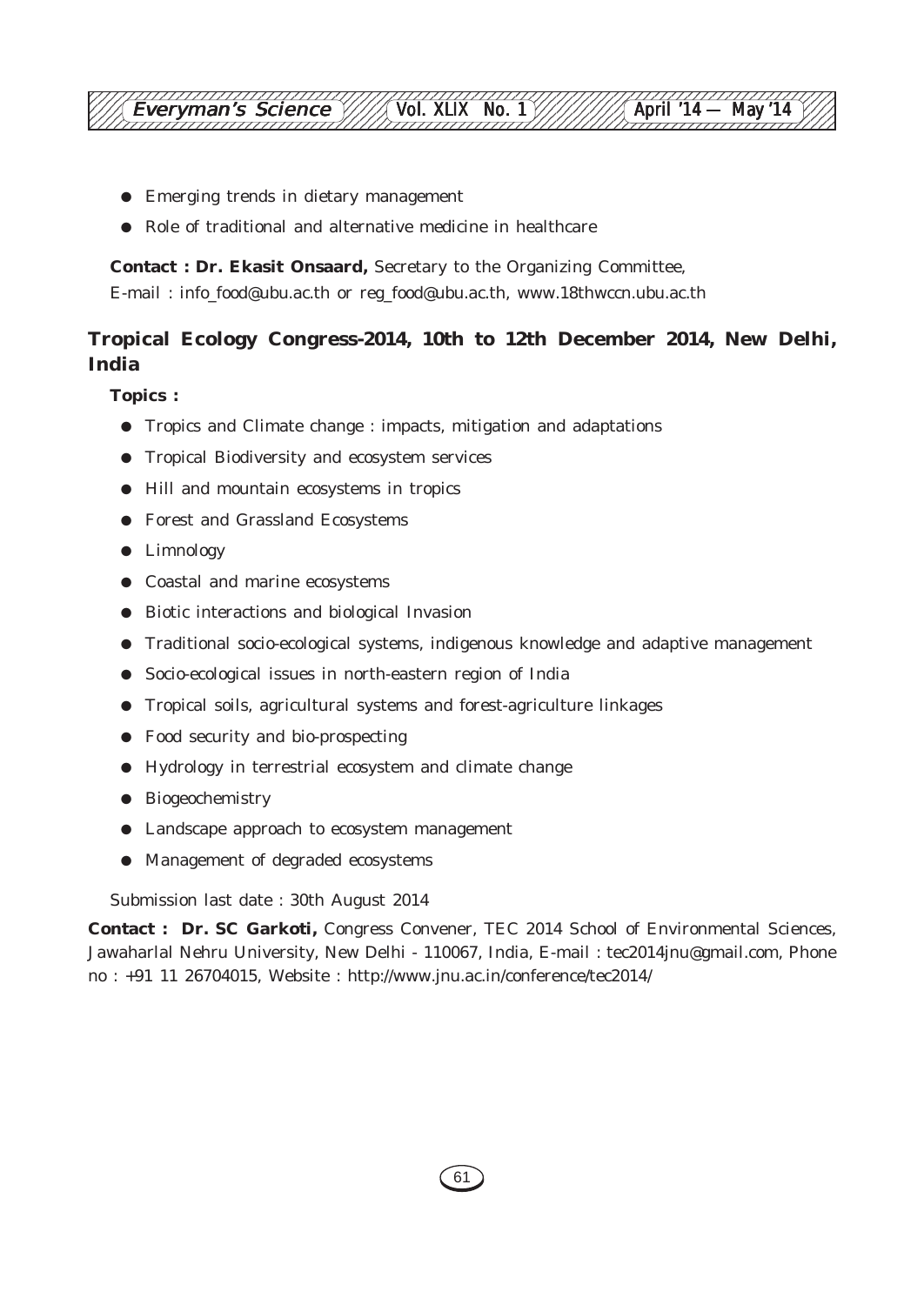- Emerging trends in dietary management
- Role of traditional and alternative medicine in healthcare

**Contact : Dr. Ekasit Onsaard,** Secretary to the Organizing Committee, E-mail : info_food@ubu.ac.th or reg_food@ubu.ac.th, www.18thwccn.ubu.ac.th

## Tropical Ecology Congress-2014, 10th to 12th December 2014, New Delhi, India

**Topics :**

- Tropics and Climate change : impacts, mitigation and adaptations
- Tropical Biodiversity and ecosystem services
- Hill and mountain ecosystems in tropics
- Forest and Grassland Ecosystems
- Limnology
- Coastal and marine ecosystems
- Biotic interactions and biological Invasion
- Traditional socio-ecological systems, indigenous knowledge and adaptive management
- Socio-ecological issues in north-eastern region of India
- Tropical soils, agricultural systems and forest-agriculture linkages
- Food security and bio-prospecting
- Hydrology in terrestrial ecosystem and climate change
- Biogeochemistry
- Landscape approach to ecosystem management
- Management of degraded ecosystems

Submission last date : 30th August 2014

**Contact : Dr. SC Garkoti,** Congress Convener, TEC 2014 School of Environmental Sciences, Jawaharlal Nehru University, New Delhi - 110067, India, E-mail : tec2014jnu@gmail.com, Phone no : +91 11 26704015, Website : http://www.jnu.ac.in/conference/tec2014/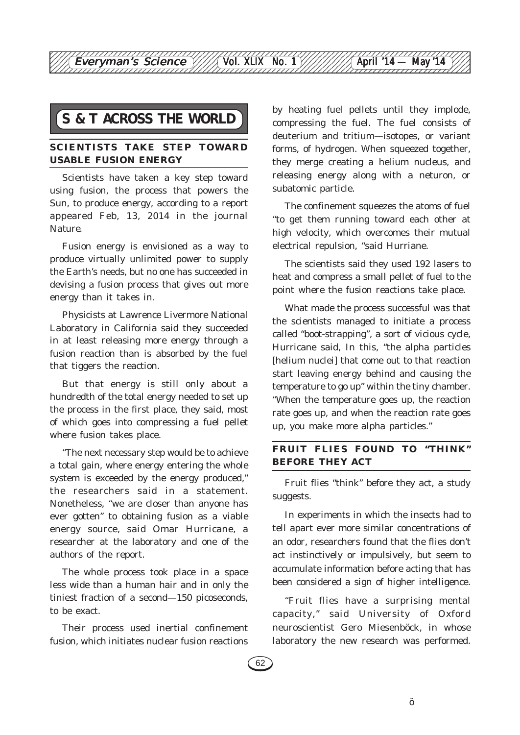# S & T ACROSS THE WORLD

## SCIENTISTS TAKE STEP TOWARD USABLE FUSION ENERGY

Scientists have taken a key step toward using fusion, the process that powers the Sun, to produce energy, according to a report appeared Feb, 13, 2014 in the journal *Nature*.

Fusion energy is envisioned as a way to produce virtually unlimited power to supply the Earth's needs, but no one has succeeded in devising a fusion process that gives out more energy than it takes in.

Physicists at Lawrence Livermore National Laboratory in California said they succeeded in at least releasing more energy through a fusion reaction than is absorbed by the fuel that tiggers the reaction.

But that energy is still only about a hundredth of the total energy needed to set up the process in the first place, they said, most of which goes into compressing a fuel pellet where fusion takes place.

"The next necessary step would be to achieve a total gain, where energy entering the whole system is exceeded by the energy produced," the researchers said in a statement. Nonetheless, "we are closer than anyone has ever gotten" to obtaining fusion as a viable energy source, said Omar Hurricane, a researcher at the laboratory and one of the authors of the report.

The whole process took place in a space less wide than a human hair and in only the tiniest fraction of a second—150 picoseconds, to be exact.

Their process used inertial confinement fusion, which initiates nuclear fusion reactions by heating fuel pellets until they implode, compressing the fuel. The fuel consists of deuterium and tritium—isotopes, or variant forms, of hydrogen. When squeezed together, they merge creating a helium nucleus, and releasing energy along with a neturon, or subatomic particle.

The confinement squeezes the atoms of fuel "to get them running toward each other at high velocity, which overcomes their mutual electrical repulsion, "said Hurriane.

The scientists said they used 192 lasers to heat and compress a small pellet of fuel to the point where the fusion reactions take place.

What made the process successful was that the scientists managed to initiate a process called "boot-strapping", a sort of vicious cycle, Hurricane said, In this, "the alpha particles [helium nuclei] that come out to that reaction start leaving energy behind and causing the temperature to go up" within the tiny chamber. "When the temperature goes up, the reaction rate goes up, and when the reaction rate goes up, you make more alpha particles."

## FRUIT FLIES FOUND TO "THINK" BEFORE THEY ACT

Fruit flies "think" before they act, a study suggests.

In experiments in which the insects had to tell apart ever more similar concentrations of an odor, researchers found that the flies don't act instinctively or impulsively, but seem to accumulate information before acting that has been considered a sign of higher intelligence.

"Fruit flies have a surprising mental capacity," said University of Oxford neuroscientist Gero Miesenböck, in whose laboratory the new research was performed.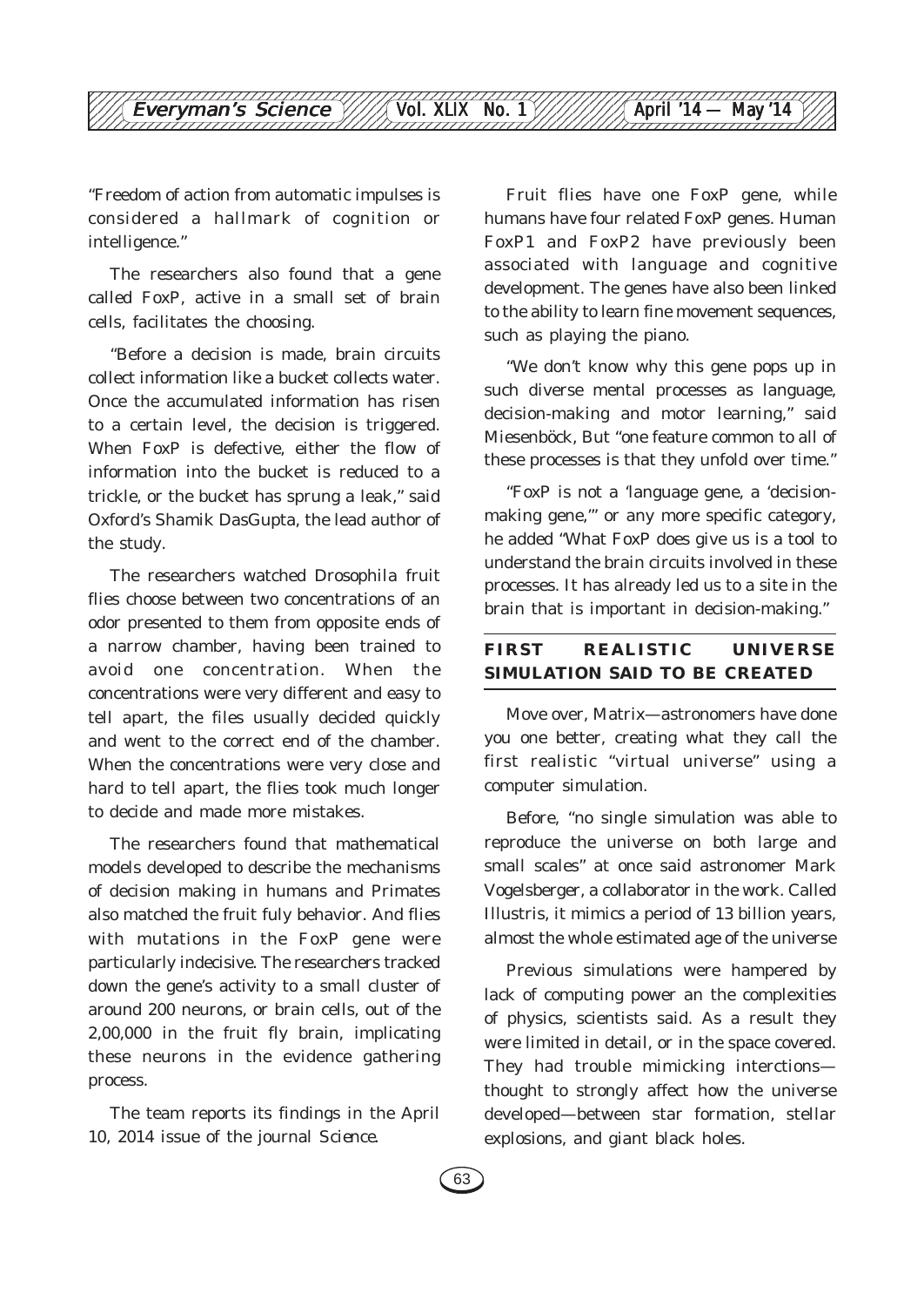"Freedom of action from automatic impulses is considered a hallmark of cognition or intelligence."

The researchers also found that a gene called FoxP, active in a small set of brain cells, facilitates the choosing.

"Before a decision is made, brain circuits collect information like a bucket collects water. Once the accumulated information has risen to a certain level, the decision is triggered. When FoxP is defective, either the flow of information into the bucket is reduced to a trickle, or the bucket has sprung a leak," said Oxford's Shamik DasGupta, the lead author of the study.

The researchers watched Drosophila fruit flies choose between two concentrations of an odor presented to them from opposite ends of a narrow chamber, having been trained to avoid one concentration. When the concentrations were very different and easy to tell apart, the files usually decided quickly and went to the correct end of the chamber. When the concentrations were very close and hard to tell apart, the flies took much longer to decide and made more mistakes.

The researchers found that mathematical models developed to describe the mechanisms of decision making in humans and Primates also matched the fruit fuly behavior. And flies with mutations in the FoxP gene were particularly indecisive. The researchers tracked down the gene's activity to a small cluster of around 200 neurons, or brain cells, out of the 2,00,000 in the fruit fly brain, implicating these neurons in the evidence gathering process.

The team reports its findings in the April 10, 2014 issue of the journal *Science*.

Fruit flies have one FoxP gene, while humans have four related FoxP genes. Human FoxP1 and FoxP2 have previously been associated with language and cognitive development. The genes have also been linked to the ability to learn fine movement sequences, such as playing the piano.

"We don't know why this gene pops up in such diverse mental processes as language, decision-making and motor learning," said Miesenböck, But "one feature common to all of these processes is that they unfold over time."

"FoxP is not a 'language gene, a 'decision-making gene,'" or any more specific category, he added "What FoxP does give us is a tool to understand the brain circuits involved in these processes. It has already led us to a site in the brain that is important in decision-making."

## FIRST REALISTIC UNIVERSE SIMULATION SAID TO BE CREATED

Move over, Matrix—astronomers have done you one better, creating what they call the first realistic "virtual universe" using a computer simulation.

Before, "no single simulation was able to reproduce the universe on both large and small scales" at once said astronomer Mark Vogelsberger, a collaborator in the work. Called Illustris, it mimics a period of 13 billion years, almost the whole estimated age of the universe

Previous simulations were hampered by lack of computing power an the complexities of physics, scientists said. As a result they were limited in detail, or in the space covered. They had trouble mimicking interctions—thought to strongly affect how the universe developed—between star formation, stellar explosions, and giant black holes.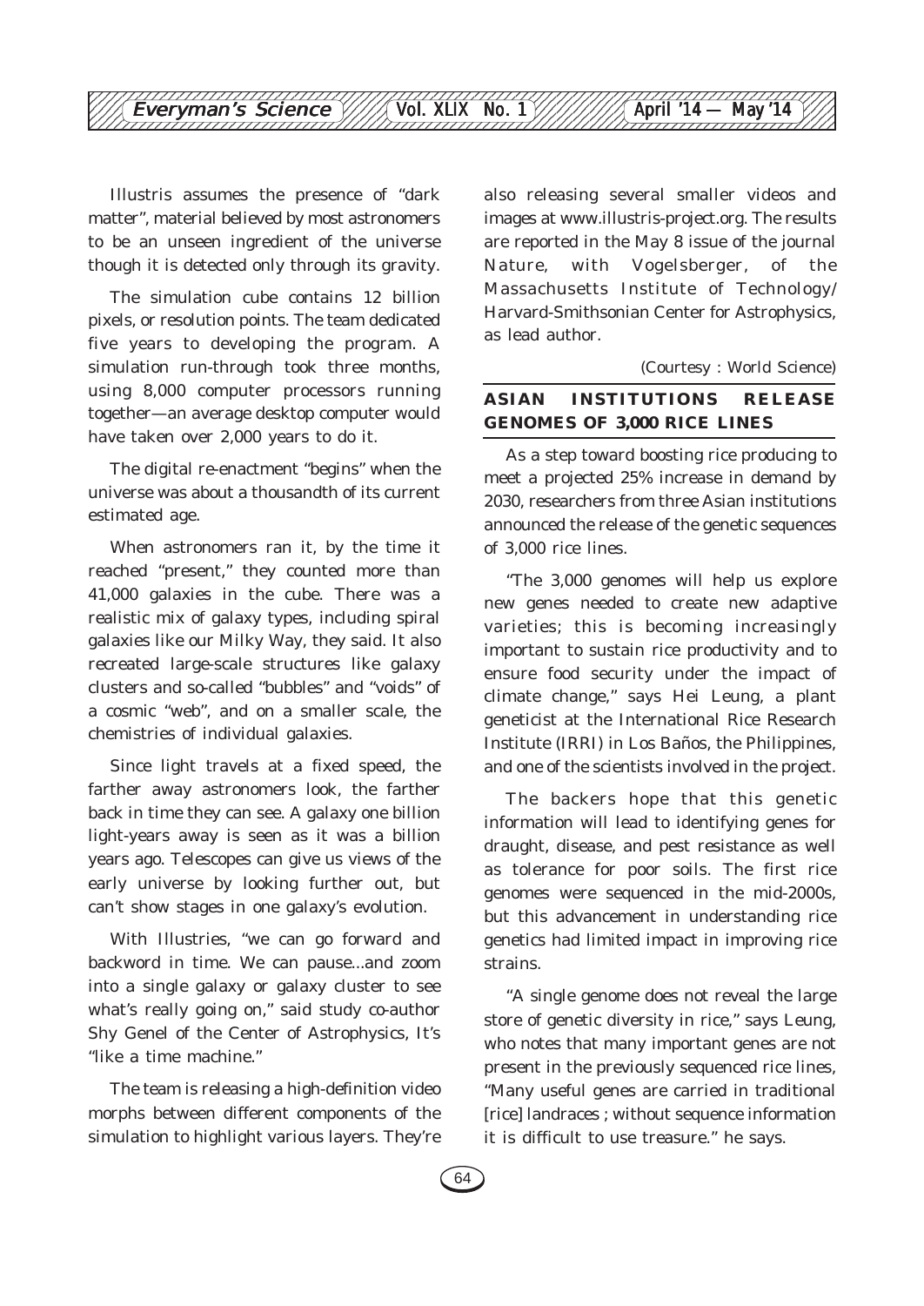Illustris assumes the presence of "dark matter", material believed by most astronomers to be an unseen ingredient of the universe though it is detected only through its gravity.

The simulation cube contains 12 billion pixels, or resolution points. The team dedicated five years to developing the program. A simulation run-through took three months, using 8,000 computer processors running together—an average desktop computer would have taken over 2,000 years to do it.

The digital re-enactment "begins" when the universe was about a thousandth of its current estimated age.

When astronomers ran it, by the time it reached "present," they counted more than 41,000 galaxies in the cube. There was a realistic mix of galaxy types, including spiral galaxies like our Milky Way, they said. It also recreated large-scale structures like galaxy clusters and so-called "bubbles" and "voids" of a cosmic "web", and on a smaller scale, the chemistries of individual galaxies.

Since light travels at a fixed speed, the farther away astronomers look, the farther back in time they can see. A galaxy one billion light-years away is seen as it was a billion years ago. Telescopes can give us views of the early universe by looking further out, but can't show stages in one galaxy's evolution.

With Illustries, "we can go forward and backword in time. We can pause...and zoom into a single galaxy or galaxy cluster to see what's really going on," said study co-author Shy Genel of the Center of Astrophysics, It's "like a time machine."

The team is releasing a high-definition video morphs between different components of the simulation to highlight various layers. They're also releasing several smaller videos and images at www.illustris-project.org. The results are reported in the May 8 issue of the journal Nature, with Vogelsberger, of the Massachusetts Institute of Technology/ Harvard-Smithsonian Center for Astrophysics, as lead author.

*(Courtesy : World Science)*

## ASIAN INSTITUTIONS RELEASE GENOMES OF 3,000 RICE LINES

As a step toward boosting rice producing to meet a projected 25% increase in demand by 2030, researchers from three Asian institutions announced the release of the genetic sequences of 3,000 rice lines.

"The 3,000 genomes will help us explore new genes needed to create new adaptive varieties; this is becoming increasingly important to sustain rice productivity and to ensure food security under the impact of climate change," says Hei Leung, a plant geneticist at the International Rice Research Institute (IRRI) in Los Baños, the Philippines, and one of the scientists involved in the project.

The backers hope that this genetic information will lead to identifying genes for draught, disease, and pest resistance as well as tolerance for poor soils. The first rice genomes were sequenced in the mid-2000s, but this advancement in understanding rice genetics had limited impact in improving rice strains.

"A single genome does not reveal the large store of genetic diversity in rice," says Leung, who notes that many important genes are not present in the previously sequenced rice lines, "Many useful genes are carried in traditional [rice] landraces ; without sequence information it is difficult to use treasure." he says.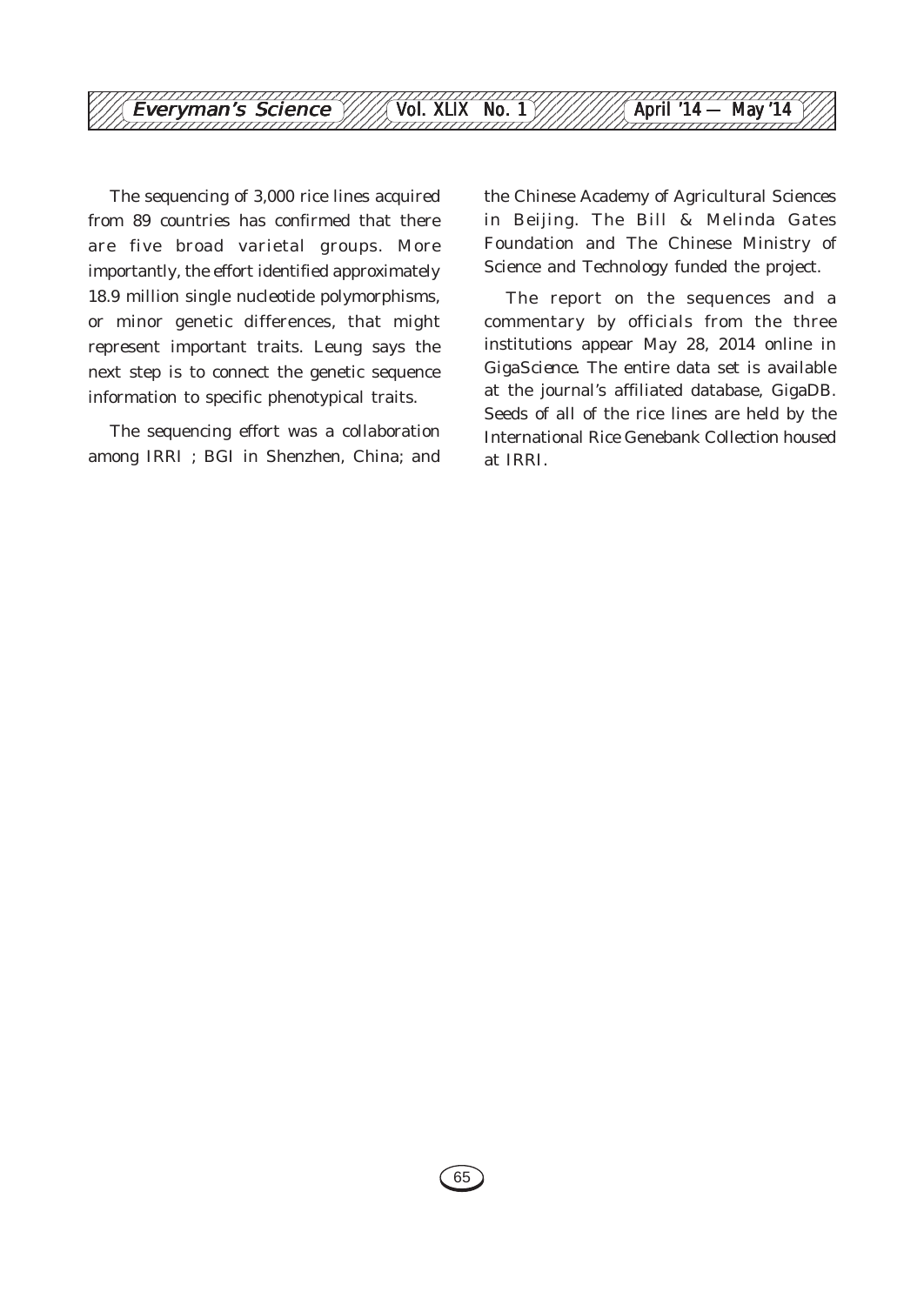The sequencing of 3,000 rice lines acquired from 89 countries has confirmed that there are five broad varietal groups. More importantly, the effort identified approximately 18.9 million single nucleotide polymorphisms, or minor genetic differences, that might represent important traits. Leung says the next step is to connect the genetic sequence information to specific phenotypical traits.

The sequencing effort was a collaboration among IRRI ; BGI in Shenzhen, China; and the Chinese Academy of Agricultural Sciences in Beijing. The Bill & Melinda Gates Foundation and The Chinese Ministry of Science and Technology funded the project.

The report on the sequences and a commentary by officials from the three institutions appear May 28, 2014 online in *GigaScience*. The entire data set is available at the journal's affiliated database, GigaDB. Seeds of all of the rice lines are held by the International Rice Genebank Collection housed at IRRI.